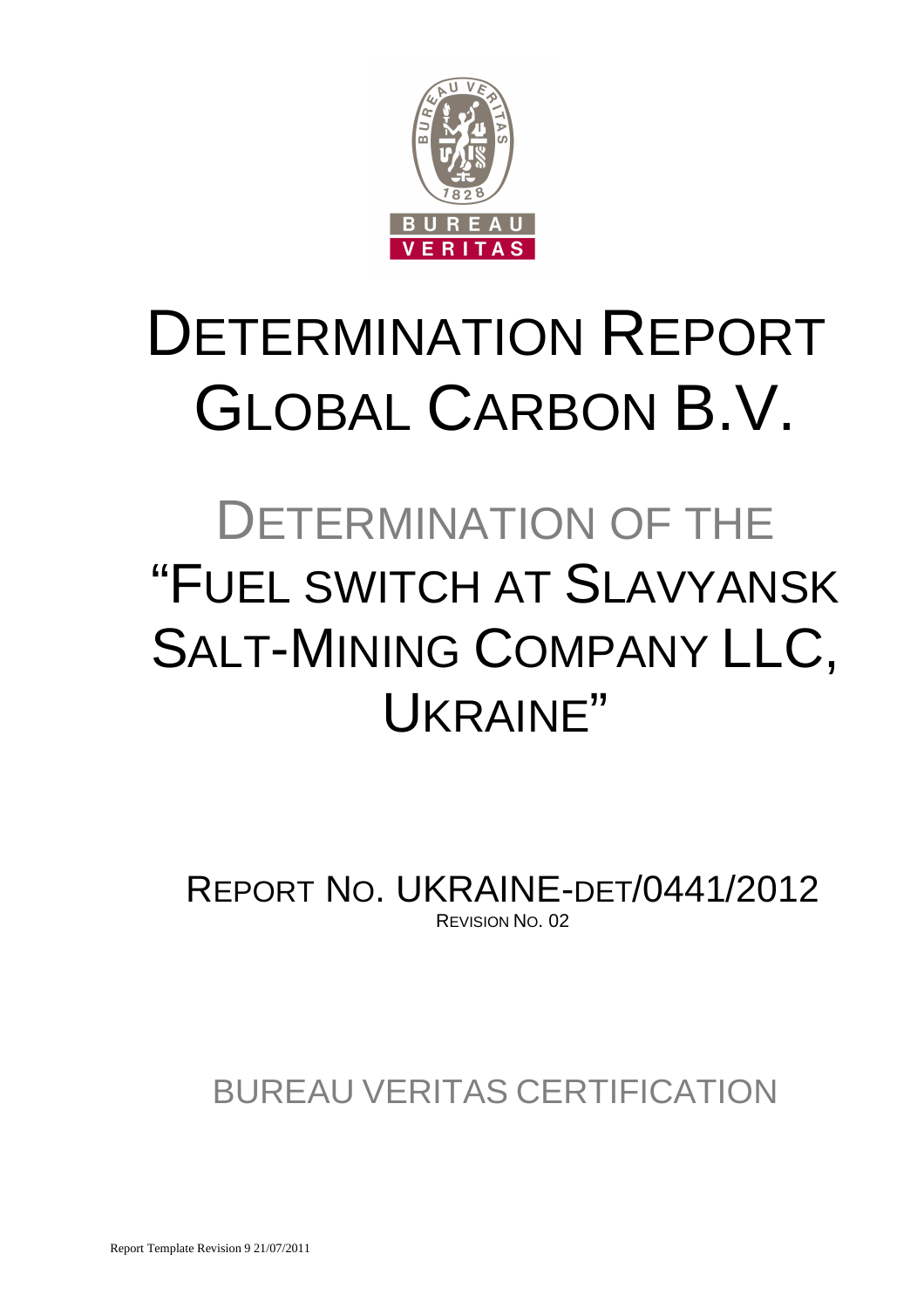# DETERMINATION REPORT GLOBAL CARBON B.V.

## DETERMINATION OF THE "FUEL SWITCH AT SLAVYANSK SALT-MINING COMPANY LLC, UKRAINE"

REPORT NO. UKRAINE-DET/0441/2012

REVISION NO. 02

BUREAU VERITAS CERTIFICATION

Report Template Revision 9 21/07/2011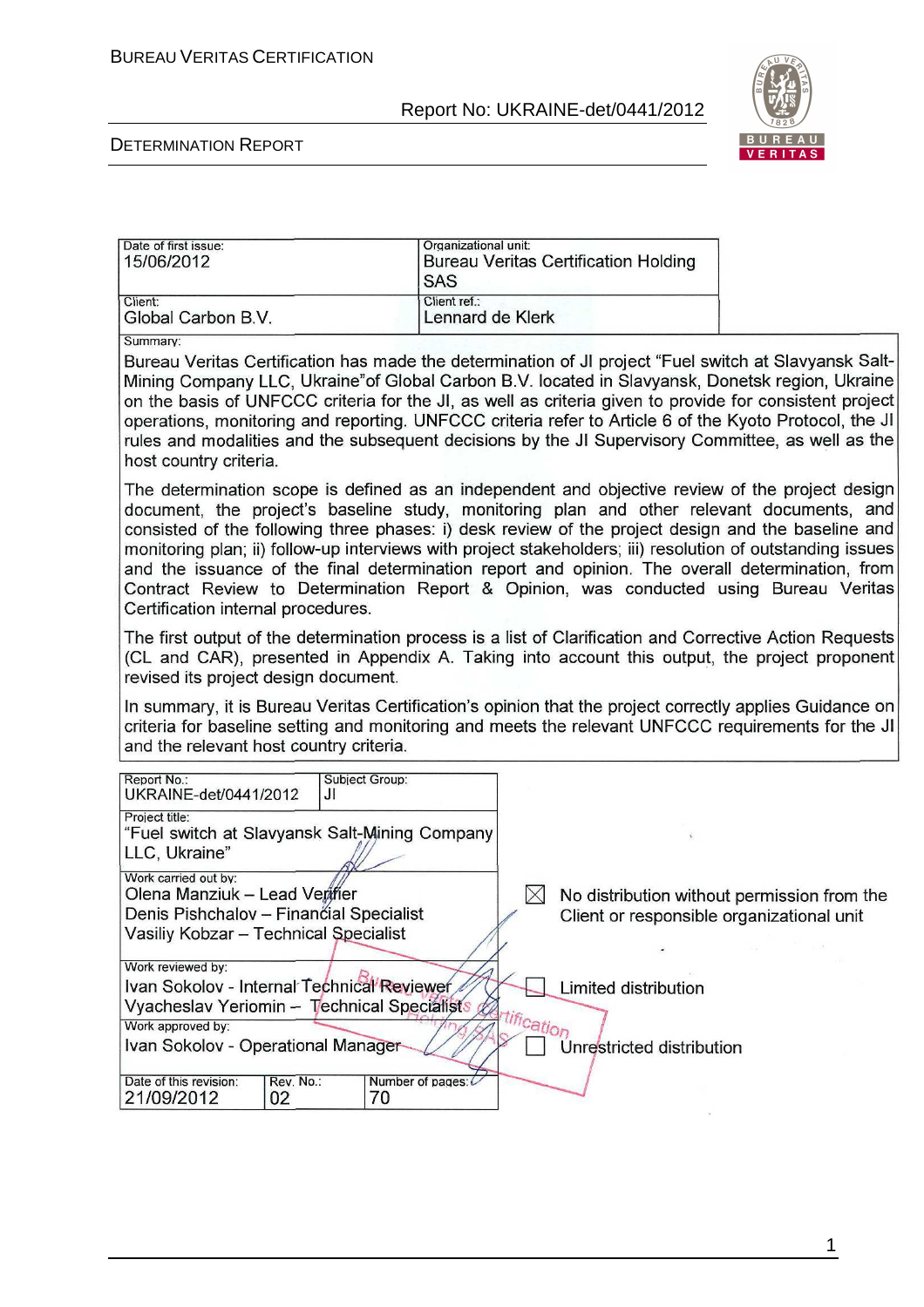| Date of first issue: 15/06/2012 | Organizational unit: Bureau Veritas Certification Holding SAS |
|---|---|
| Client: Global Carbon B.V. | Client ref.: Lennard de Klerk |

Summary:

Bureau Veritas Certification has made the determination of JI project "Fuel switch at Slavyansk Salt-Mining Company LLC, Ukraine"of Global Carbon B.V. located in Slavyansk, Donetsk region, Ukraine on the basis of UNFCCC criteria for the JI, as well as criteria given to provide for consistent project operations, monitoring and reporting. UNFCCC criteria refer to Article 6 of the Kyoto Protocol, the JI rules and modalities and the subsequent decisions by the JI Supervisory Committee, as well as the host country criteria.

The determination scope is defined as an independent and objective review of the project design document, the project's baseline study, monitoring plan and other relevant documents, and consisted of the following three phases: i) desk review of the project design and the baseline and monitoring plan; ii) follow-up interviews with project stakeholders; iii) resolution of outstanding issues and the issuance of the final determination report and opinion. The overall determination, from Contract Review to Determination Report & Opinion, was conducted using Bureau Veritas Certification internal procedures.

The first output of the determination process is a list of Clarification and Corrective Action Requests (CL and CAR), presented in Appendix A. Taking into account this output, the project proponent revised its project design document.

In summary, it is Bureau Veritas Certification's opinion that the project correctly applies Guidance on criteria for baseline setting and monitoring and meets the relevant UNFCCC requirements for the JI and the relevant host country criteria.

| Report No.: UKRAINE-det/0441/2012 | | Subject Group: JI |
|---|---|---|
| Project title: "Fuel switch at Slavyansk Salt-Mining Company LLC, Ukraine" | | |
| Work carried out by: Olena Manziuk – Lead Verifier; Denis Pishchalov – Financial Specialist; Vasiliy Kobzar – Technical Specialist | | |
| Work reviewed by: Ivan Sokolov - Internal Technical Reviewer; Vyacheslav Yeriomin – Technical Specialist | | |
| Work approved by: Ivan Sokolov - Operational Manager | | |
| Date of this revision: 21/09/2012 | Rev. No.: 02 | Number of pages: 70 |

☒ No distribution without permission from the Client or responsible organizational unit

☐ Limited distribution

☐ Unrestricted distribution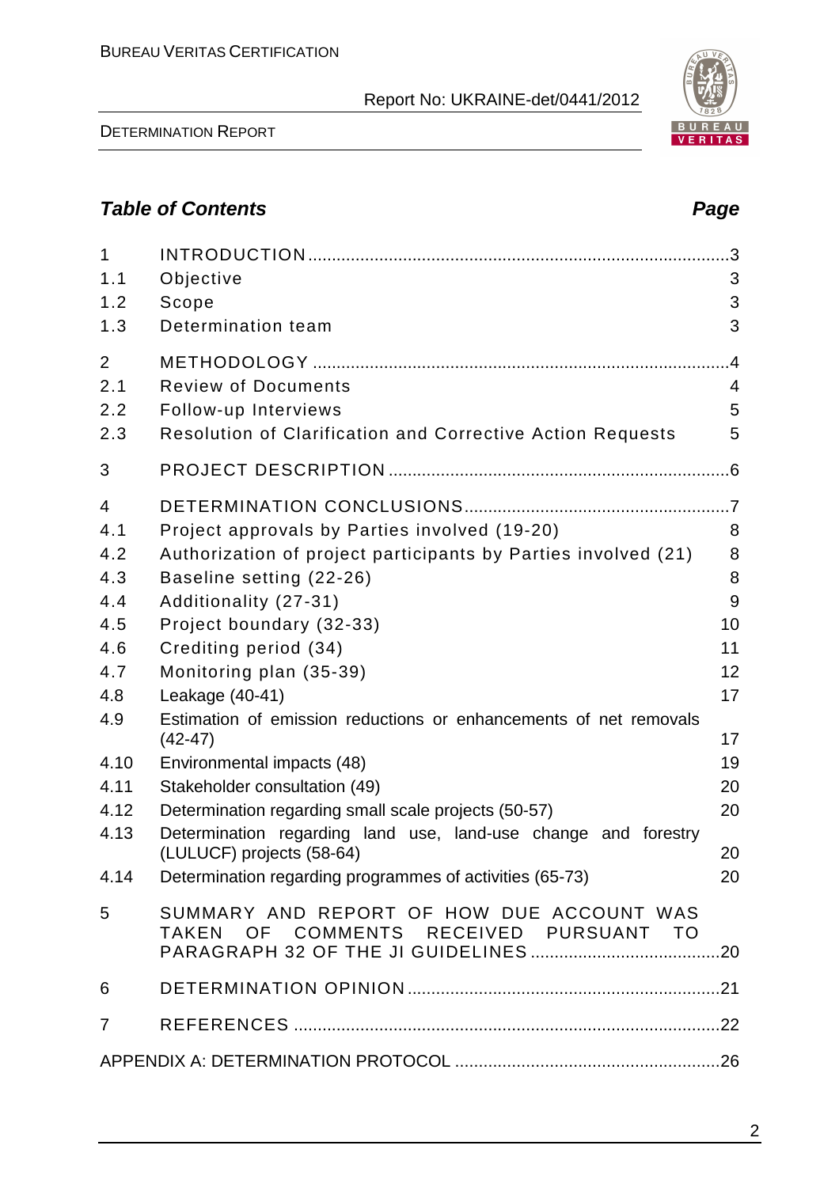## *Table of Contents* *Page*

| | | |
|---|---|---|
| 1 | INTRODUCTION | 3 |
| 1.1 | Objective | 3 |
| 1.2 | Scope | 3 |
| 1.3 | Determination team | 3 |
| 2 | METHODOLOGY | 4 |
| 2.1 | Review of Documents | 4 |
| 2.2 | Follow-up Interviews | 5 |
| 2.3 | Resolution of Clarification and Corrective Action Requests | 5 |
| 3 | PROJECT DESCRIPTION | 6 |
| 4 | DETERMINATION CONCLUSIONS | 7 |
| 4.1 | Project approvals by Parties involved (19-20) | 8 |
| 4.2 | Authorization of project participants by Parties involved (21) | 8 |
| 4.3 | Baseline setting (22-26) | 8 |
| 4.4 | Additionality (27-31) | 9 |
| 4.5 | Project boundary (32-33) | 10 |
| 4.6 | Crediting period (34) | 11 |
| 4.7 | Monitoring plan (35-39) | 12 |
| 4.8 | Leakage (40-41) | 17 |
| 4.9 | Estimation of emission reductions or enhancements of net removals (42-47) | 17 |
| 4.10 | Environmental impacts (48) | 19 |
| 4.11 | Stakeholder consultation (49) | 20 |
| 4.12 | Determination regarding small scale projects (50-57) | 20 |
| 4.13 | Determination regarding land use, land-use change and forestry (LULUCF) projects (58-64) | 20 |
| 4.14 | Determination regarding programmes of activities (65-73) | 20 |
| 5 | SUMMARY AND REPORT OF HOW DUE ACCOUNT WAS TAKEN OF COMMENTS RECEIVED PURSUANT TO PARAGRAPH 32 OF THE JI GUIDELINES | 20 |
| 6 | DETERMINATION OPINION | 21 |
| 7 | REFERENCES | 22 |
| | APPENDIX A: DETERMINATION PROTOCOL | 26 |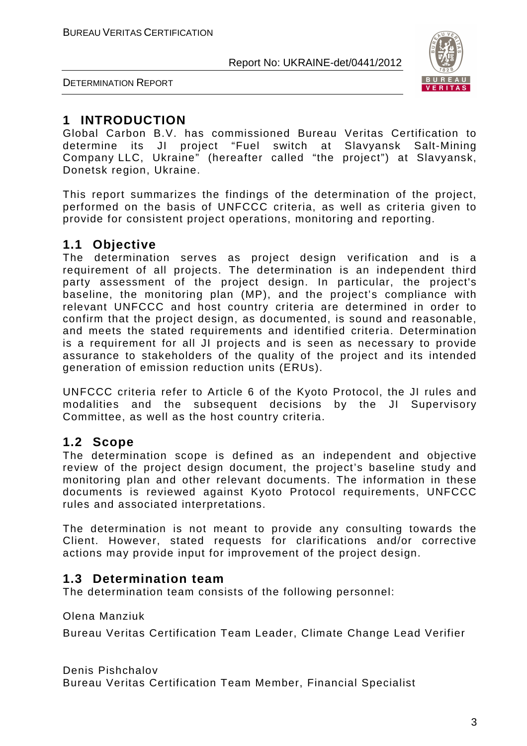# 1 INTRODUCTION

Global Carbon B.V. has commissioned Bureau Veritas Certification to determine its JI project "Fuel switch at Slavyansk Salt-Mining Company LLC, Ukraine" (hereafter called "the project") at Slavyansk, Donetsk region, Ukraine.

This report summarizes the findings of the determination of the project, performed on the basis of UNFCCC criteria, as well as criteria given to provide for consistent project operations, monitoring and reporting.

## 1.1 Objective

The determination serves as project design verification and is a requirement of all projects. The determination is an independent third party assessment of the project design. In particular, the project's baseline, the monitoring plan (MP), and the project's compliance with relevant UNFCCC and host country criteria are determined in order to confirm that the project design, as documented, is sound and reasonable, and meets the stated requirements and identified criteria. Determination is a requirement for all JI projects and is seen as necessary to provide assurance to stakeholders of the quality of the project and its intended generation of emission reduction units (ERUs).

UNFCCC criteria refer to Article 6 of the Kyoto Protocol, the JI rules and modalities and the subsequent decisions by the JI Supervisory Committee, as well as the host country criteria.

## 1.2 Scope

The determination scope is defined as an independent and objective review of the project design document, the project's baseline study and monitoring plan and other relevant documents. The information in these documents is reviewed against Kyoto Protocol requirements, UNFCCC rules and associated interpretations.

The determination is not meant to provide any consulting towards the Client. However, stated requests for clarifications and/or corrective actions may provide input for improvement of the project design.

## 1.3 Determination team

The determination team consists of the following personnel:

Olena Manziuk

Bureau Veritas Certification Team Leader, Climate Change Lead Verifier

Denis Pishchalov
Bureau Veritas Certification Team Member, Financial Specialist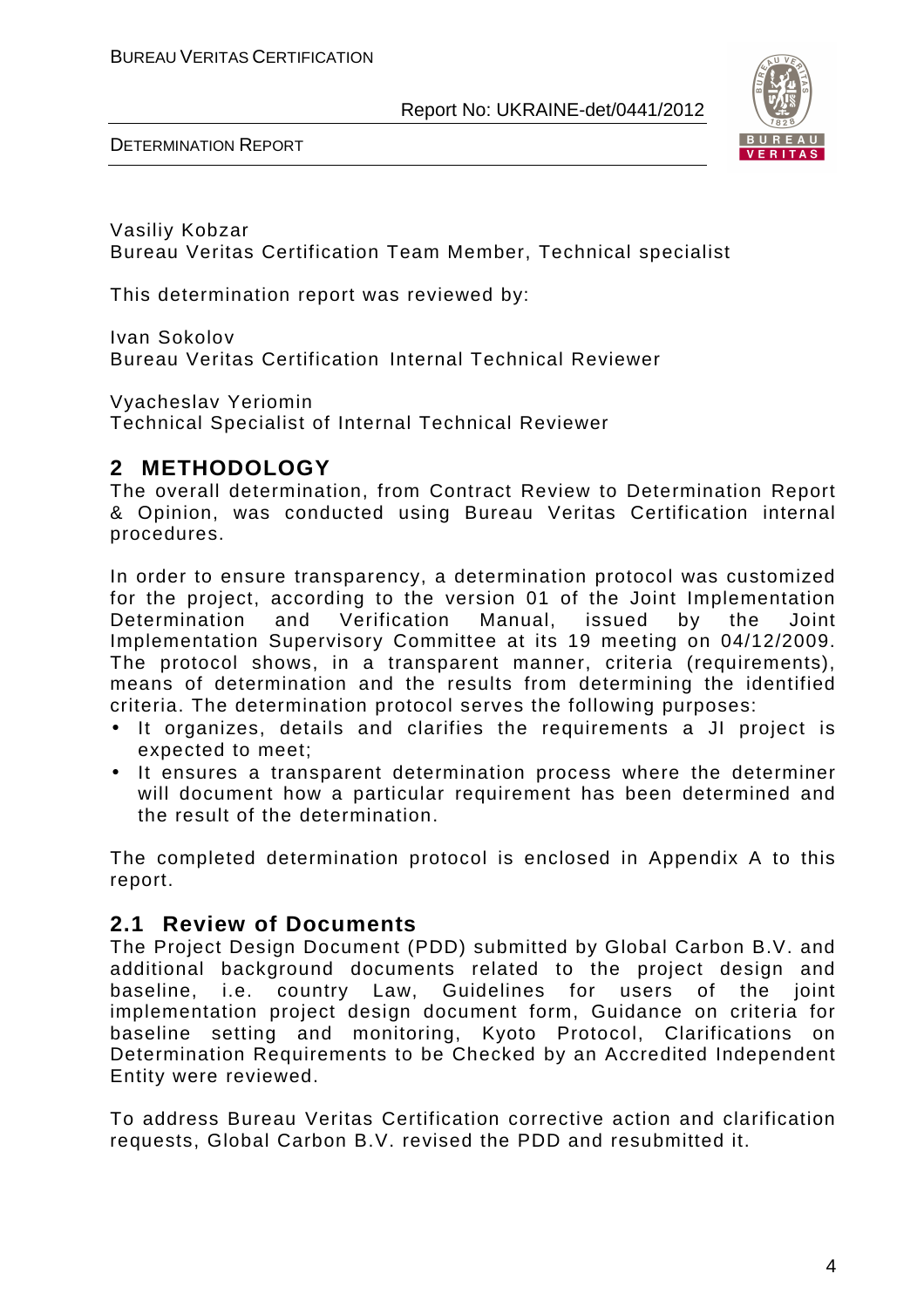Vasiliy Kobzar
Bureau Veritas Certification Team Member, Technical specialist

This determination report was reviewed by:

Ivan Sokolov
Bureau Veritas Certification Internal Technical Reviewer

Vyacheslav Yeriomin
Technical Specialist of Internal Technical Reviewer

## 2 METHODOLOGY

The overall determination, from Contract Review to Determination Report & Opinion, was conducted using Bureau Veritas Certification internal procedures.

In order to ensure transparency, a determination protocol was customized for the project, according to the version 01 of the Joint Implementation Determination and Verification Manual, issued by the Joint Implementation Supervisory Committee at its 19 meeting on 04/12/2009. The protocol shows, in a transparent manner, criteria (requirements), means of determination and the results from determining the identified criteria. The determination protocol serves the following purposes:

- It organizes, details and clarifies the requirements a JI project is expected to meet;
- It ensures a transparent determination process where the determiner will document how a particular requirement has been determined and the result of the determination.

The completed determination protocol is enclosed in Appendix A to this report.

### 2.1 Review of Documents

The Project Design Document (PDD) submitted by Global Carbon B.V. and additional background documents related to the project design and baseline, i.e. country Law, Guidelines for users of the joint implementation project design document form, Guidance on criteria for baseline setting and monitoring, Kyoto Protocol, Clarifications on Determination Requirements to be Checked by an Accredited Independent Entity were reviewed.

To address Bureau Veritas Certification corrective action and clarification requests, Global Carbon B.V. revised the PDD and resubmitted it.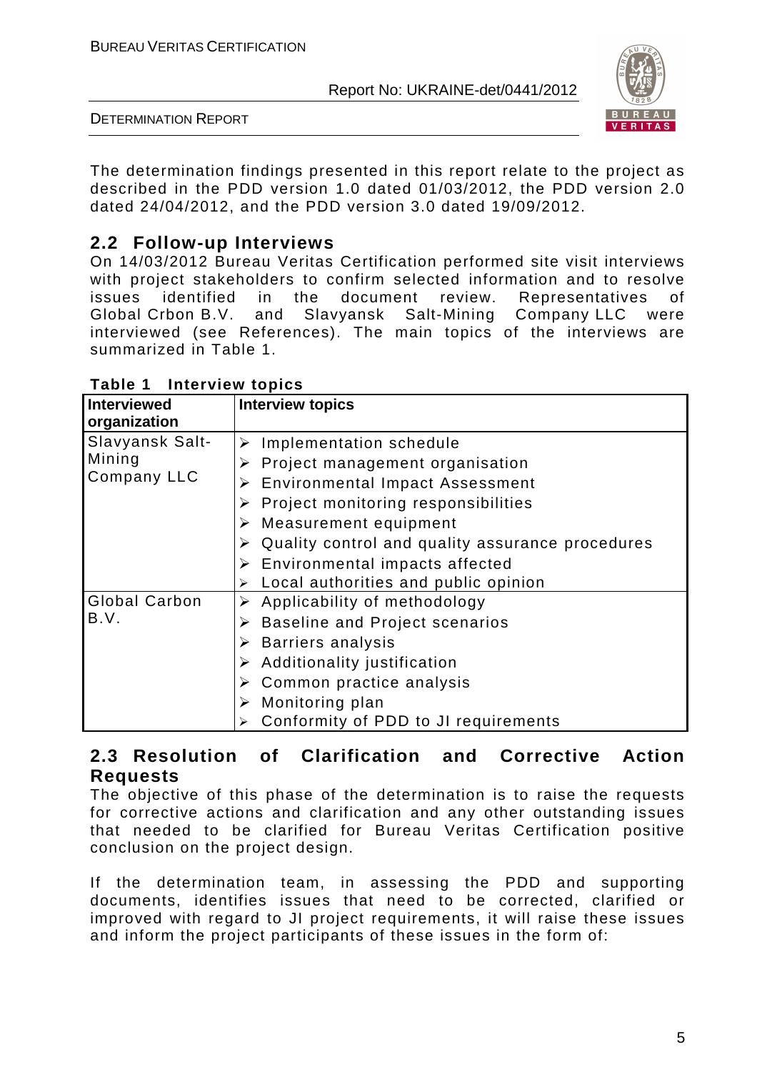The determination findings presented in this report relate to the project as described in the PDD version 1.0 dated 01/03/2012, the PDD version 2.0 dated 24/04/2012, and the PDD version 3.0 dated 19/09/2012.

## 2.2 Follow-up Interviews

On 14/03/2012 Bureau Veritas Certification performed site visit interviews with project stakeholders to confirm selected information and to resolve issues identified in the document review. Representatives of Global Crbon B.V. and Slavyansk Salt-Mining Company LLC were interviewed (see References). The main topics of the interviews are summarized in Table 1.

**Table 1 Interview topics**

| Interviewed organization | Interview topics |
|---|---|
| Slavyansk Salt-Mining Company LLC | ➢ Implementation schedule<br>➢ Project management organisation<br>➢ Environmental Impact Assessment<br>➢ Project monitoring responsibilities<br>➢ Measurement equipment<br>➢ Quality control and quality assurance procedures<br>➢ Environmental impacts affected<br>➢ Local authorities and public opinion |
| Global Carbon B.V. | ➢ Applicability of methodology<br>➢ Baseline and Project scenarios<br>➢ Barriers analysis<br>➢ Additionality justification<br>➢ Common practice analysis<br>➢ Monitoring plan<br>➢ Conformity of PDD to JI requirements |

## 2.3 Resolution of Clarification and Corrective Action Requests

The objective of this phase of the determination is to raise the requests for corrective actions and clarification and any other outstanding issues that needed to be clarified for Bureau Veritas Certification positive conclusion on the project design.

If the determination team, in assessing the PDD and supporting documents, identifies issues that need to be corrected, clarified or improved with regard to JI project requirements, it will raise these issues and inform the project participants of these issues in the form of: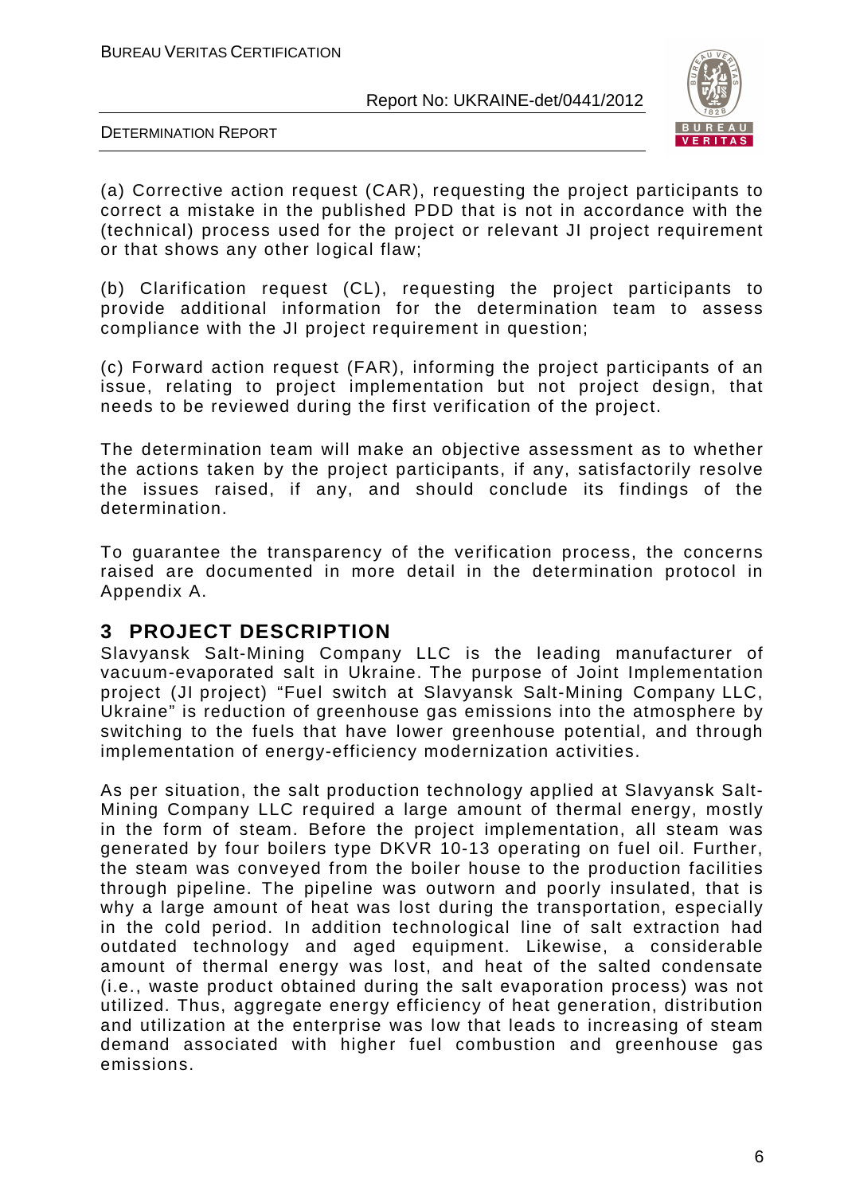(a) Corrective action request (CAR), requesting the project participants to correct a mistake in the published PDD that is not in accordance with the (technical) process used for the project or relevant JI project requirement or that shows any other logical flaw;

(b) Clarification request (CL), requesting the project participants to provide additional information for the determination team to assess compliance with the JI project requirement in question;

(c) Forward action request (FAR), informing the project participants of an issue, relating to project implementation but not project design, that needs to be reviewed during the first verification of the project.

The determination team will make an objective assessment as to whether the actions taken by the project participants, if any, satisfactorily resolve the issues raised, if any, and should conclude its findings of the determination.

To guarantee the transparency of the verification process, the concerns raised are documented in more detail in the determination protocol in Appendix A.

# 3 PROJECT DESCRIPTION

Slavyansk Salt-Mining Company LLC is the leading manufacturer of vacuum-evaporated salt in Ukraine. The purpose of Joint Implementation project (JI project) "Fuel switch at Slavyansk Salt-Mining Company LLC, Ukraine" is reduction of greenhouse gas emissions into the atmosphere by switching to the fuels that have lower greenhouse potential, and through implementation of energy-efficiency modernization activities.

As per situation, the salt production technology applied at Slavyansk Salt-Mining Company LLC required a large amount of thermal energy, mostly in the form of steam. Before the project implementation, all steam was generated by four boilers type DKVR 10-13 operating on fuel oil. Further, the steam was conveyed from the boiler house to the production facilities through pipeline. The pipeline was outworn and poorly insulated, that is why a large amount of heat was lost during the transportation, especially in the cold period. In addition technological line of salt extraction had outdated technology and aged equipment. Likewise, a considerable amount of thermal energy was lost, and heat of the salted condensate (i.e., waste product obtained during the salt evaporation process) was not utilized. Thus, aggregate energy efficiency of heat generation, distribution and utilization at the enterprise was low that leads to increasing of steam demand associated with higher fuel combustion and greenhouse gas emissions.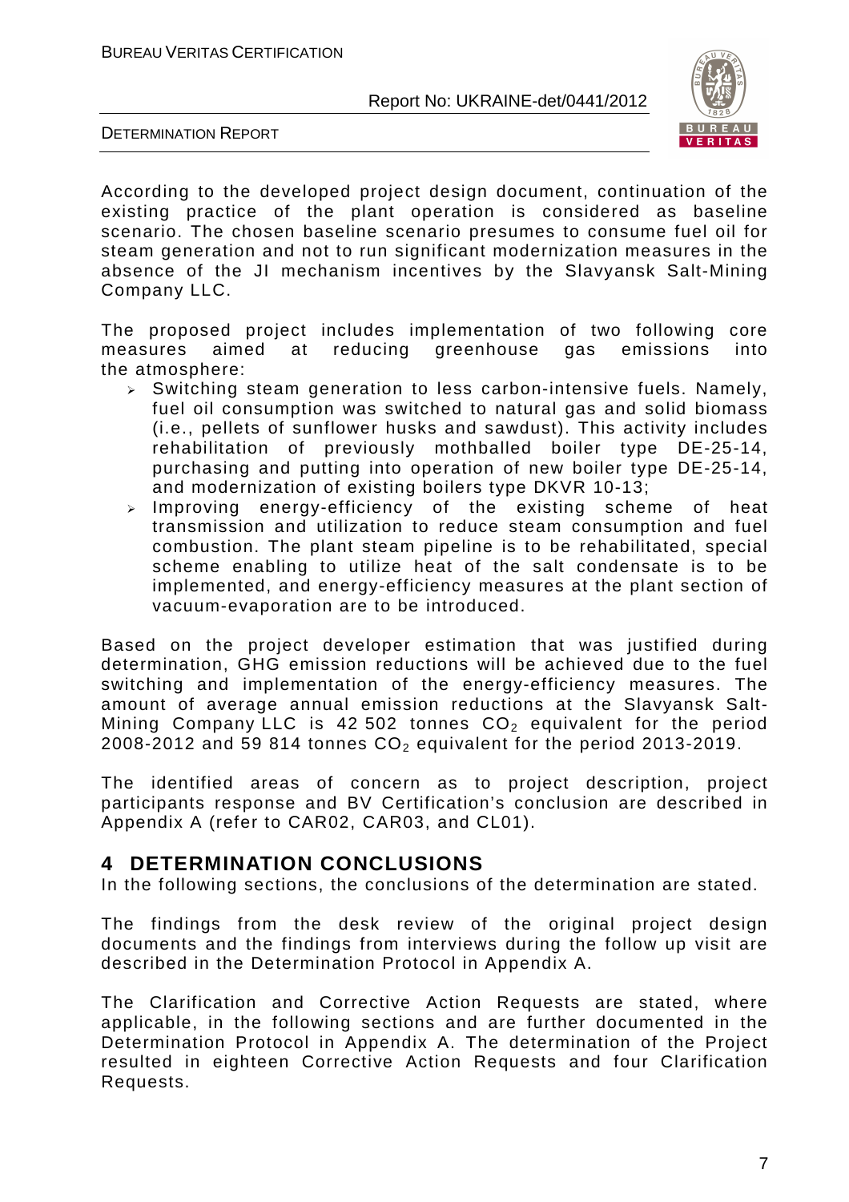According to the developed project design document, continuation of the existing practice of the plant operation is considered as baseline scenario. The chosen baseline scenario presumes to consume fuel oil for steam generation and not to run significant modernization measures in the absence of the JI mechanism incentives by the Slavyansk Salt-Mining Company LLC.

The proposed project includes implementation of two following core measures aimed at reducing greenhouse gas emissions into the atmosphere:

- Switching steam generation to less carbon-intensive fuels. Namely, fuel oil consumption was switched to natural gas and solid biomass (i.e., pellets of sunflower husks and sawdust). This activity includes rehabilitation of previously mothballed boiler type DE-25-14, purchasing and putting into operation of new boiler type DE-25-14, and modernization of existing boilers type DKVR 10-13;
- Improving energy-efficiency of the existing scheme of heat transmission and utilization to reduce steam consumption and fuel combustion. The plant steam pipeline is to be rehabilitated, special scheme enabling to utilize heat of the salt condensate is to be implemented, and energy-efficiency measures at the plant section of vacuum-evaporation are to be introduced.

Based on the project developer estimation that was justified during determination, GHG emission reductions will be achieved due to the fuel switching and implementation of the energy-efficiency measures. The amount of average annual emission reductions at the Slavyansk Salt-Mining Company LLC is 42 502 tonnes $CO_2$ equivalent for the period 2008-2012 and 59 814 tonnes $CO_2$ equivalent for the period 2013-2019.

The identified areas of concern as to project description, project participants response and BV Certification's conclusion are described in Appendix A (refer to CAR02, CAR03, and CL01).

# 4 DETERMINATION CONCLUSIONS

In the following sections, the conclusions of the determination are stated.

The findings from the desk review of the original project design documents and the findings from interviews during the follow up visit are described in the Determination Protocol in Appendix A.

The Clarification and Corrective Action Requests are stated, where applicable, in the following sections and are further documented in the Determination Protocol in Appendix A. The determination of the Project resulted in eighteen Corrective Action Requests and four Clarification Requests.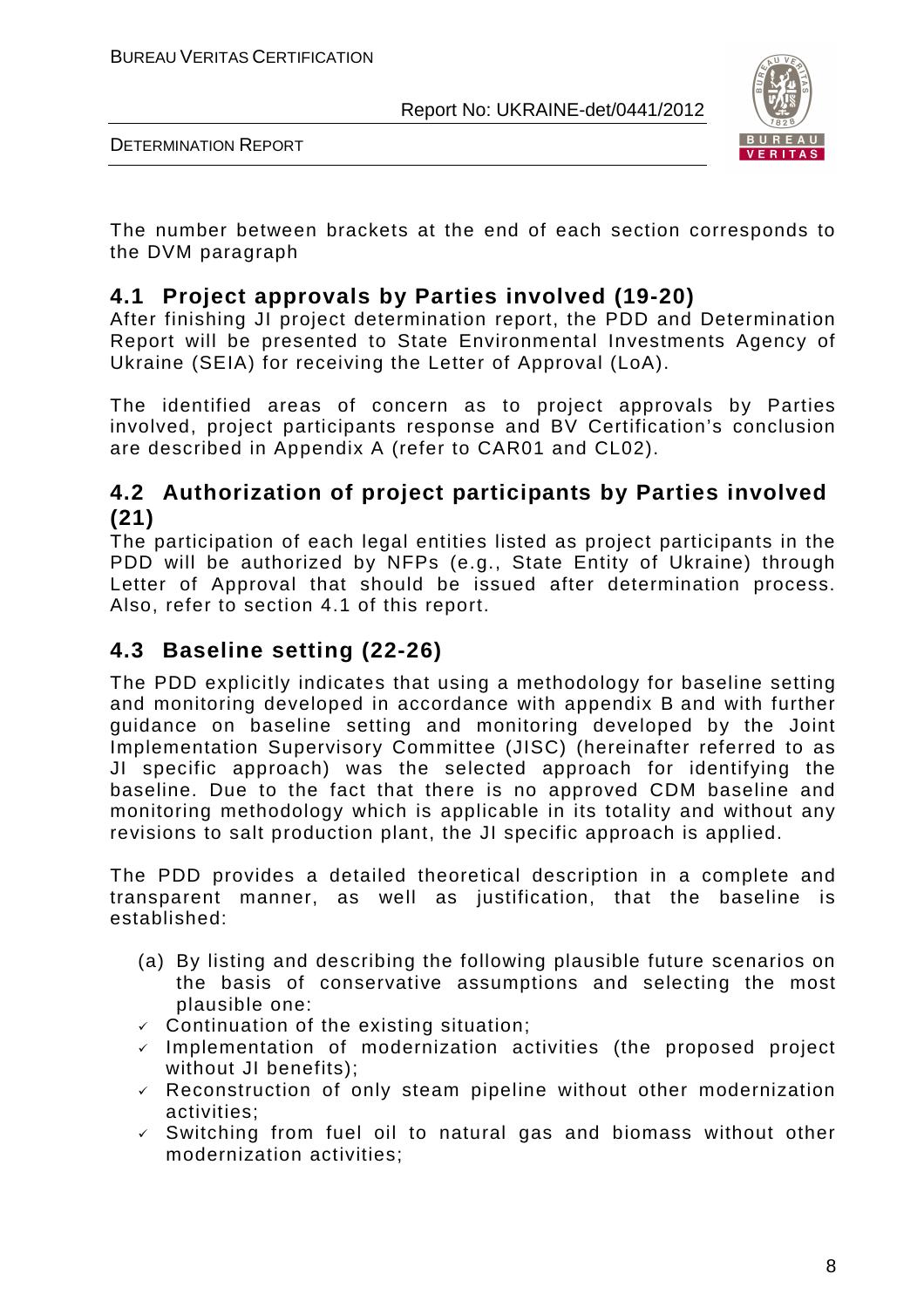The number between brackets at the end of each section corresponds to the DVM paragraph

## 4.1 Project approvals by Parties involved (19-20)

After finishing JI project determination report, the PDD and Determination Report will be presented to State Environmental Investments Agency of Ukraine (SEIA) for receiving the Letter of Approval (LoA).

The identified areas of concern as to project approvals by Parties involved, project participants response and BV Certification's conclusion are described in Appendix A (refer to CAR01 and CL02).

## 4.2 Authorization of project participants by Parties involved (21)

The participation of each legal entities listed as project participants in the PDD will be authorized by NFPs (e.g., State Entity of Ukraine) through Letter of Approval that should be issued after determination process. Also, refer to section 4.1 of this report.

## 4.3 Baseline setting (22-26)

The PDD explicitly indicates that using a methodology for baseline setting and monitoring developed in accordance with appendix B and with further guidance on baseline setting and monitoring developed by the Joint Implementation Supervisory Committee (JISC) (hereinafter referred to as JI specific approach) was the selected approach for identifying the baseline. Due to the fact that there is no approved CDM baseline and monitoring methodology which is applicable in its totality and without any revisions to salt production plant, the JI specific approach is applied.

The PDD provides a detailed theoretical description in a complete and transparent manner, as well as justification, that the baseline is established:

(a) By listing and describing the following plausible future scenarios on the basis of conservative assumptions and selecting the most plausible one:

- ✓ Continuation of the existing situation;
- ✓ Implementation of modernization activities (the proposed project without JI benefits);
- ✓ Reconstruction of only steam pipeline without other modernization activities;
- ✓ Switching from fuel oil to natural gas and biomass without other modernization activities;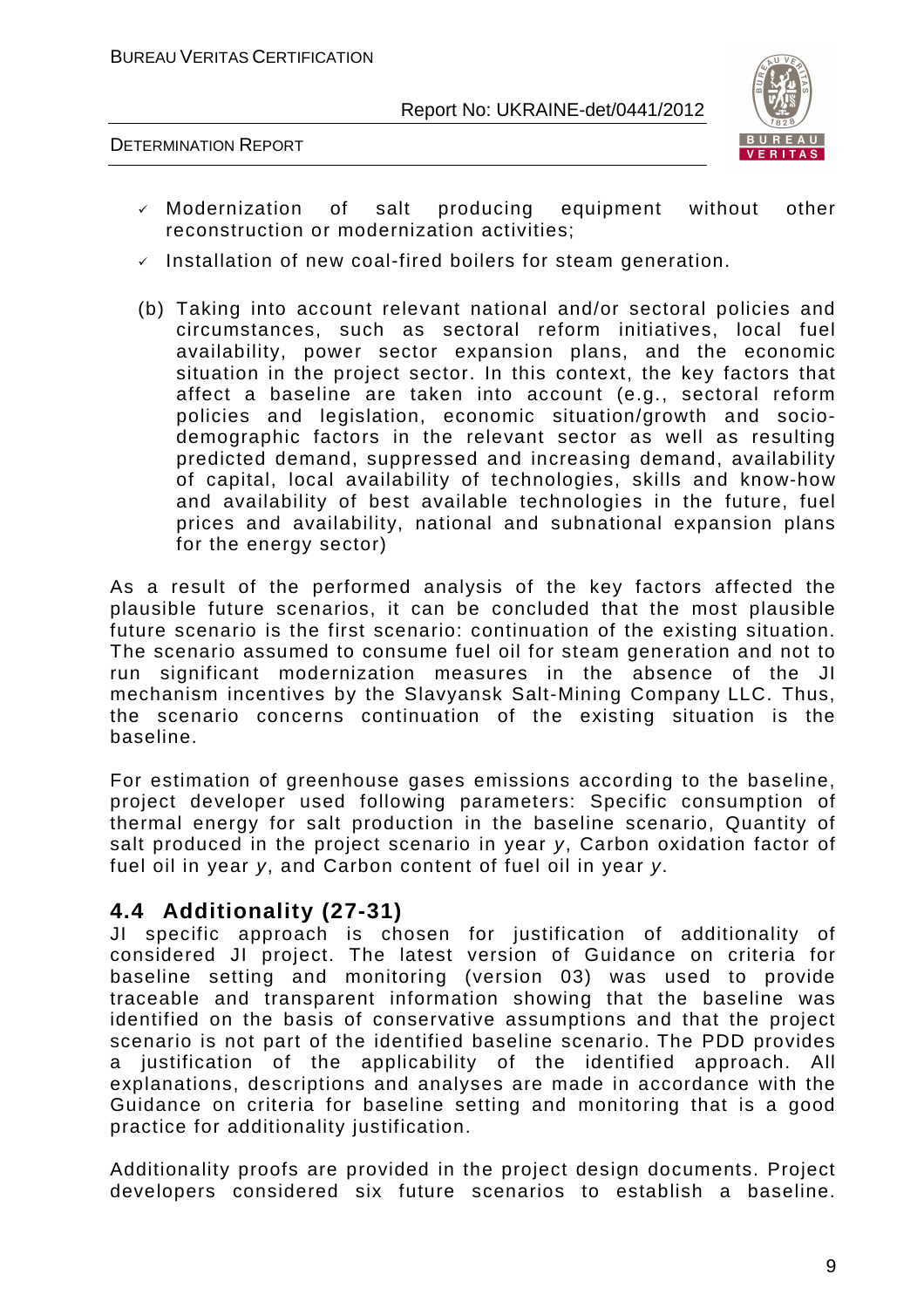- ✓ Modernization of salt producing equipment without other reconstruction or modernization activities;
- ✓ Installation of new coal-fired boilers for steam generation.

(b) Taking into account relevant national and/or sectoral policies and circumstances, such as sectoral reform initiatives, local fuel availability, power sector expansion plans, and the economic situation in the project sector. In this context, the key factors that affect a baseline are taken into account (e.g., sectoral reform policies and legislation, economic situation/growth and socio-demographic factors in the relevant sector as well as resulting predicted demand, suppressed and increasing demand, availability of capital, local availability of technologies, skills and know-how and availability of best available technologies in the future, fuel prices and availability, national and subnational expansion plans for the energy sector)

As a result of the performed analysis of the key factors affected the plausible future scenarios, it can be concluded that the most plausible future scenario is the first scenario: continuation of the existing situation. The scenario assumed to consume fuel oil for steam generation and not to run significant modernization measures in the absence of the JI mechanism incentives by the Slavyansk Salt-Mining Company LLC. Thus, the scenario concerns continuation of the existing situation is the baseline.

For estimation of greenhouse gases emissions according to the baseline, project developer used following parameters: Specific consumption of thermal energy for salt production in the baseline scenario, Quantity of salt produced in the project scenario in year *y*, Carbon oxidation factor of fuel oil in year *y*, and Carbon content of fuel oil in year *y*.

## 4.4 Additionality (27-31)

JI specific approach is chosen for justification of additionality of considered JI project. The latest version of Guidance on criteria for baseline setting and monitoring (version 03) was used to provide traceable and transparent information showing that the baseline was identified on the basis of conservative assumptions and that the project scenario is not part of the identified baseline scenario. The PDD provides a justification of the applicability of the identified approach. All explanations, descriptions and analyses are made in accordance with the Guidance on criteria for baseline setting and monitoring that is a good practice for additionality justification.

Additionality proofs are provided in the project design documents. Project developers considered six future scenarios to establish a baseline.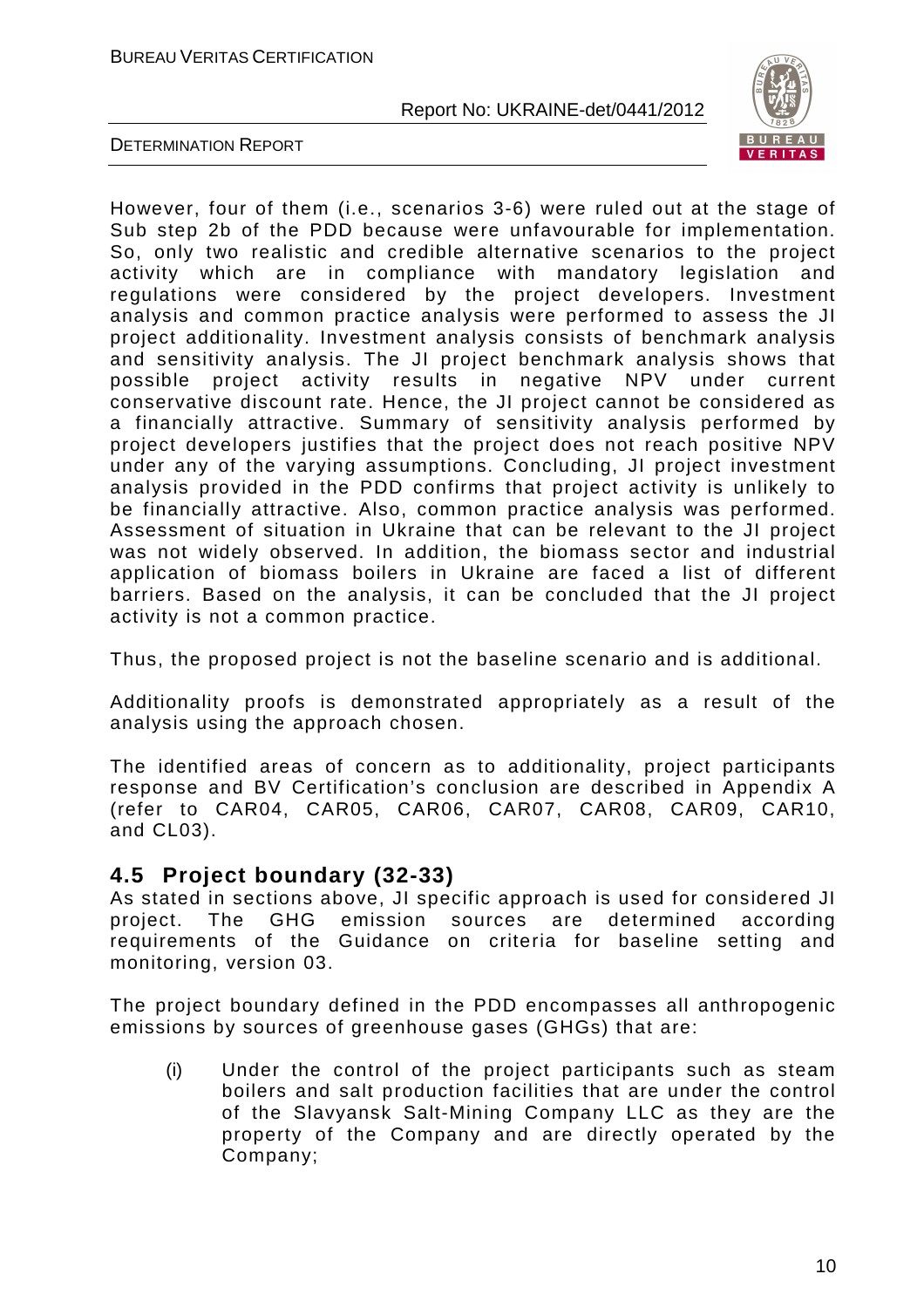However, four of them (i.e., scenarios 3-6) were ruled out at the stage of Sub step 2b of the PDD because were unfavourable for implementation. So, only two realistic and credible alternative scenarios to the project activity which are in compliance with mandatory legislation and regulations were considered by the project developers. Investment analysis and common practice analysis were performed to assess the JI project additionality. Investment analysis consists of benchmark analysis and sensitivity analysis. The JI project benchmark analysis shows that possible project activity results in negative NPV under current conservative discount rate. Hence, the JI project cannot be considered as a financially attractive. Summary of sensitivity analysis performed by project developers justifies that the project does not reach positive NPV under any of the varying assumptions. Concluding, JI project investment analysis provided in the PDD confirms that project activity is unlikely to be financially attractive. Also, common practice analysis was performed. Assessment of situation in Ukraine that can be relevant to the JI project was not widely observed. In addition, the biomass sector and industrial application of biomass boilers in Ukraine are faced a list of different barriers. Based on the analysis, it can be concluded that the JI project activity is not a common practice.

Thus, the proposed project is not the baseline scenario and is additional.

Additionality proofs is demonstrated appropriately as a result of the analysis using the approach chosen.

The identified areas of concern as to additionality, project participants response and BV Certification's conclusion are described in Appendix A (refer to CAR04, CAR05, CAR06, CAR07, CAR08, CAR09, CAR10, and CL03).

## 4.5 Project boundary (32-33)

As stated in sections above, JI specific approach is used for considered JI project. The GHG emission sources are determined according requirements of the Guidance on criteria for baseline setting and monitoring, version 03.

The project boundary defined in the PDD encompasses all anthropogenic emissions by sources of greenhouse gases (GHGs) that are:

(i) Under the control of the project participants such as steam boilers and salt production facilities that are under the control of the Slavyansk Salt-Mining Company LLC as they are the property of the Company and are directly operated by the Company;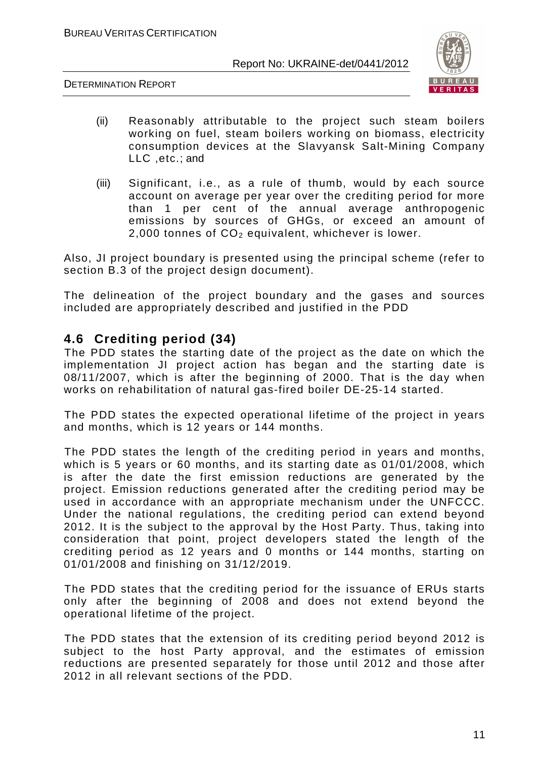(ii) Reasonably attributable to the project such steam boilers working on fuel, steam boilers working on biomass, electricity consumption devices at the Slavyansk Salt-Mining Company LLC ,etc.; and

(iii) Significant, i.e., as a rule of thumb, would by each source account on average per year over the crediting period for more than 1 per cent of the annual average anthropogenic emissions by sources of GHGs, or exceed an amount of 2,000 tonnes of $CO_2$ equivalent, whichever is lower.

Also, JI project boundary is presented using the principal scheme (refer to section B.3 of the project design document).

The delineation of the project boundary and the gases and sources included are appropriately described and justified in the PDD

## 4.6 Crediting period (34)

The PDD states the starting date of the project as the date on which the implementation JI project action has began and the starting date is 08/11/2007, which is after the beginning of 2000. That is the day when works on rehabilitation of natural gas-fired boiler DE-25-14 started.

The PDD states the expected operational lifetime of the project in years and months, which is 12 years or 144 months.

The PDD states the length of the crediting period in years and months, which is 5 years or 60 months, and its starting date as 01/01/2008, which is after the date the first emission reductions are generated by the project. Emission reductions generated after the crediting period may be used in accordance with an appropriate mechanism under the UNFCCC. Under the national regulations, the crediting period can extend beyond 2012. It is the subject to the approval by the Host Party. Thus, taking into consideration that point, project developers stated the length of the crediting period as 12 years and 0 months or 144 months, starting on 01/01/2008 and finishing on 31/12/2019.

The PDD states that the crediting period for the issuance of ERUs starts only after the beginning of 2008 and does not extend beyond the operational lifetime of the project.

The PDD states that the extension of its crediting period beyond 2012 is subject to the host Party approval, and the estimates of emission reductions are presented separately for those until 2012 and those after 2012 in all relevant sections of the PDD.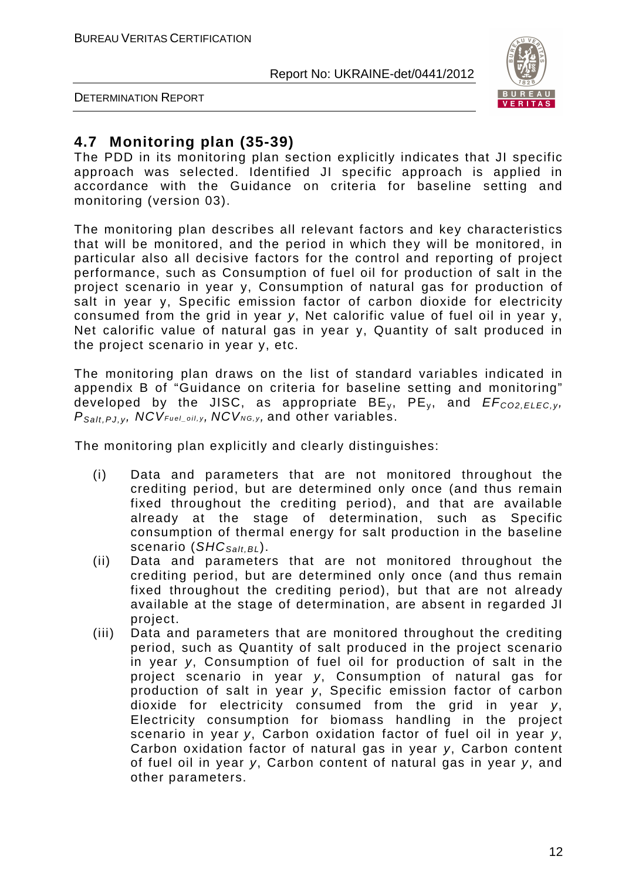## 4.7 Monitoring plan (35-39)

The PDD in its monitoring plan section explicitly indicates that JI specific approach was selected. Identified JI specific approach is applied in accordance with the Guidance on criteria for baseline setting and monitoring (version 03).

The monitoring plan describes all relevant factors and key characteristics that will be monitored, and the period in which they will be monitored, in particular also all decisive factors for the control and reporting of project performance, such as Consumption of fuel oil for production of salt in the project scenario in year y, Consumption of natural gas for production of salt in year y, Specific emission factor of carbon dioxide for electricity consumed from the grid in year *y*, Net calorific value of fuel oil in year y, Net calorific value of natural gas in year y, Quantity of salt produced in the project scenario in year y, etc.

The monitoring plan draws on the list of standard variables indicated in appendix B of "Guidance on criteria for baseline setting and monitoring" developed by the JISC, as appropriate $BE_y$, $PE_y$, and $EF_{CO2,ELEC,y}$, $P_{Salt,PJ,y}$, $NCV_{Fuel\_oil,y}$, $NCV_{NG,y}$, and other variables.

The monitoring plan explicitly and clearly distinguishes:

(i) Data and parameters that are not monitored throughout the crediting period, but are determined only once (and thus remain fixed throughout the crediting period), and that are available already at the stage of determination, such as Specific consumption of thermal energy for salt production in the baseline scenario ($SHC_{Salt,BL}$).

(ii) Data and parameters that are not monitored throughout the crediting period, but are determined only once (and thus remain fixed throughout the crediting period), but that are not already available at the stage of determination, are absent in regarded JI project.

(iii) Data and parameters that are monitored throughout the crediting period, such as Quantity of salt produced in the project scenario in year *y*, Consumption of fuel oil for production of salt in the project scenario in year *y*, Consumption of natural gas for production of salt in year *y*, Specific emission factor of carbon dioxide for electricity consumed from the grid in year *y*, Electricity consumption for biomass handling in the project scenario in year *y*, Carbon oxidation factor of fuel oil in year *y*, Carbon oxidation factor of natural gas in year *y*, Carbon content of fuel oil in year *y*, Carbon content of natural gas in year *y*, and other parameters.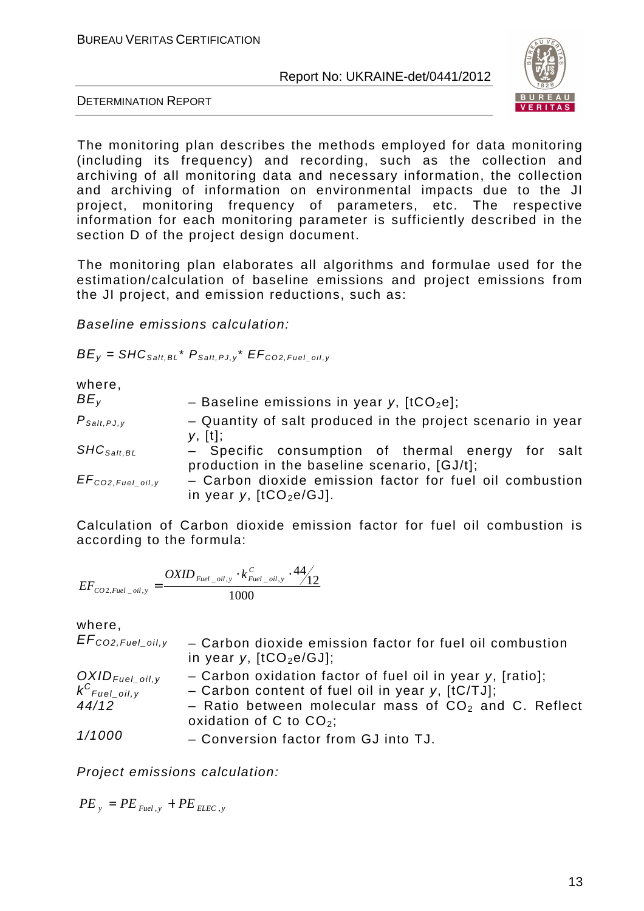The monitoring plan describes the methods employed for data monitoring (including its frequency) and recording, such as the collection and archiving of all monitoring data and necessary information, the collection and archiving of information on environmental impacts due to the JI project, monitoring frequency of parameters, etc. The respective information for each monitoring parameter is sufficiently described in the section D of the project design document.

The monitoring plan elaborates all algorithms and formulae used for the estimation/calculation of baseline emissions and project emissions from the JI project, and emission reductions, such as:

*Baseline emissions calculation:*

$$BE_y = SHC_{Salt,BL} * P_{Salt,PJ,y} * EF_{CO2,Fuel\_oil,y}$$

where,

| | |
|---|---|
| $BE_y$ | – Baseline emissions in year *y*, [$tCO_2e$]; |
| $P_{Salt,PJ,y}$ | – Quantity of salt produced in the project scenario in year *y*, [t]; |
| $SHC_{Salt,BL}$ | – Specific consumption of thermal energy for salt production in the baseline scenario, [GJ/t]; |
| $EF_{CO2,Fuel\_oil,y}$ | – Carbon dioxide emission factor for fuel oil combustion in year *y*, [$tCO_2e$/GJ]. |

Calculation of Carbon dioxide emission factor for fuel oil combustion is according to the formula:

$$EF_{CO2,Fuel\_oil,y} = \frac{OXID_{Fuel\_oil,y} \cdot k^{C}_{Fuel\_oil,y} \cdot 44/12}{1000}$$

where,

| | |
|---|---|
| $EF_{CO2,Fuel\_oil,y}$ | – Carbon dioxide emission factor for fuel oil combustion in year *y*, [$tCO_2e$/GJ]; |
| $OXID_{Fuel\_oil,y}$ | – Carbon oxidation factor of fuel oil in year *y*, [ratio]; |
| $k^{C}_{Fuel\_oil,y}$ | – Carbon content of fuel oil in year *y*, [tC/TJ]; |
| *44/12* | – Ratio between molecular mass of $CO_2$ and C. Reflect oxidation of C to $CO_2$; |
| *1/1000* | – Conversion factor from GJ into TJ. |

*Project emissions calculation:*

$$PE_y = PE_{Fuel,y} + PE_{ELEC,y}$$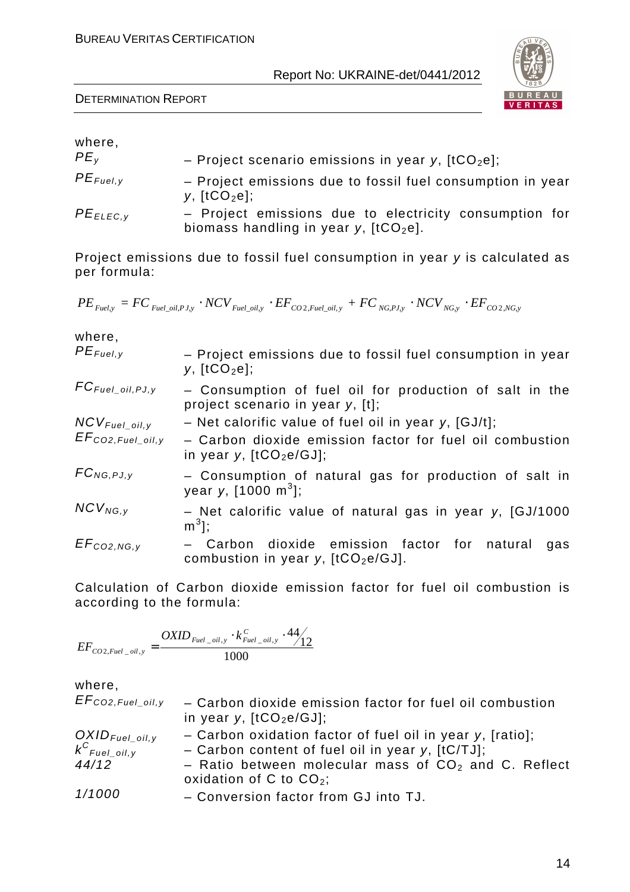where,

| | |
|---|---|
| $PE_y$ | – Project scenario emissions in year $y$, [$tCO_2e$]; |
| $PE_{Fuel,y}$ | – Project emissions due to fossil fuel consumption in year $y$, [$tCO_2e$]; |
| $PE_{ELEC,y}$ | – Project emissions due to electricity consumption for biomass handling in year $y$, [$tCO_2e$]. |

Project emissions due to fossil fuel consumption in year $y$ is calculated as per formula:

$$PE_{Fuel,y} = FC_{Fuel\_oil,PJ,y} \cdot NCV_{Fuel\_oil,y} \cdot EF_{CO2,Fuel\_oil,y} + FC_{NG,PJ,y} \cdot NCV_{NG,y} \cdot EF_{CO2,NG,y}$$

where,

| | |
|---|---|
| $PE_{Fuel,y}$ | – Project emissions due to fossil fuel consumption in year $y$, [$tCO_2e$]; |
| $FC_{Fuel\_oil,PJ,y}$ | – Consumption of fuel oil for production of salt in the project scenario in year $y$, [t]; |
| $NCV_{Fuel\_oil,y}$ | – Net calorific value of fuel oil in year $y$, [GJ/t]; |
| $EF_{CO2,Fuel\_oil,y}$ | – Carbon dioxide emission factor for fuel oil combustion in year $y$, [$tCO_2e$/GJ]; |
| $FC_{NG,PJ,y}$ | – Consumption of natural gas for production of salt in year $y$, [1000 $m^3$]; |
| $NCV_{NG,y}$ | – Net calorific value of natural gas in year $y$, [GJ/1000 $m^3$]; |
| $EF_{CO2,NG,y}$ | – Carbon dioxide emission factor for natural gas combustion in year $y$, [$tCO_2e$/GJ]. |

Calculation of Carbon dioxide emission factor for fuel oil combustion is according to the formula:

$$EF_{CO2,Fuel\_oil,y} = \frac{OXID_{Fuel\_oil,y} \cdot k^{C}_{Fuel\_oil,y} \cdot 44/12}{1000}$$

where,

| | |
|---|---|
| $EF_{CO2,Fuel\_oil,y}$ | – Carbon dioxide emission factor for fuel oil combustion in year $y$, [$tCO_2e$/GJ]; |
| $OXID_{Fuel\_oil,y}$ | – Carbon oxidation factor of fuel oil in year $y$, [ratio]; |
| $k^{C}_{Fuel\_oil,y}$ | – Carbon content of fuel oil in year $y$, [tC/TJ]; |
| $44/12$ | – Ratio between molecular mass of $CO_2$ and C. Reflect oxidation of C to $CO_2$; |
| $1/1000$ | – Conversion factor from GJ into TJ. |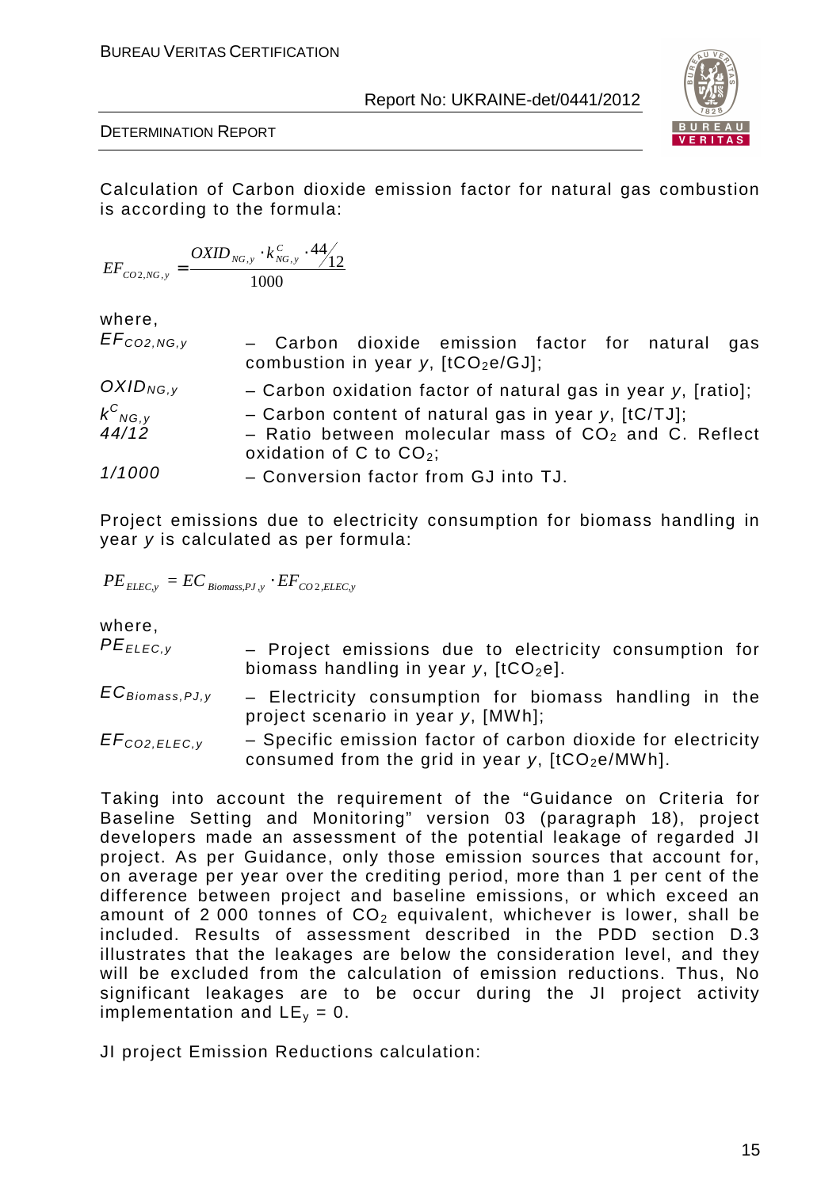Calculation of Carbon dioxide emission factor for natural gas combustion is according to the formula:

$$EF_{CO2,NG,y} = \frac{OXID_{NG,y} \cdot k^{C}_{NG,y} \cdot 44/12}{1000}$$

where,

| | |
|---|---|
| $EF_{CO2,NG,y}$ | – Carbon dioxide emission factor for natural gas combustion in year *y*, [$tCO_2e/GJ$]; |
| $OXID_{NG,y}$ | – Carbon oxidation factor of natural gas in year *y*, [ratio]; |
| $k^{C}_{NG,y}$ | – Carbon content of natural gas in year *y*, [tC/TJ]; |
| 44/12 | – Ratio between molecular mass of $CO_2$ and C. Reflect oxidation of C to $CO_2$; |
| 1/1000 | – Conversion factor from GJ into TJ. |

Project emissions due to electricity consumption for biomass handling in year *y* is calculated as per formula:

$$PE_{ELEC,y} = EC_{Biomass,PJ,y} \cdot EF_{CO2,ELEC,y}$$

where,

| | |
|---|---|
| $PE_{ELEC,y}$ | – Project emissions due to electricity consumption for biomass handling in year *y*, [$tCO_2e$]. |
| $EC_{Biomass,PJ,y}$ | – Electricity consumption for biomass handling in the project scenario in year *y*, [MWh]; |
| $EF_{CO2,ELEC,y}$ | – Specific emission factor of carbon dioxide for electricity consumed from the grid in year *y*, [$tCO_2e/MWh$]. |

Taking into account the requirement of the "Guidance on Criteria for Baseline Setting and Monitoring" version 03 (paragraph 18), project developers made an assessment of the potential leakage of regarded JI project. As per Guidance, only those emission sources that account for, on average per year over the crediting period, more than 1 per cent of the difference between project and baseline emissions, or which exceed an amount of 2 000 tonnes of $CO_2$ equivalent, whichever is lower, shall be included. Results of assessment described in the PDD section D.3 illustrates that the leakages are below the consideration level, and they will be excluded from the calculation of emission reductions. Thus, No significant leakages are to be occur during the JI project activity implementation and $LE_y = 0$.

JI project Emission Reductions calculation: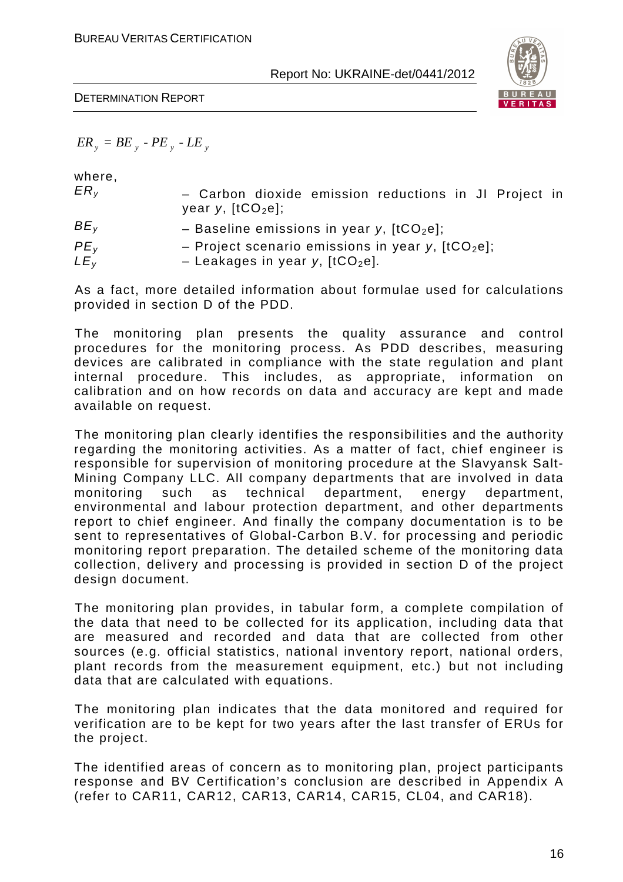$$ER_y = BE_y - PE_y - LE_y$$

where,

$ER_y$ – Carbon dioxide emission reductions in JI Project in year $y$, [$tCO_2e$];

$BE_y$ – Baseline emissions in year $y$, [$tCO_2e$];

$PE_y$ – Project scenario emissions in year $y$, [$tCO_2e$];

$LE_y$ – Leakages in year $y$, [$tCO_2e$].

As a fact, more detailed information about formulae used for calculations provided in section D of the PDD.

The monitoring plan presents the quality assurance and control procedures for the monitoring process. As PDD describes, measuring devices are calibrated in compliance with the state regulation and plant internal procedure. This includes, as appropriate, information on calibration and on how records on data and accuracy are kept and made available on request.

The monitoring plan clearly identifies the responsibilities and the authority regarding the monitoring activities. As a matter of fact, chief engineer is responsible for supervision of monitoring procedure at the Slavyansk Salt-Mining Company LLC. All company departments that are involved in data monitoring such as technical department, energy department, environmental and labour protection department, and other departments report to chief engineer. And finally the company documentation is to be sent to representatives of Global-Carbon B.V. for processing and periodic monitoring report preparation. The detailed scheme of the monitoring data collection, delivery and processing is provided in section D of the project design document.

The monitoring plan provides, in tabular form, a complete compilation of the data that need to be collected for its application, including data that are measured and recorded and data that are collected from other sources (e.g. official statistics, national inventory report, national orders, plant records from the measurement equipment, etc.) but not including data that are calculated with equations.

The monitoring plan indicates that the data monitored and required for verification are to be kept for two years after the last transfer of ERUs for the project.

The identified areas of concern as to monitoring plan, project participants response and BV Certification's conclusion are described in Appendix A (refer to CAR11, CAR12, CAR13, CAR14, CAR15, CL04, and CAR18).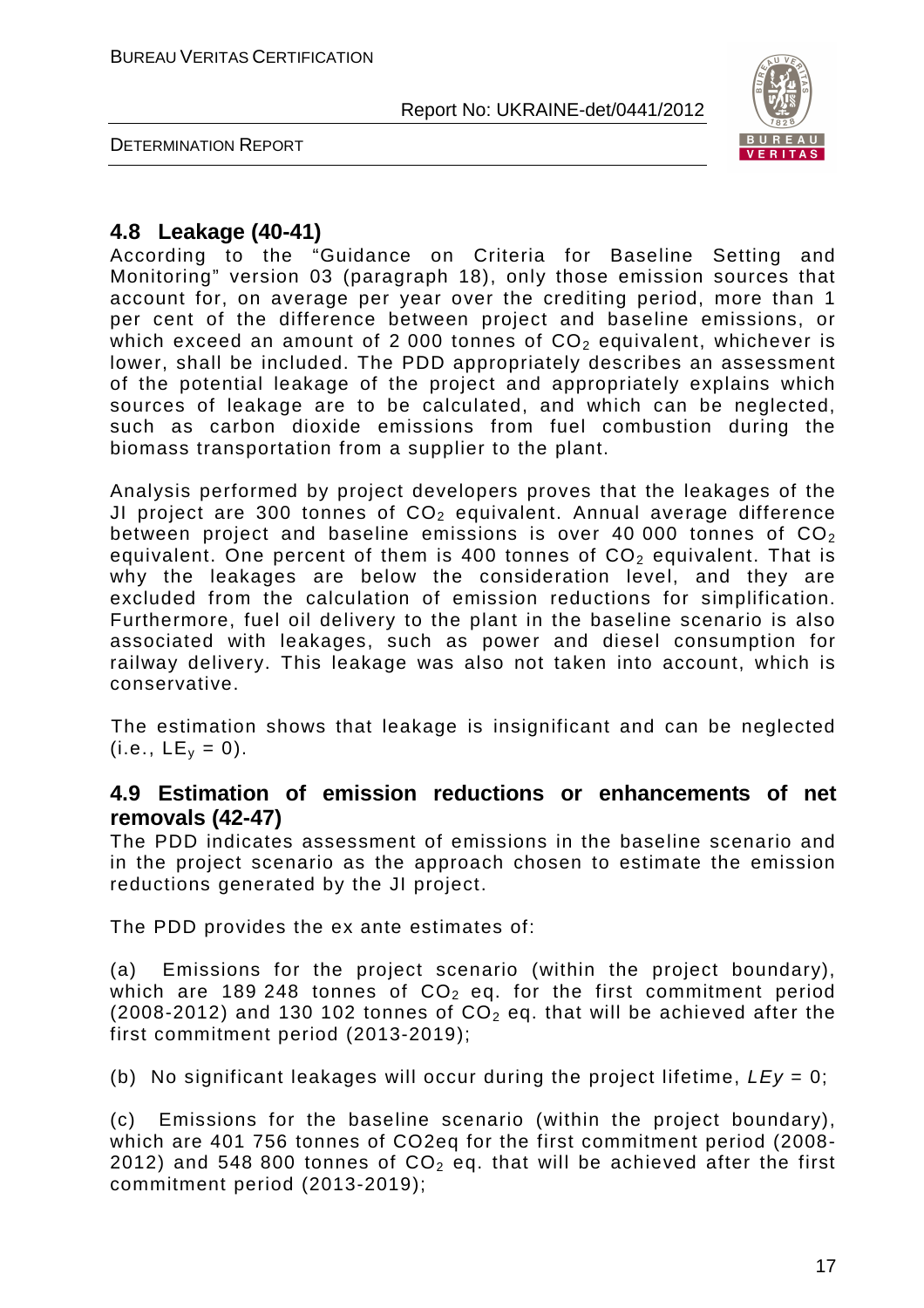## 4.8 Leakage (40-41)

According to the "Guidance on Criteria for Baseline Setting and Monitoring" version 03 (paragraph 18), only those emission sources that account for, on average per year over the crediting period, more than 1 per cent of the difference between project and baseline emissions, or which exceed an amount of 2 000 tonnes of $CO_2$ equivalent, whichever is lower, shall be included. The PDD appropriately describes an assessment of the potential leakage of the project and appropriately explains which sources of leakage are to be calculated, and which can be neglected, such as carbon dioxide emissions from fuel combustion during the biomass transportation from a supplier to the plant.

Analysis performed by project developers proves that the leakages of the JI project are 300 tonnes of $CO_2$ equivalent. Annual average difference between project and baseline emissions is over 40 000 tonnes of $CO_2$ equivalent. One percent of them is 400 tonnes of $CO_2$ equivalent. That is why the leakages are below the consideration level, and they are excluded from the calculation of emission reductions for simplification. Furthermore, fuel oil delivery to the plant in the baseline scenario is also associated with leakages, such as power and diesel consumption for railway delivery. This leakage was also not taken into account, which is conservative.

The estimation shows that leakage is insignificant and can be neglected (i.e., $LE_y = 0$).

## 4.9 Estimation of emission reductions or enhancements of net removals (42-47)

The PDD indicates assessment of emissions in the baseline scenario and in the project scenario as the approach chosen to estimate the emission reductions generated by the JI project.

The PDD provides the ex ante estimates of:

(a) Emissions for the project scenario (within the project boundary), which are 189 248 tonnes of $CO_2$ eq. for the first commitment period (2008-2012) and 130 102 tonnes of $CO_2$ eq. that will be achieved after the first commitment period (2013-2019);

(b) No significant leakages will occur during the project lifetime, $LEy = 0$;

(c) Emissions for the baseline scenario (within the project boundary), which are 401 756 tonnes of CO2eq for the first commitment period (2008-2012) and 548 800 tonnes of $CO_2$ eq. that will be achieved after the first commitment period (2013-2019);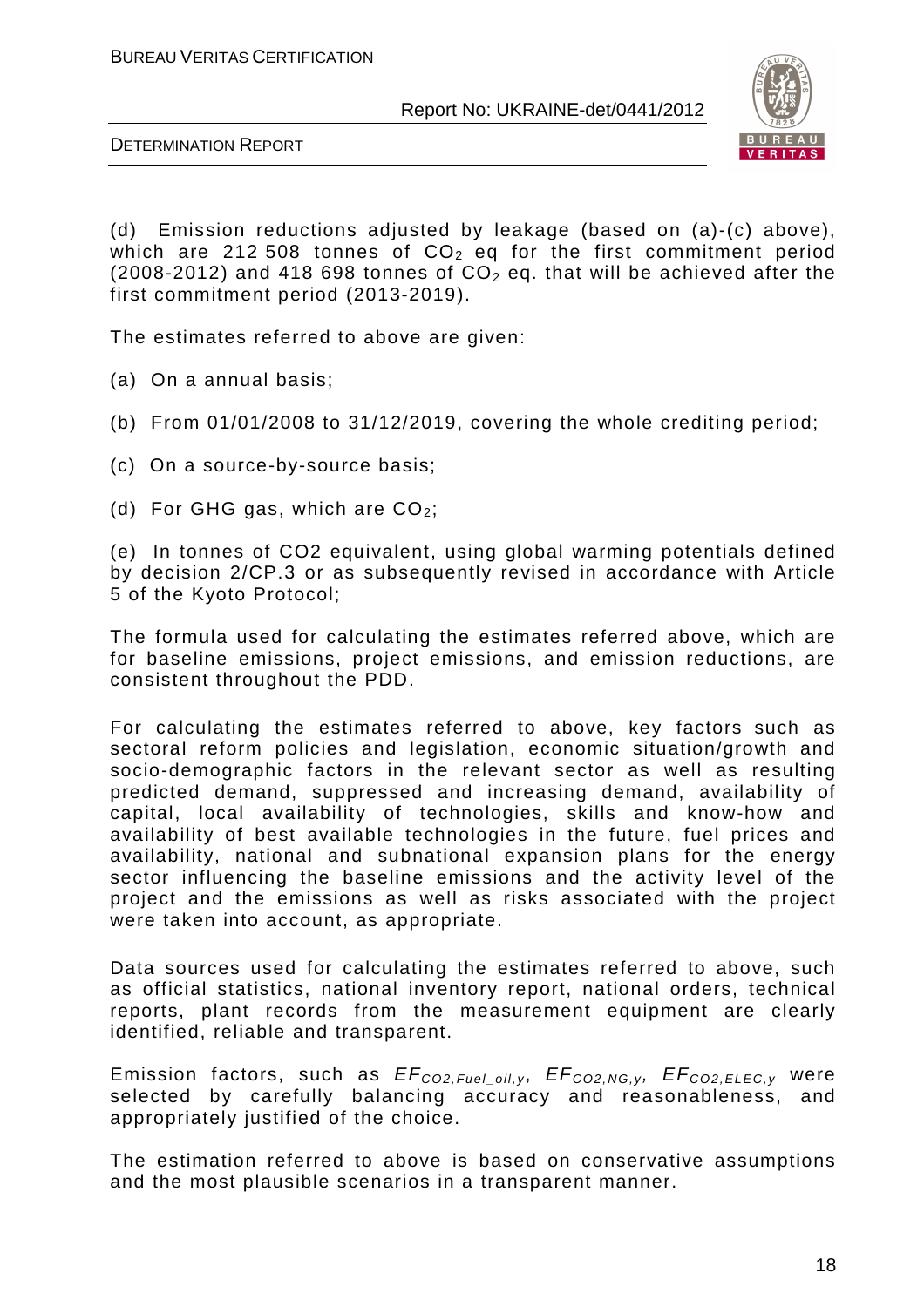(d) Emission reductions adjusted by leakage (based on (a)-(c) above), which are 212 508 tonnes of $CO_2$ eq for the first commitment period (2008-2012) and 418 698 tonnes of $CO_2$ eq. that will be achieved after the first commitment period (2013-2019).

The estimates referred to above are given:

(a) On a annual basis;

(b) From 01/01/2008 to 31/12/2019, covering the whole crediting period;

(c) On a source-by-source basis;

(d) For GHG gas, which are $CO_2$;

(e) In tonnes of CO2 equivalent, using global warming potentials defined by decision 2/CP.3 or as subsequently revised in accordance with Article 5 of the Kyoto Protocol;

The formula used for calculating the estimates referred above, which are for baseline emissions, project emissions, and emission reductions, are consistent throughout the PDD.

For calculating the estimates referred to above, key factors such as sectoral reform policies and legislation, economic situation/growth and socio-demographic factors in the relevant sector as well as resulting predicted demand, suppressed and increasing demand, availability of capital, local availability of technologies, skills and know-how and availability of best available technologies in the future, fuel prices and availability, national and subnational expansion plans for the energy sector influencing the baseline emissions and the activity level of the project and the emissions as well as risks associated with the project were taken into account, as appropriate.

Data sources used for calculating the estimates referred to above, such as official statistics, national inventory report, national orders, technical reports, plant records from the measurement equipment are clearly identified, reliable and transparent.

Emission factors, such as $EF_{CO2,Fuel\_oil,y}$, $EF_{CO2,NG,y}$, $EF_{CO2,ELEC,y}$ were selected by carefully balancing accuracy and reasonableness, and appropriately justified of the choice.

The estimation referred to above is based on conservative assumptions and the most plausible scenarios in a transparent manner.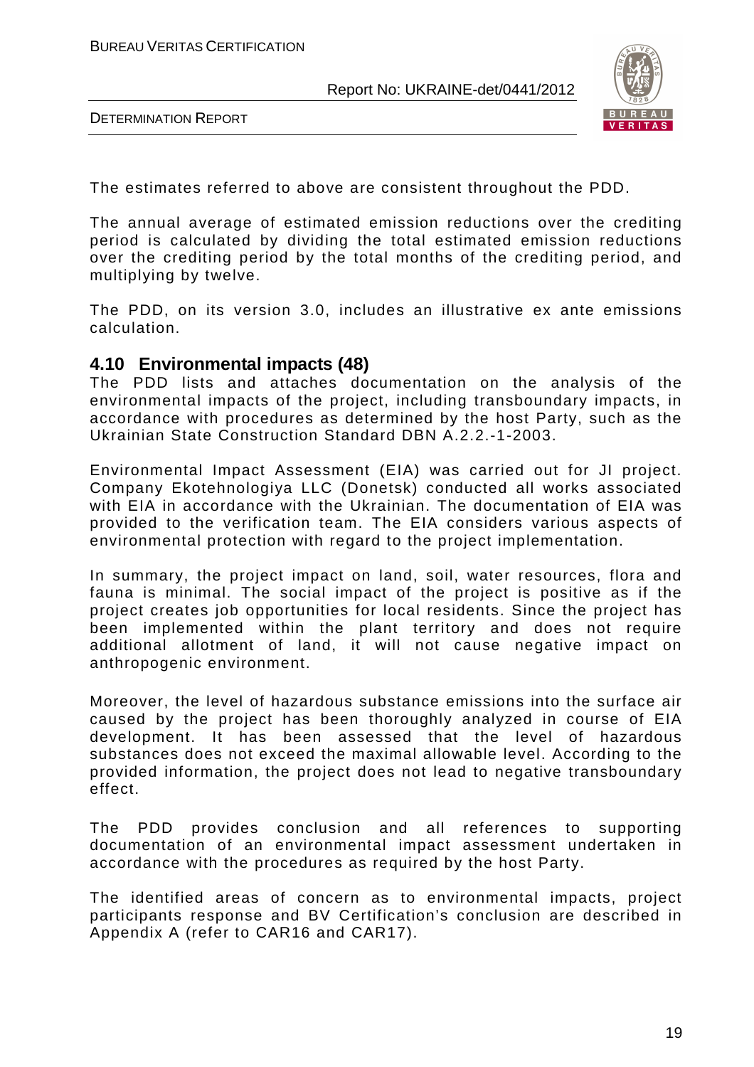The estimates referred to above are consistent throughout the PDD.

The annual average of estimated emission reductions over the crediting period is calculated by dividing the total estimated emission reductions over the crediting period by the total months of the crediting period, and multiplying by twelve.

The PDD, on its version 3.0, includes an illustrative ex ante emissions calculation.

## 4.10 Environmental impacts (48)

The PDD lists and attaches documentation on the analysis of the environmental impacts of the project, including transboundary impacts, in accordance with procedures as determined by the host Party, such as the Ukrainian State Construction Standard DBN A.2.2.-1-2003.

Environmental Impact Assessment (EIA) was carried out for JI project. Company Ekotehnologiya LLC (Donetsk) conducted all works associated with EIA in accordance with the Ukrainian. The documentation of EIA was provided to the verification team. The EIA considers various aspects of environmental protection with regard to the project implementation.

In summary, the project impact on land, soil, water resources, flora and fauna is minimal. The social impact of the project is positive as if the project creates job opportunities for local residents. Since the project has been implemented within the plant territory and does not require additional allotment of land, it will not cause negative impact on anthropogenic environment.

Moreover, the level of hazardous substance emissions into the surface air caused by the project has been thoroughly analyzed in course of EIA development. It has been assessed that the level of hazardous substances does not exceed the maximal allowable level. According to the provided information, the project does not lead to negative transboundary effect.

The PDD provides conclusion and all references to supporting documentation of an environmental impact assessment undertaken in accordance with the procedures as required by the host Party.

The identified areas of concern as to environmental impacts, project participants response and BV Certification's conclusion are described in Appendix A (refer to CAR16 and CAR17).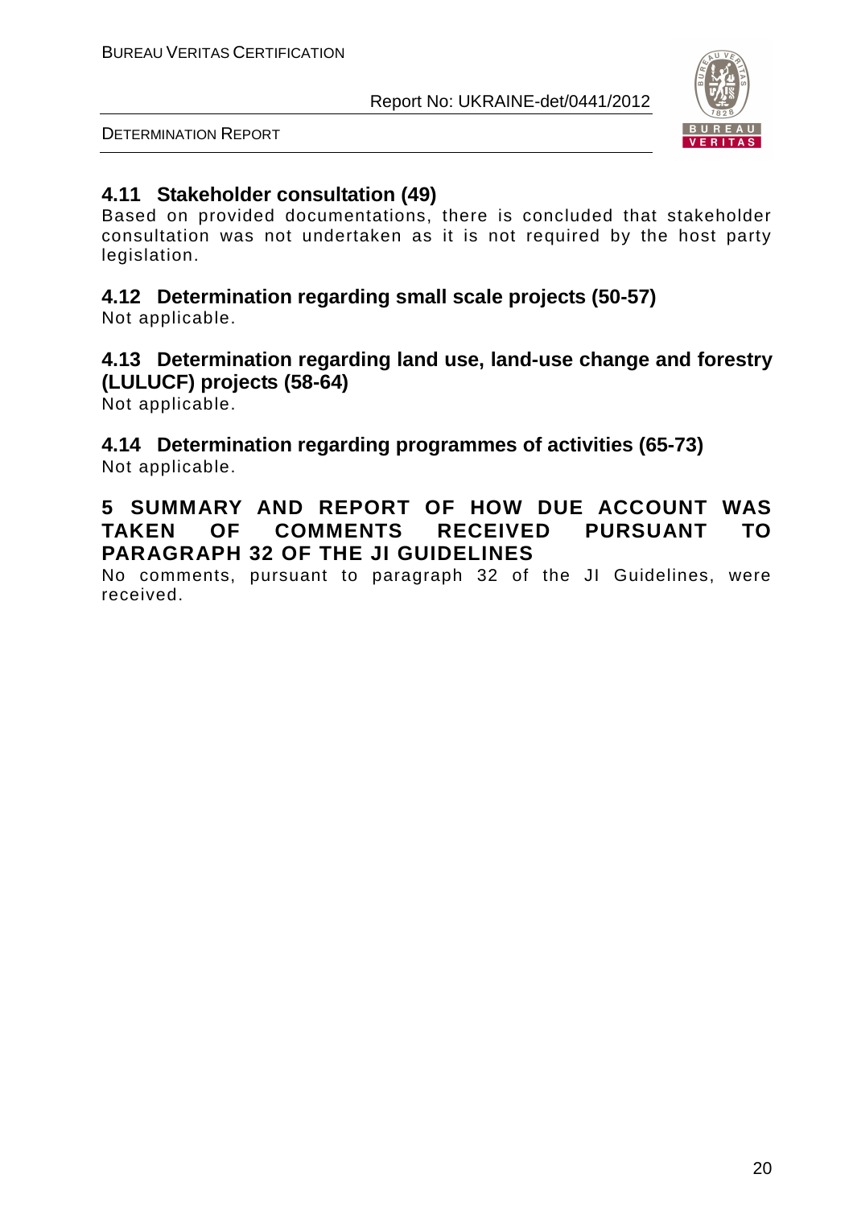### 4.11 Stakeholder consultation (49)

Based on provided documentations, there is concluded that stakeholder consultation was not undertaken as it is not required by the host party legislation.

### 4.12 Determination regarding small scale projects (50-57)

Not applicable.

### 4.13 Determination regarding land use, land-use change and forestry (LULUCF) projects (58-64)

Not applicable.

### 4.14 Determination regarding programmes of activities (65-73)

Not applicable.

## 5 SUMMARY AND REPORT OF HOW DUE ACCOUNT WAS TAKEN OF COMMENTS RECEIVED PURSUANT TO PARAGRAPH 32 OF THE JI GUIDELINES

No comments, pursuant to paragraph 32 of the JI Guidelines, were received.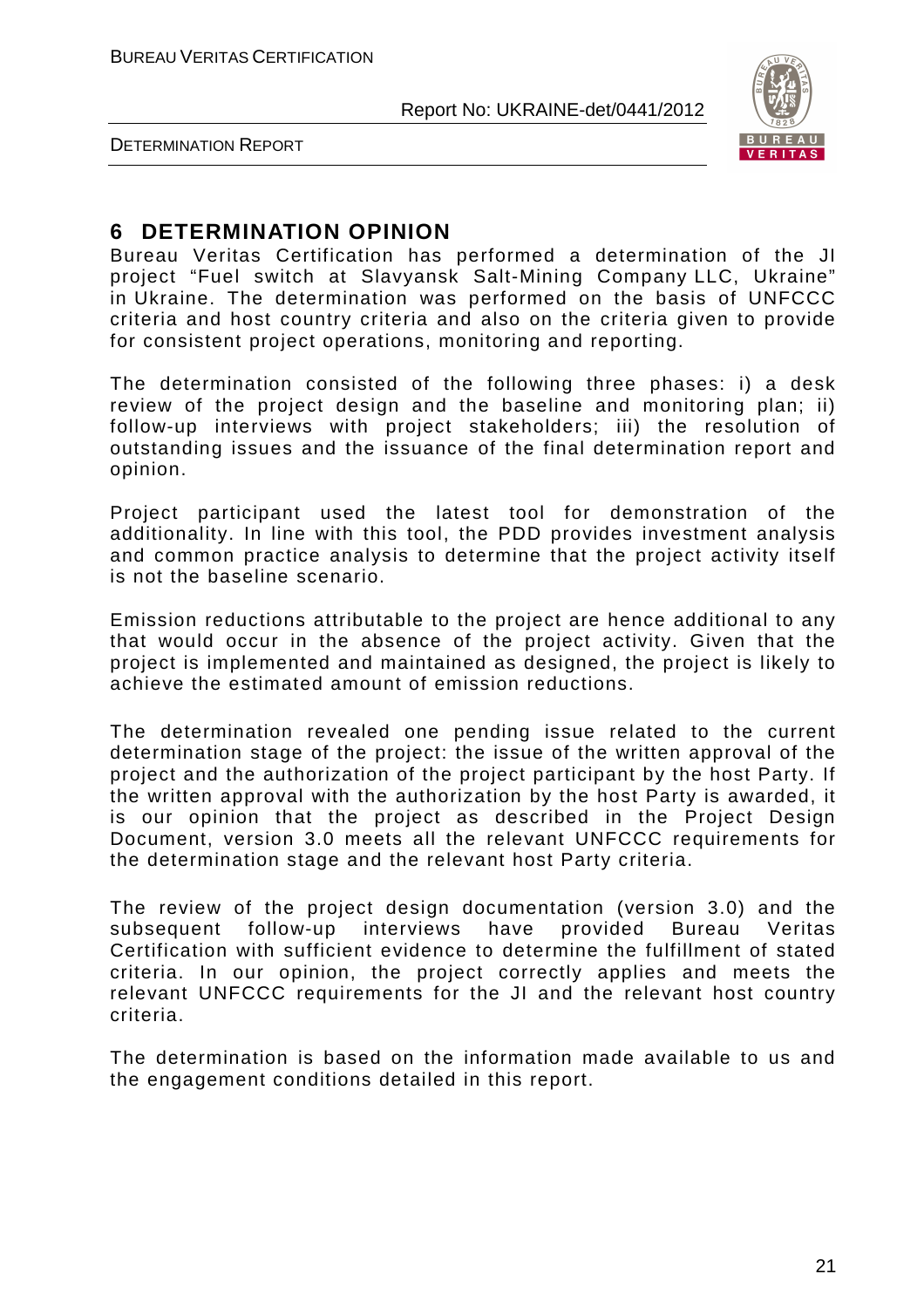# 6 DETERMINATION OPINION

Bureau Veritas Certification has performed a determination of the JI project "Fuel switch at Slavyansk Salt-Mining Company LLC, Ukraine" in Ukraine. The determination was performed on the basis of UNFCCC criteria and host country criteria and also on the criteria given to provide for consistent project operations, monitoring and reporting.

The determination consisted of the following three phases: i) a desk review of the project design and the baseline and monitoring plan; ii) follow-up interviews with project stakeholders; iii) the resolution of outstanding issues and the issuance of the final determination report and opinion.

Project participant used the latest tool for demonstration of the additionality. In line with this tool, the PDD provides investment analysis and common practice analysis to determine that the project activity itself is not the baseline scenario.

Emission reductions attributable to the project are hence additional to any that would occur in the absence of the project activity. Given that the project is implemented and maintained as designed, the project is likely to achieve the estimated amount of emission reductions.

The determination revealed one pending issue related to the current determination stage of the project: the issue of the written approval of the project and the authorization of the project participant by the host Party. If the written approval with the authorization by the host Party is awarded, it is our opinion that the project as described in the Project Design Document, version 3.0 meets all the relevant UNFCCC requirements for the determination stage and the relevant host Party criteria.

The review of the project design documentation (version 3.0) and the subsequent follow-up interviews have provided Bureau Veritas Certification with sufficient evidence to determine the fulfillment of stated criteria. In our opinion, the project correctly applies and meets the relevant UNFCCC requirements for the JI and the relevant host country criteria.

The determination is based on the information made available to us and the engagement conditions detailed in this report.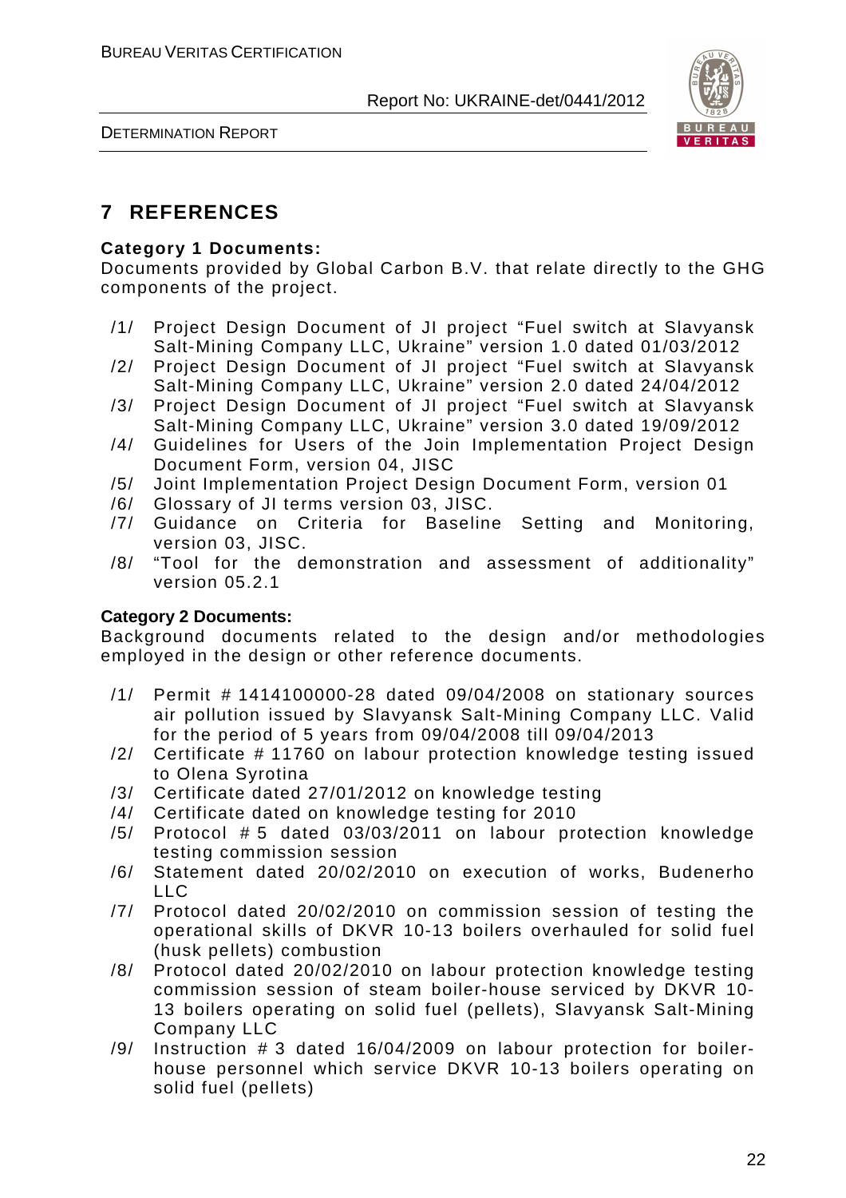# 7 REFERENCES

**Category 1 Documents:**
Documents provided by Global Carbon B.V. that relate directly to the GHG components of the project.

/1/ Project Design Document of JI project "Fuel switch at Slavyansk Salt-Mining Company LLC, Ukraine" version 1.0 dated 01/03/2012
/2/ Project Design Document of JI project "Fuel switch at Slavyansk Salt-Mining Company LLC, Ukraine" version 2.0 dated 24/04/2012
/3/ Project Design Document of JI project "Fuel switch at Slavyansk Salt-Mining Company LLC, Ukraine" version 3.0 dated 19/09/2012
/4/ Guidelines for Users of the Join Implementation Project Design Document Form, version 04, JISC
/5/ Joint Implementation Project Design Document Form, version 01
/6/ Glossary of JI terms version 03, JISC.
/7/ Guidance on Criteria for Baseline Setting and Monitoring, version 03, JISC.
/8/ "Tool for the demonstration and assessment of additionality" version 05.2.1

**Category 2 Documents:**
Background documents related to the design and/or methodologies employed in the design or other reference documents.

/1/ Permit # 1414100000-28 dated 09/04/2008 on stationary sources air pollution issued by Slavyansk Salt-Mining Company LLC. Valid for the period of 5 years from 09/04/2008 till 09/04/2013
/2/ Certificate # 11760 on labour protection knowledge testing issued to Olena Syrotina
/3/ Certificate dated 27/01/2012 on knowledge testing
/4/ Certificate dated on knowledge testing for 2010
/5/ Protocol # 5 dated 03/03/2011 on labour protection knowledge testing commission session
/6/ Statement dated 20/02/2010 on execution of works, Budenerho LLC
/7/ Protocol dated 20/02/2010 on commission session of testing the operational skills of DKVR 10-13 boilers overhauled for solid fuel (husk pellets) combustion
/8/ Protocol dated 20/02/2010 on labour protection knowledge testing commission session of steam boiler-house serviced by DKVR 10-13 boilers operating on solid fuel (pellets), Slavyansk Salt-Mining Company LLC
/9/ Instruction # 3 dated 16/04/2009 on labour protection for boiler-house personnel which service DKVR 10-13 boilers operating on solid fuel (pellets)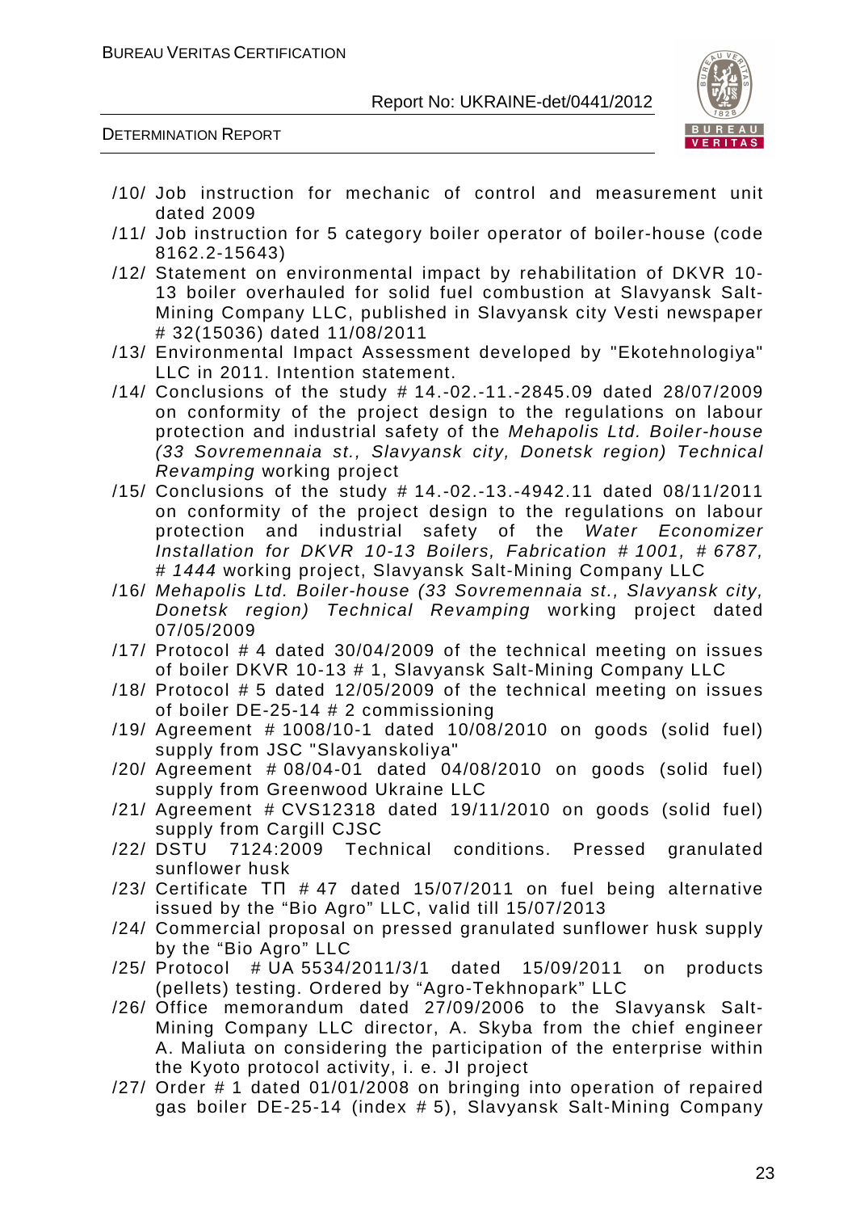/10/ Job instruction for mechanic of control and measurement unit dated 2009

/11/ Job instruction for 5 category boiler operator of boiler-house (code 8162.2-15643)

/12/ Statement on environmental impact by rehabilitation of DKVR 10-13 boiler overhauled for solid fuel combustion at Slavyansk Salt-Mining Company LLC, published in Slavyansk city Vesti newspaper # 32(15036) dated 11/08/2011

/13/ Environmental Impact Assessment developed by "Ekotehnologiya" LLC in 2011. Intention statement.

/14/ Conclusions of the study # 14.-02.-11.-2845.09 dated 28/07/2009 on conformity of the project design to the regulations on labour protection and industrial safety of the *Mehapolis Ltd. Boiler-house (33 Sovremennaia st., Slavyansk city, Donetsk region) Technical Revamping* working project

/15/ Conclusions of the study # 14.-02.-13.-4942.11 dated 08/11/2011 on conformity of the project design to the regulations on labour protection and industrial safety of the *Water Economizer Installation for DKVR 10-13 Boilers, Fabrication # 1001, # 6787, # 1444* working project, Slavyansk Salt-Mining Company LLC

/16/ *Mehapolis Ltd. Boiler-house (33 Sovremennaia st., Slavyansk city, Donetsk region) Technical Revamping* working project dated 07/05/2009

/17/ Protocol # 4 dated 30/04/2009 of the technical meeting on issues of boiler DKVR 10-13 # 1, Slavyansk Salt-Mining Company LLC

/18/ Protocol # 5 dated 12/05/2009 of the technical meeting on issues of boiler DE-25-14 # 2 commissioning

/19/ Agreement # 1008/10-1 dated 10/08/2010 on goods (solid fuel) supply from JSC "Slavyanskoliya"

/20/ Agreement # 08/04-01 dated 04/08/2010 on goods (solid fuel) supply from Greenwood Ukraine LLC

/21/ Agreement # CVS12318 dated 19/11/2010 on goods (solid fuel) supply from Cargill CJSC

/22/ DSTU 7124:2009 Technical conditions. Pressed granulated sunflower husk

/23/ Certificate ТП # 47 dated 15/07/2011 on fuel being alternative issued by the "Bio Agro" LLC, valid till 15/07/2013

/24/ Commercial proposal on pressed granulated sunflower husk supply by the "Bio Agro" LLC

/25/ Protocol # UA 5534/2011/3/1 dated 15/09/2011 on products (pellets) testing. Ordered by "Agro-Tekhnopark" LLC

/26/ Office memorandum dated 27/09/2006 to the Slavyansk Salt-Mining Company LLC director, A. Skyba from the chief engineer A. Maliuta on considering the participation of the enterprise within the Kyoto protocol activity, i. e. JI project

/27/ Order # 1 dated 01/01/2008 on bringing into operation of repaired gas boiler DE-25-14 (index # 5), Slavyansk Salt-Mining Company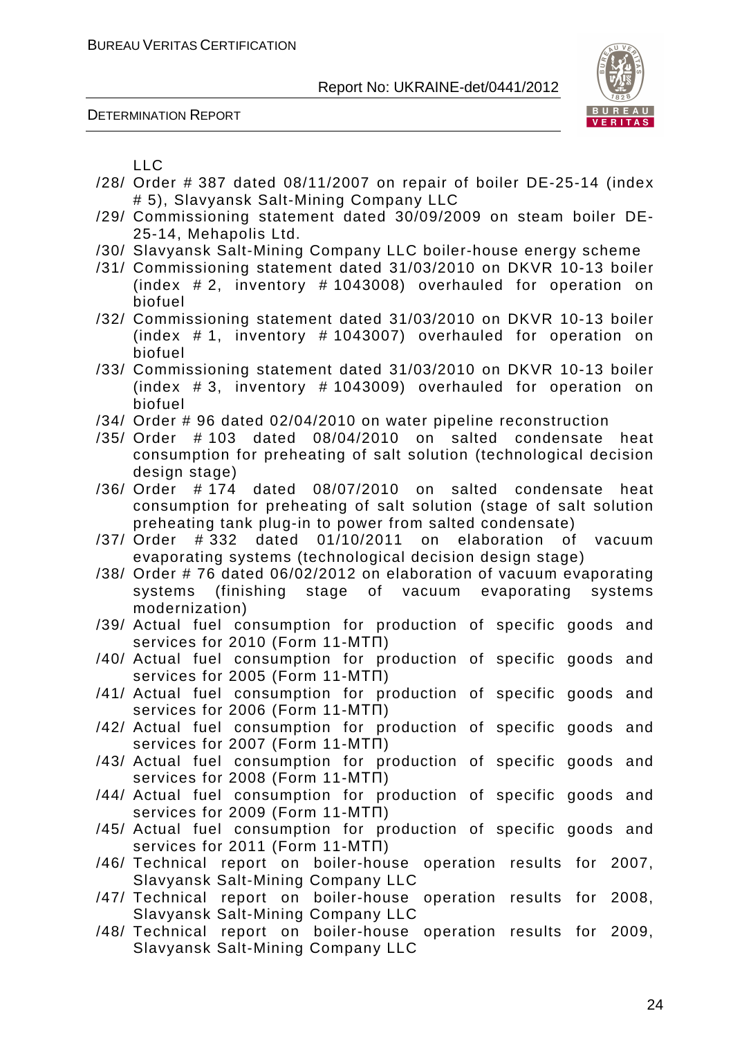LLC

/28/ Order # 387 dated 08/11/2007 on repair of boiler DE-25-14 (index # 5), Slavyansk Salt-Mining Company LLC

/29/ Commissioning statement dated 30/09/2009 on steam boiler DE-25-14, Mehapolis Ltd.

/30/ Slavyansk Salt-Mining Company LLC boiler-house energy scheme

/31/ Commissioning statement dated 31/03/2010 on DKVR 10-13 boiler (index # 2, inventory # 1043008) overhauled for operation on biofuel

/32/ Commissioning statement dated 31/03/2010 on DKVR 10-13 boiler (index # 1, inventory # 1043007) overhauled for operation on biofuel

/33/ Commissioning statement dated 31/03/2010 on DKVR 10-13 boiler (index # 3, inventory # 1043009) overhauled for operation on biofuel

/34/ Order # 96 dated 02/04/2010 on water pipeline reconstruction

/35/ Order # 103 dated 08/04/2010 on salted condensate heat consumption for preheating of salt solution (technological decision design stage)

/36/ Order # 174 dated 08/07/2010 on salted condensate heat consumption for preheating of salt solution (stage of salt solution preheating tank plug-in to power from salted condensate)

/37/ Order # 332 dated 01/10/2011 on elaboration of vacuum evaporating systems (technological decision design stage)

/38/ Order # 76 dated 06/02/2012 on elaboration of vacuum evaporating systems (finishing stage of vacuum evaporating systems modernization)

/39/ Actual fuel consumption for production of specific goods and services for 2010 (Form 11-МТП)

/40/ Actual fuel consumption for production of specific goods and services for 2005 (Form 11-МТП)

/41/ Actual fuel consumption for production of specific goods and services for 2006 (Form 11-МТП)

/42/ Actual fuel consumption for production of specific goods and services for 2007 (Form 11-МТП)

/43/ Actual fuel consumption for production of specific goods and services for 2008 (Form 11-МТП)

/44/ Actual fuel consumption for production of specific goods and services for 2009 (Form 11-МТП)

/45/ Actual fuel consumption for production of specific goods and services for 2011 (Form 11-МТП)

/46/ Technical report on boiler-house operation results for 2007, Slavyansk Salt-Mining Company LLC

/47/ Technical report on boiler-house operation results for 2008, Slavyansk Salt-Mining Company LLC

/48/ Technical report on boiler-house operation results for 2009, Slavyansk Salt-Mining Company LLC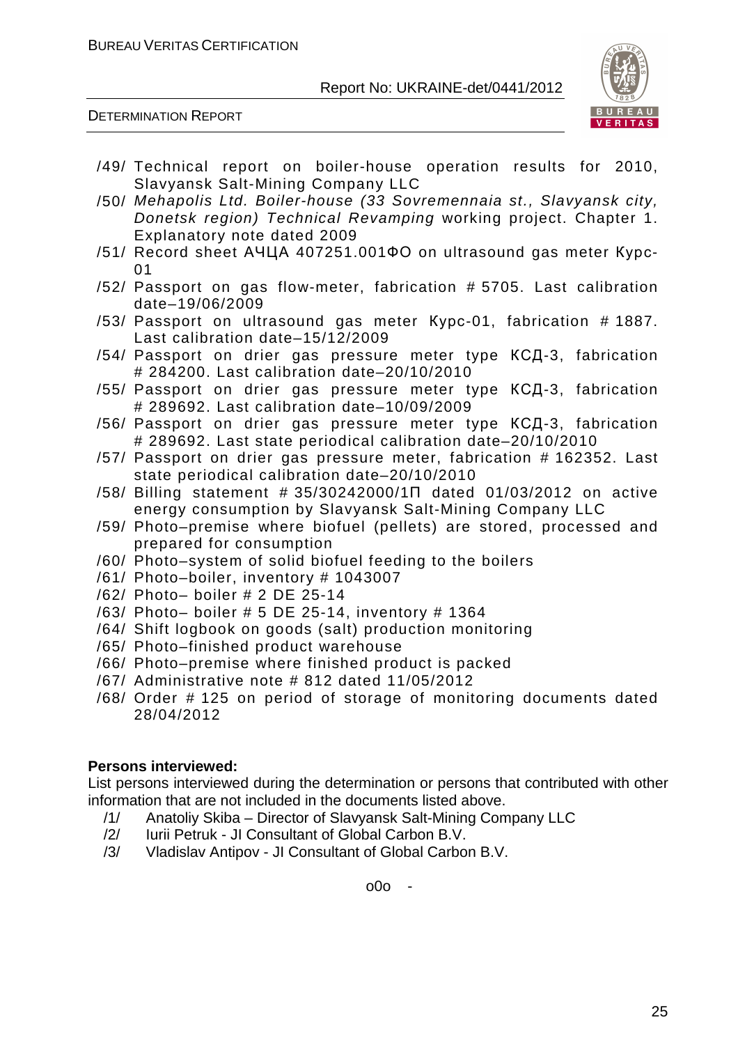/49/ Technical report on boiler-house operation results for 2010, Slavyansk Salt-Mining Company LLC

/50/ *Mehapolis Ltd. Boiler-house (33 Sovremennaia st., Slavyansk city, Donetsk region) Technical Revamping* working project. Chapter 1. Explanatory note dated 2009

/51/ Record sheet АЧЦА 407251.001ФО on ultrasound gas meter Курс-01

/52/ Passport on gas flow-meter, fabrication # 5705. Last calibration date–19/06/2009

/53/ Passport on ultrasound gas meter Курс-01, fabrication # 1887. Last calibration date–15/12/2009

/54/ Passport on drier gas pressure meter type КСД-3, fabrication # 284200. Last calibration date–20/10/2010

/55/ Passport on drier gas pressure meter type КСД-3, fabrication # 289692. Last calibration date–10/09/2009

/56/ Passport on drier gas pressure meter type КСД-3, fabrication # 289692. Last state periodical calibration date–20/10/2010

/57/ Passport on drier gas pressure meter, fabrication # 162352. Last state periodical calibration date–20/10/2010

/58/ Billing statement # 35/30242000/1П dated 01/03/2012 on active energy consumption by Slavyansk Salt-Mining Company LLC

/59/ Photo–premise where biofuel (pellets) are stored, processed and prepared for consumption

/60/ Photo–system of solid biofuel feeding to the boilers

/61/ Photo–boiler, inventory # 1043007

/62/ Photo– boiler # 2 DE 25-14

/63/ Photo– boiler # 5 DE 25-14, inventory # 1364

/64/ Shift logbook on goods (salt) production monitoring

/65/ Photo–finished product warehouse

/66/ Photo–premise where finished product is packed

/67/ Administrative note # 812 dated 11/05/2012

/68/ Order # 125 on period of storage of monitoring documents dated 28/04/2012

**Persons interviewed:**

List persons interviewed during the determination or persons that contributed with other information that are not included in the documents listed above.

/1/ Anatoliy Skiba – Director of Slavyansk Salt-Mining Company LLC

/2/ Iurii Petruk - JI Consultant of Global Carbon B.V.

/3/ Vladislav Antipov - JI Consultant of Global Carbon B.V.

o0o -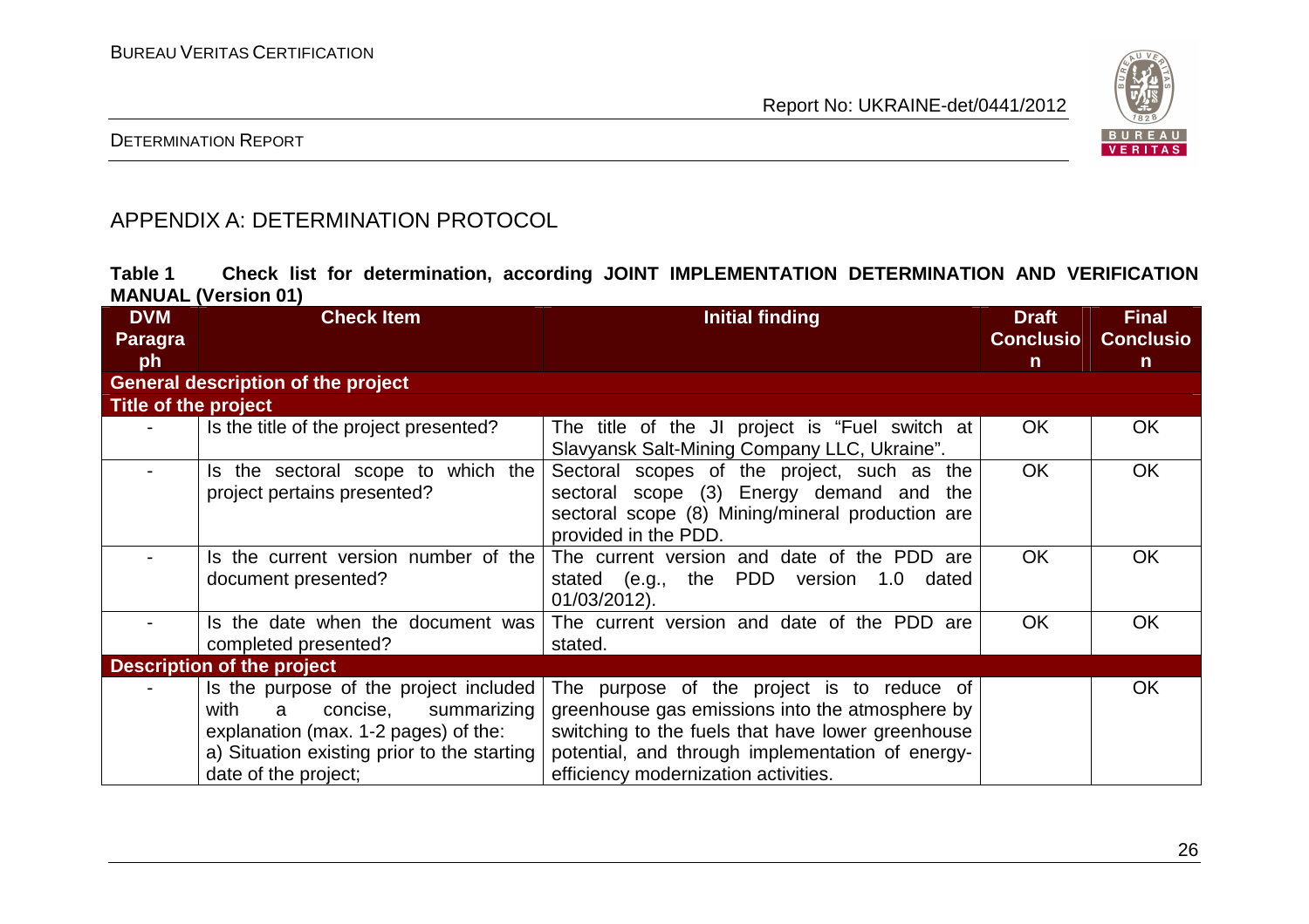## APPENDIX A: DETERMINATION PROTOCOL

**Table 1 Check list for determination, according JOINT IMPLEMENTATION DETERMINATION AND VERIFICATION MANUAL (Version 01)**

| DVM Paragraph | Check Item | Initial finding | Draft Conclusion | Final Conclusion |
|---|---|---|---|---|
| **General description of the project** | | | | |
| **Title of the project** | | | | |
| - | Is the title of the project presented? | The title of the JI project is "Fuel switch at Slavyansk Salt-Mining Company LLC, Ukraine". | OK | OK |
| - | Is the sectoral scope to which the project pertains presented? | Sectoral scopes of the project, such as the sectoral scope (3) Energy demand and the sectoral scope (8) Mining/mineral production are provided in the PDD. | OK | OK |
| - | Is the current version number of the document presented? | The current version and date of the PDD are stated (e.g., the PDD version 1.0 dated 01/03/2012). | OK | OK |
| - | Is the date when the document was completed presented? | The current version and date of the PDD are stated. | OK | OK |
| **Description of the project** | | | | |
| - | Is the purpose of the project included with a concise, summarizing explanation (max. 1-2 pages) of the:<br>a) Situation existing prior to the starting date of the project; | The purpose of the project is to reduce of greenhouse gas emissions into the atmosphere by switching to the fuels that have lower greenhouse potential, and through implementation of energy-efficiency modernization activities. | | OK |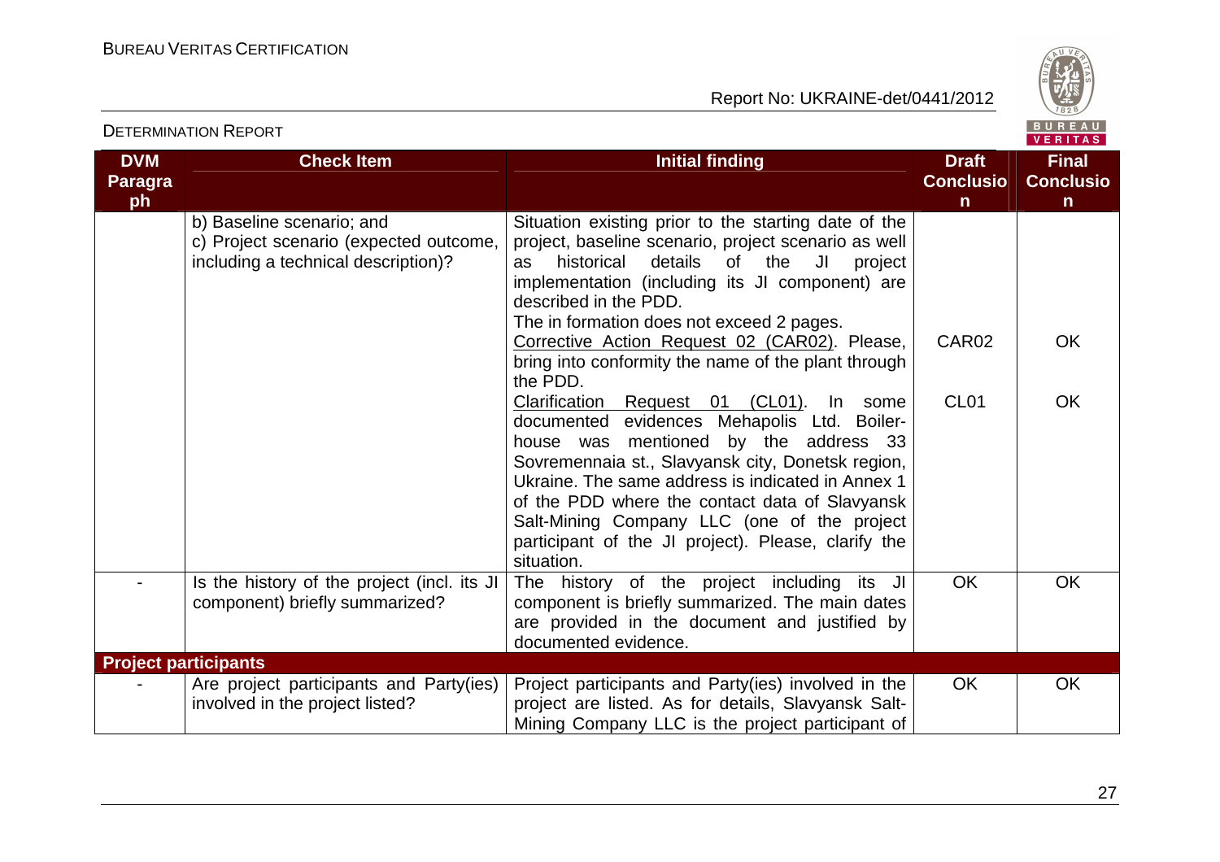| DVM Paragraph | Check Item | Initial finding | Draft Conclusion | Final Conclusion |
|---|---|---|---|---|
| | b) Baseline scenario; and<br>c) Project scenario (expected outcome, including a technical description)? | Situation existing prior to the starting date of the project, baseline scenario, project scenario as well as historical details of the JI project implementation (including its JI component) are described in the PDD.<br>The in formation does not exceed 2 pages.<br>Corrective Action Request 02 (CAR02). Please, bring into conformity the name of the plant through the PDD.<br>Clarification Request 01 (CL01). In some documented evidences Mehapolis Ltd. Boiler-house was mentioned by the address 33 Sovremennaia st., Slavyansk city, Donetsk region, Ukraine. The same address is indicated in Annex 1 of the PDD where the contact data of Slavyansk Salt-Mining Company LLC (one of the project participant of the JI project). Please, clarify the situation. | CAR02<br><br>CL01 | OK<br><br>OK |
| - | Is the history of the project (incl. its JI component) briefly summarized? | The history of the project including its JI component is briefly summarized. The main dates are provided in the document and justified by documented evidence. | OK | OK |
| **Project participants** | | | | |
| - | Are project participants and Party(ies) involved in the project listed? | Project participants and Party(ies) involved in the project are listed. As for details, Slavyansk Salt-Mining Company LLC is the project participant of | OK | OK |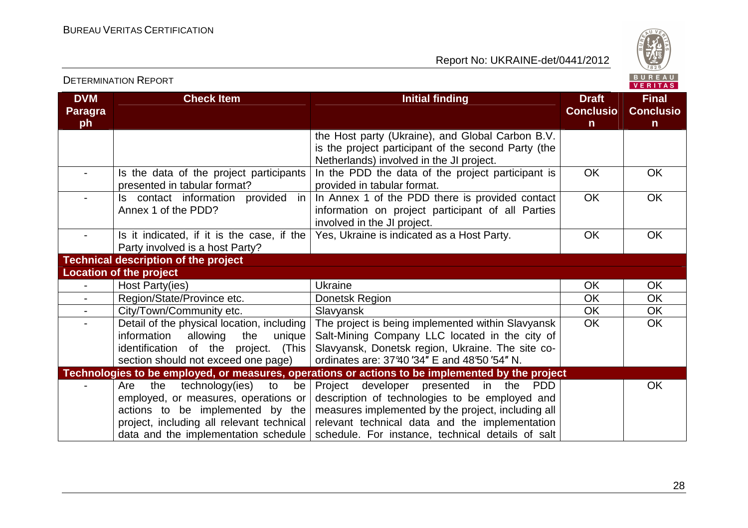| DVM Paragraph | Check Item | Initial finding | Draft Conclusion | Final Conclusion |
|---|---|---|---|---|
| | | the Host party (Ukraine), and Global Carbon B.V. is the project participant of the second Party (the Netherlands) involved in the JI project. | | |
| - | Is the data of the project participants presented in tabular format? | In the PDD the data of the project participant is provided in tabular format. | OK | OK |
| - | Is contact information provided in Annex 1 of the PDD? | In Annex 1 of the PDD there is provided contact information on project participant of all Parties involved in the JI project. | OK | OK |
| - | Is it indicated, if it is the case, if the Party involved is a host Party? | Yes, Ukraine is indicated as a Host Party. | OK | OK |
| **Technical description of the project** | | | | |
| **Location of the project** | | | | |
| - | Host Party(ies) | Ukraine | OK | OK |
| - | Region/State/Province etc. | Donetsk Region | OK | OK |
| - | City/Town/Community etc. | Slavyansk | OK | OK |
| - | Detail of the physical location, including information allowing the unique identification of the project. (This section should not exceed one page) | The project is being implemented within Slavyansk Salt-Mining Company LLC located in the city of Slavyansk, Donetsk region, Ukraine. The site co-ordinates are: 37°40′34″ E and 48°50′54″ N. | OK | OK |
| **Technologies to be employed, or measures, operations or actions to be implemented by the project** | | | | |
| - | Are the technology(ies) to be employed, or measures, operations or actions to be implemented by the project, including all relevant technical data and the implementation schedule | Project developer presented in the PDD description of technologies to be employed and measures implemented by the project, including all relevant technical data and the implementation schedule. For instance, technical details of salt | | OK |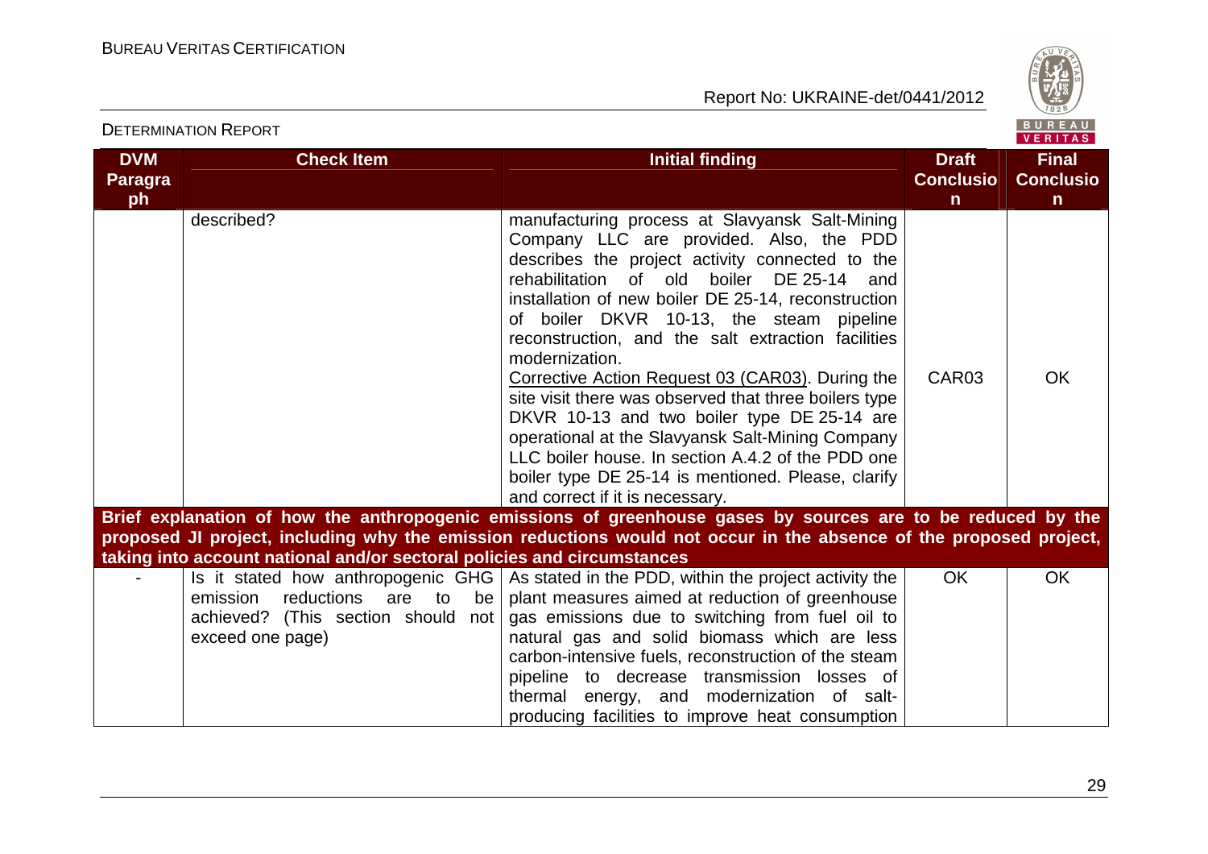| DVM Paragraph | Check Item | Initial finding | Draft Conclusion | Final Conclusion |
|---|---|---|---|---|
| | described? | manufacturing process at Slavyansk Salt-Mining Company LLC are provided. Also, the PDD describes the project activity connected to the rehabilitation of old boiler DE 25-14 and installation of new boiler DE 25-14, reconstruction of boiler DKVR 10-13, the steam pipeline reconstruction, and the salt extraction facilities modernization.<br>Corrective Action Request 03 (CAR03). During the site visit there was observed that three boilers type DKVR 10-13 and two boiler type DE 25-14 are operational at the Slavyansk Salt-Mining Company LLC boiler house. In section A.4.2 of the PDD one boiler type DE 25-14 is mentioned. Please, clarify and correct if it is necessary. | CAR03 | OK |
| **Brief explanation of how the anthropogenic emissions of greenhouse gases by sources are to be reduced by the proposed JI project, including why the emission reductions would not occur in the absence of the proposed project, taking into account national and/or sectoral policies and circumstances** | | | | |
| - | Is it stated how anthropogenic GHG emission reductions are to be achieved? (This section should not exceed one page) | As stated in the PDD, within the project activity the plant measures aimed at reduction of greenhouse gas emissions due to switching from fuel oil to natural gas and solid biomass which are less carbon-intensive fuels, reconstruction of the steam pipeline to decrease transmission losses of thermal energy, and modernization of salt-producing facilities to improve heat consumption | OK | OK |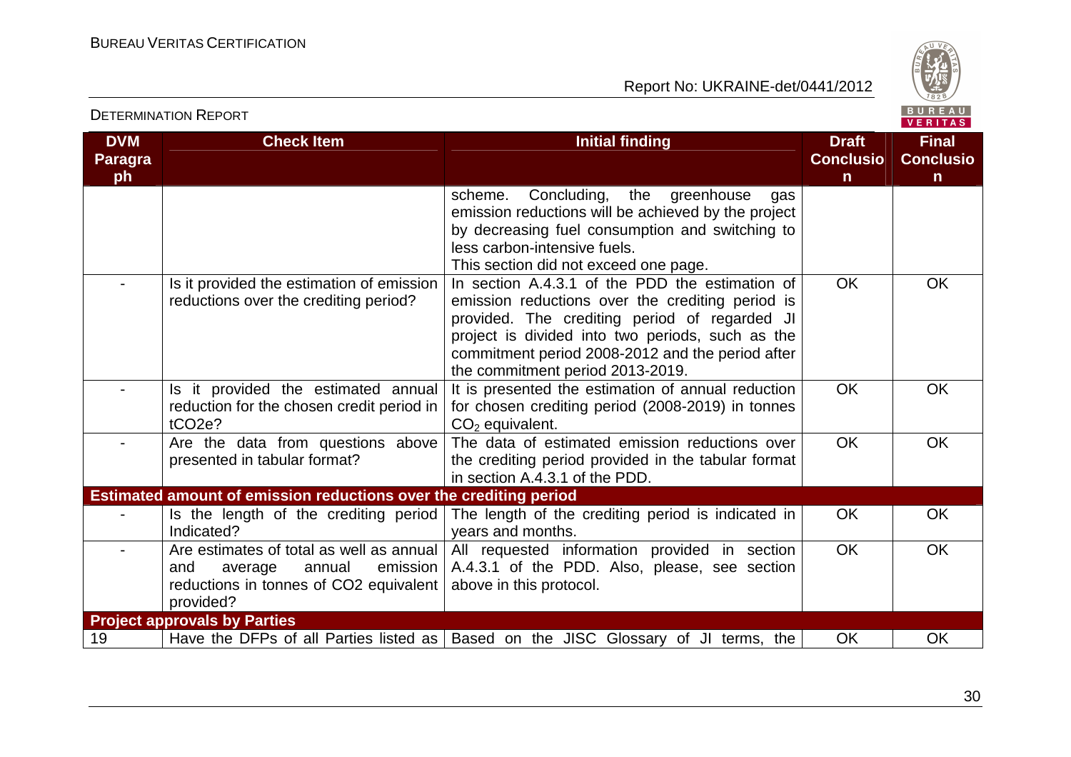| DVM Paragraph | Check Item | Initial finding | Draft Conclusion | Final Conclusion |
|---|---|---|---|---|
| | | scheme. Concluding, the greenhouse gas emission reductions will be achieved by the project by decreasing fuel consumption and switching to less carbon-intensive fuels. This section did not exceed one page. | | |
| - | Is it provided the estimation of emission reductions over the crediting period? | In section A.4.3.1 of the PDD the estimation of emission reductions over the crediting period is provided. The crediting period of regarded JI project is divided into two periods, such as the commitment period 2008-2012 and the period after the commitment period 2013-2019. | OK | OK |
| - | Is it provided the estimated annual reduction for the chosen credit period in tCO2e? | It is presented the estimation of annual reduction for chosen crediting period (2008-2019) in tonnes $CO_2$ equivalent. | OK | OK |
| - | Are the data from questions above presented in tabular format? | The data of estimated emission reductions over the crediting period provided in the tabular format in section A.4.3.1 of the PDD. | OK | OK |
| **Estimated amount of emission reductions over the crediting period** | | | | |
| - | Is the length of the crediting period Indicated? | The length of the crediting period is indicated in years and months. | OK | OK |
| - | Are estimates of total as well as annual and average annual emission reductions in tonnes of CO2 equivalent provided? | All requested information provided in section A.4.3.1 of the PDD. Also, please, see section above in this protocol. | OK | OK |
| **Project approvals by Parties** | | | | |
| 19 | Have the DFPs of all Parties listed as | Based on the JISC Glossary of JI terms, the | OK | OK |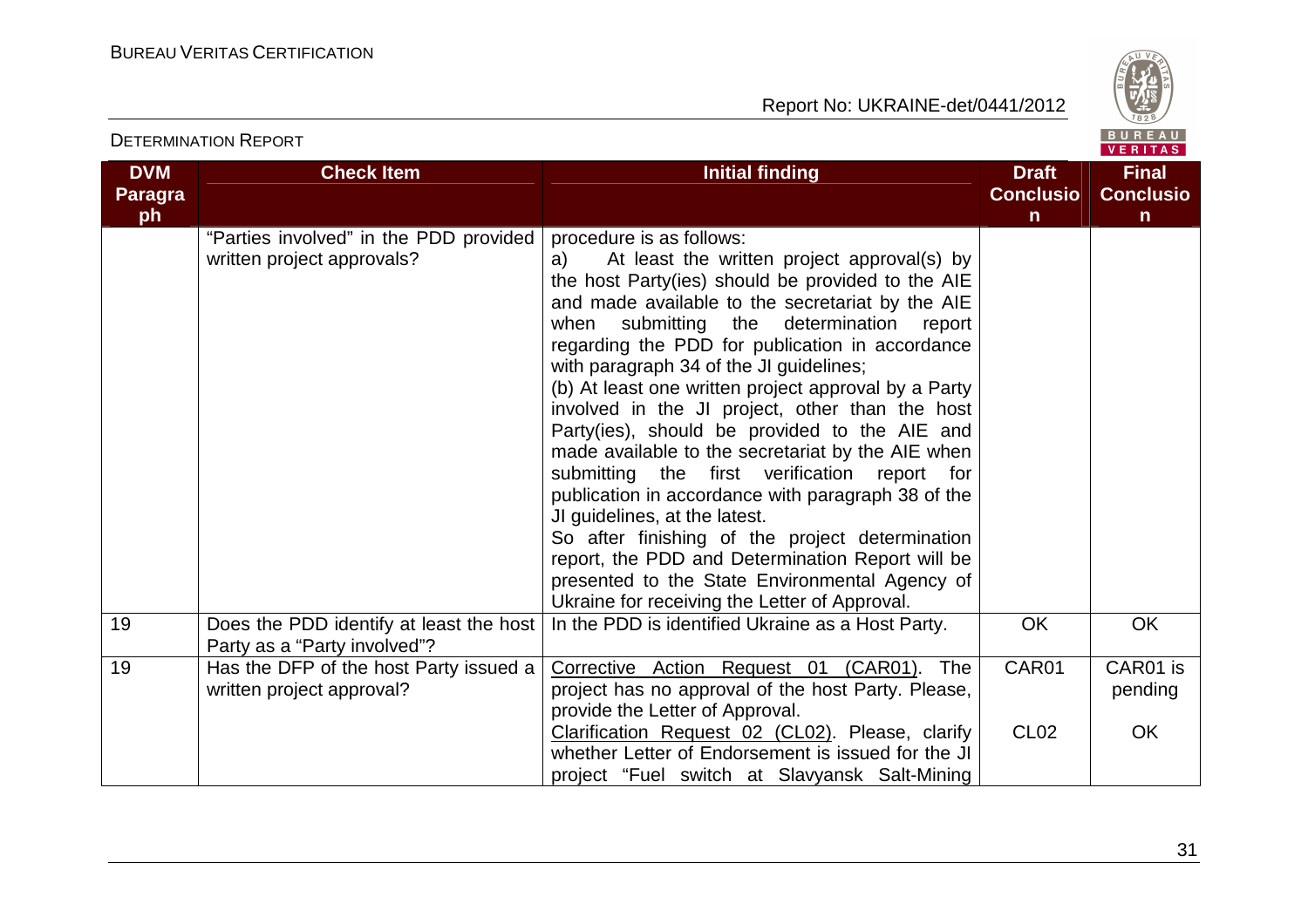| DVM Paragraph | Check Item | Initial finding | Draft Conclusion | Final Conclusion |
|---|---|---|---|---|
| | "Parties involved" in the PDD provided written project approvals? | procedure is as follows:<br>a) At least the written project approval(s) by the host Party(ies) should be provided to the AIE and made available to the secretariat by the AIE when submitting the determination report regarding the PDD for publication in accordance with paragraph 34 of the JI guidelines;<br>(b) At least one written project approval by a Party involved in the JI project, other than the host Party(ies), should be provided to the AIE and made available to the secretariat by the AIE when submitting the first verification report for publication in accordance with paragraph 38 of the JI guidelines, at the latest.<br>So after finishing of the project determination report, the PDD and Determination Report will be presented to the State Environmental Agency of Ukraine for receiving the Letter of Approval. | | |
| 19 | Does the PDD identify at least the host Party as a "Party involved"? | In the PDD is identified Ukraine as a Host Party. | OK | OK |
| 19 | Has the DFP of the host Party issued a written project approval? | Corrective Action Request 01 (CAR01). The project has no approval of the host Party. Please, provide the Letter of Approval.<br>Clarification Request 02 (CL02). Please, clarify whether Letter of Endorsement is issued for the JI project "Fuel switch at Slavyansk Salt-Mining | CAR01<br><br>CL02 | CAR01 is pending<br><br>OK |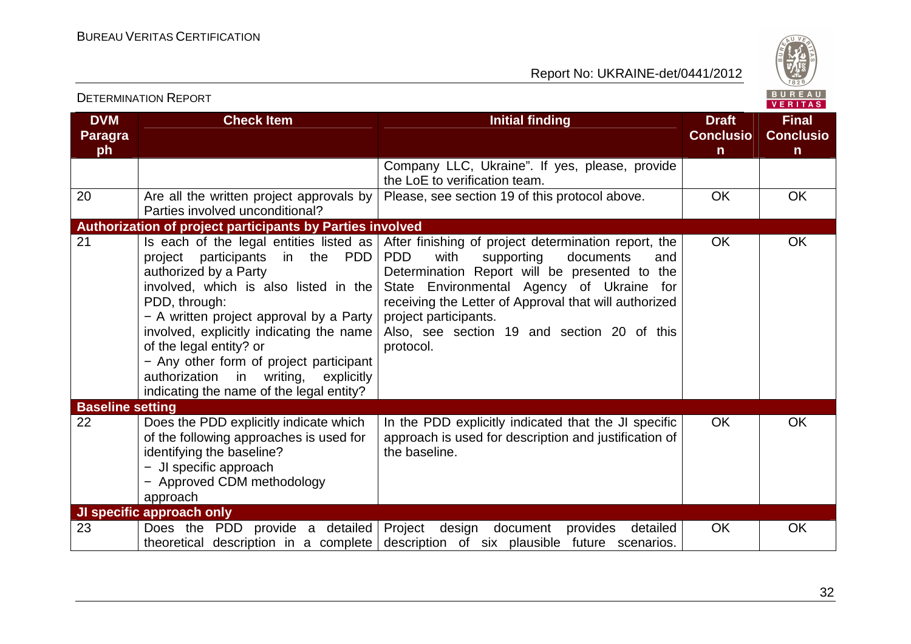| DVM Paragraph | Check Item | Initial finding | Draft Conclusion | Final Conclusion |
|---|---|---|---|---|
| | | Company LLC, Ukraine". If yes, please, provide the LoE to verification team. | | |
| 20 | Are all the written project approvals by Parties involved unconditional? | Please, see section 19 of this protocol above. | OK | OK |
| **Authorization of project participants by Parties involved** | | | | |
| 21 | Is each of the legal entities listed as project participants in the PDD authorized by a Party involved, which is also listed in the PDD, through:<br>− A written project approval by a Party involved, explicitly indicating the name of the legal entity? or<br>− Any other form of project participant authorization in writing, explicitly indicating the name of the legal entity? | After finishing of project determination report, the PDD with supporting documents and Determination Report will be presented to the State Environmental Agency of Ukraine for receiving the Letter of Approval that will authorized project participants.<br>Also, see section 19 and section 20 of this protocol. | OK | OK |
| **Baseline setting** | | | | |
| 22 | Does the PDD explicitly indicate which of the following approaches is used for identifying the baseline?<br>− JI specific approach<br>− Approved CDM methodology approach | In the PDD explicitly indicated that the JI specific approach is used for description and justification of the baseline. | OK | OK |
| **JI specific approach only** | | | | |
| 23 | Does the PDD provide a detailed theoretical description in a complete | Project design document provides detailed description of six plausible future scenarios. | OK | OK |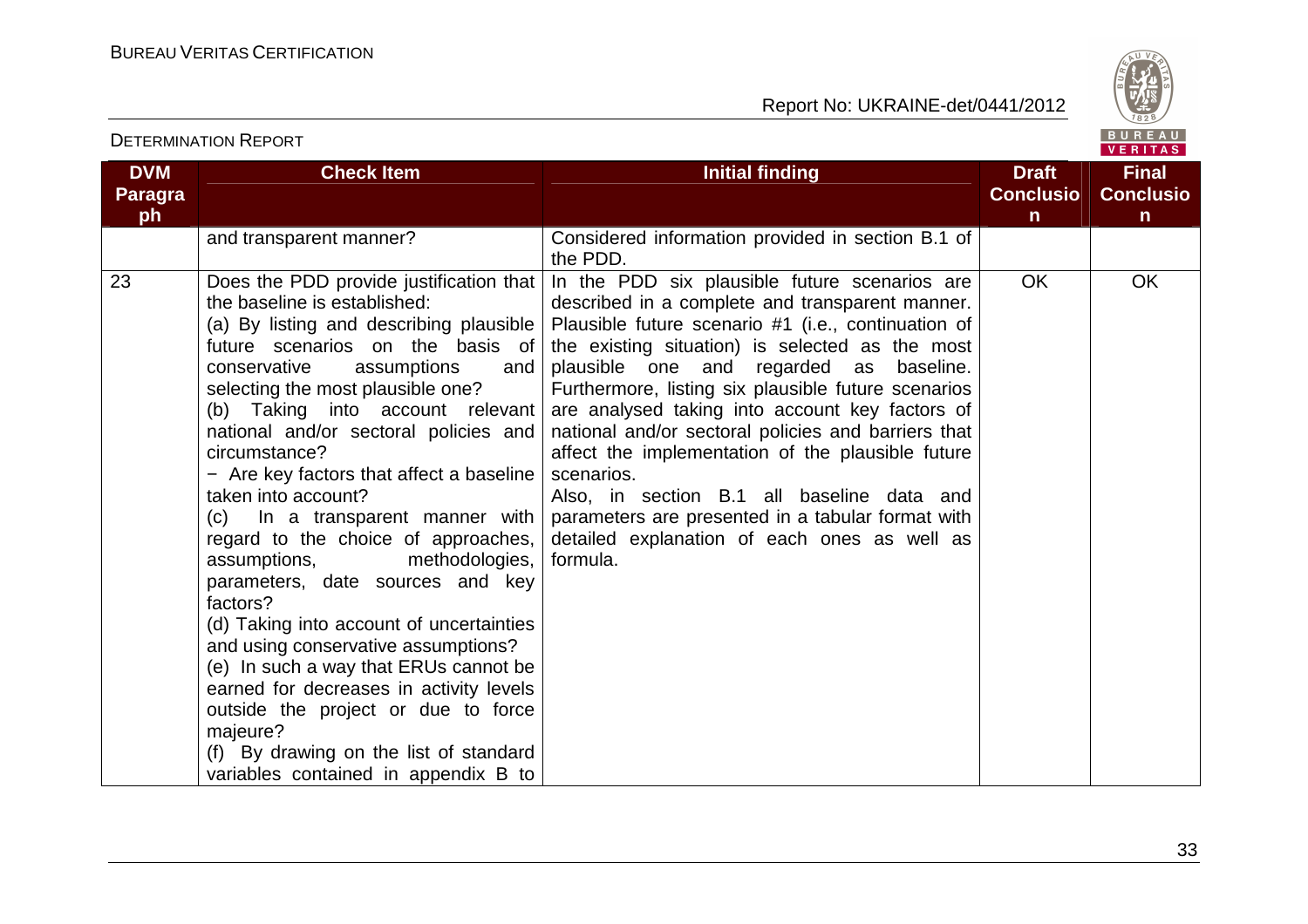| DVM Paragraph | Check Item | Initial finding | Draft Conclusion | Final Conclusion |
|---|---|---|---|---|
| | and transparent manner? | Considered information provided in section B.1 of the PDD. | | |
| 23 | Does the PDD provide justification that the baseline is established:<br>(a) By listing and describing plausible future scenarios on the basis of conservative assumptions and selecting the most plausible one?<br>(b) Taking into account relevant national and/or sectoral policies and circumstance?<br>− Are key factors that affect a baseline taken into account?<br>(c) In a transparent manner with regard to the choice of approaches, assumptions, methodologies, parameters, date sources and key factors?<br>(d) Taking into account of uncertainties and using conservative assumptions?<br>(e) In such a way that ERUs cannot be earned for decreases in activity levels outside the project or due to force majeure?<br>(f) By drawing on the list of standard variables contained in appendix B to | In the PDD six plausible future scenarios are described in a complete and transparent manner. Plausible future scenario #1 (i.e., continuation of the existing situation) is selected as the most plausible one and regarded as baseline. Furthermore, listing six plausible future scenarios are analysed taking into account key factors of national and/or sectoral policies and barriers that affect the implementation of the plausible future scenarios.<br>Also, in section B.1 all baseline data and parameters are presented in a tabular format with detailed explanation of each ones as well as formula. | OK | OK |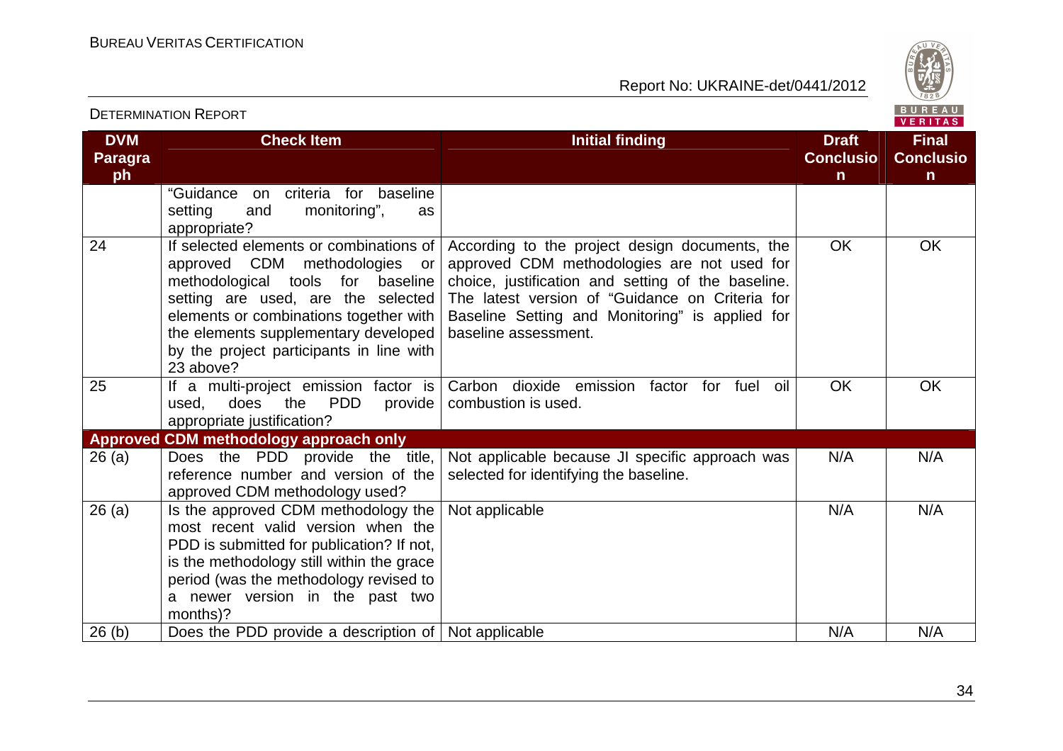| DVM Paragraph | Check Item | Initial finding | Draft Conclusion | Final Conclusion |
|---|---|---|---|---|
| | "Guidance on criteria for baseline setting and monitoring", as appropriate? | | | |
| 24 | If selected elements or combinations of approved CDM methodologies or methodological tools for baseline setting are used, are the selected elements or combinations together with the elements supplementary developed by the project participants in line with 23 above? | According to the project design documents, the approved CDM methodologies are not used for choice, justification and setting of the baseline. The latest version of "Guidance on Criteria for Baseline Setting and Monitoring" is applied for baseline assessment. | OK | OK |
| 25 | If a multi-project emission factor is used, does the PDD provide appropriate justification? | Carbon dioxide emission factor for fuel oil combustion is used. | OK | OK |
| **Approved CDM methodology approach only** | | | | |
| 26 (a) | Does the PDD provide the title, reference number and version of the approved CDM methodology used? | Not applicable because JI specific approach was selected for identifying the baseline. | N/A | N/A |
| 26 (a) | Is the approved CDM methodology the most recent valid version when the PDD is submitted for publication? If not, is the methodology still within the grace period (was the methodology revised to a newer version in the past two months)? | Not applicable | N/A | N/A |
| 26 (b) | Does the PDD provide a description of | Not applicable | N/A | N/A |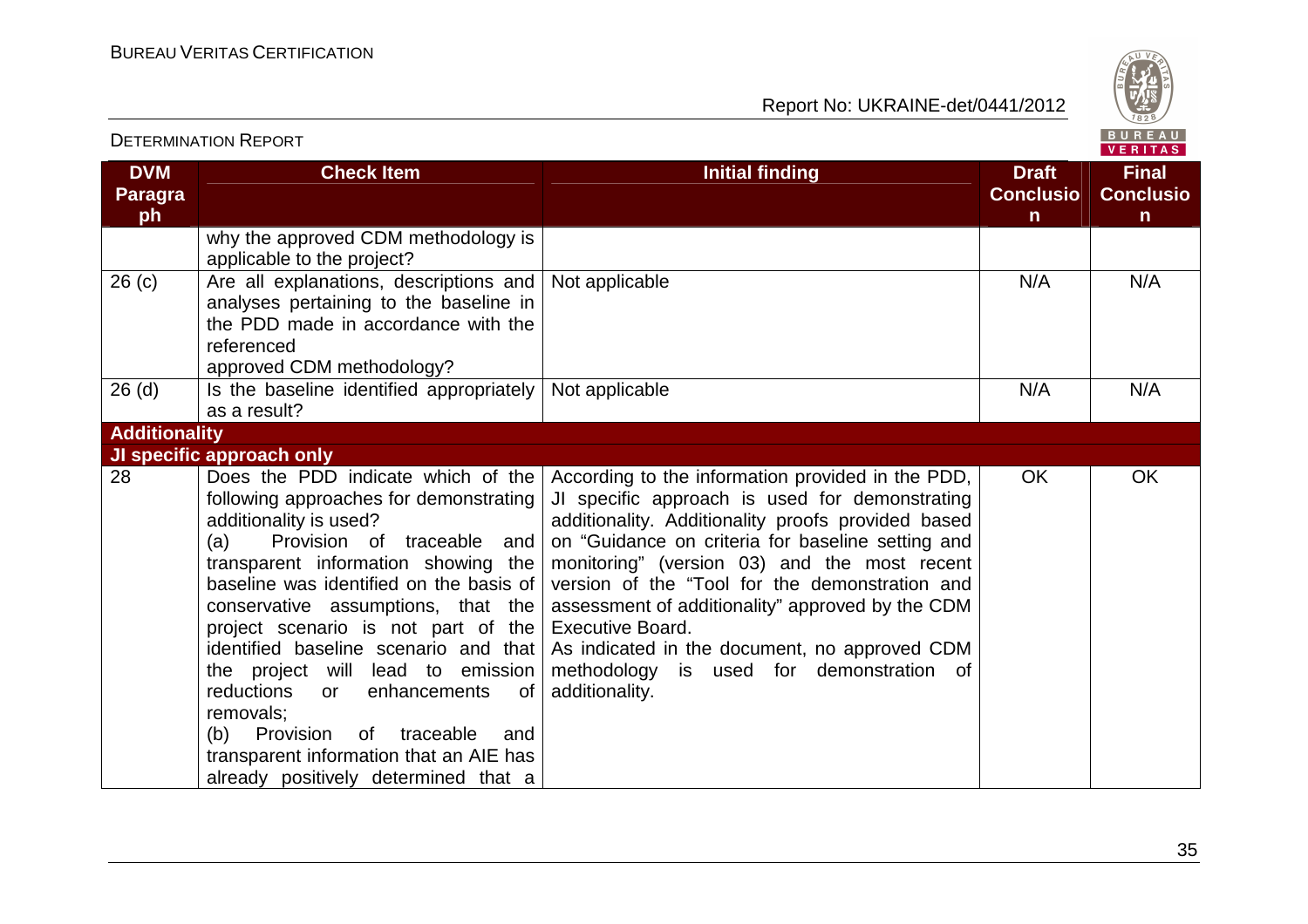| DVM Paragraph | Check Item | Initial finding | Draft Conclusion | Final Conclusion |
|---|---|---|---|---|
| | why the approved CDM methodology is applicable to the project? | | | |
| 26 (c) | Are all explanations, descriptions and analyses pertaining to the baseline in the PDD made in accordance with the referenced approved CDM methodology? | Not applicable | N/A | N/A |
| 26 (d) | Is the baseline identified appropriately as a result? | Not applicable | N/A | N/A |
| **Additionality** | | | | |
| **JI specific approach only** | | | | |
| 28 | Does the PDD indicate which of the following approaches for demonstrating additionality is used?<br>(a) Provision of traceable and transparent information showing the baseline was identified on the basis of conservative assumptions, that the project scenario is not part of the identified baseline scenario and that the project will lead to emission reductions or enhancements of removals;<br>(b) Provision of traceable and transparent information that an AIE has already positively determined that a | According to the information provided in the PDD, JI specific approach is used for demonstrating additionality. Additionality proofs provided based on "Guidance on criteria for baseline setting and monitoring" (version 03) and the most recent version of the "Tool for the demonstration and assessment of additionality" approved by the CDM Executive Board.<br>As indicated in the document, no approved CDM methodology is used for demonstration of additionality. | OK | OK |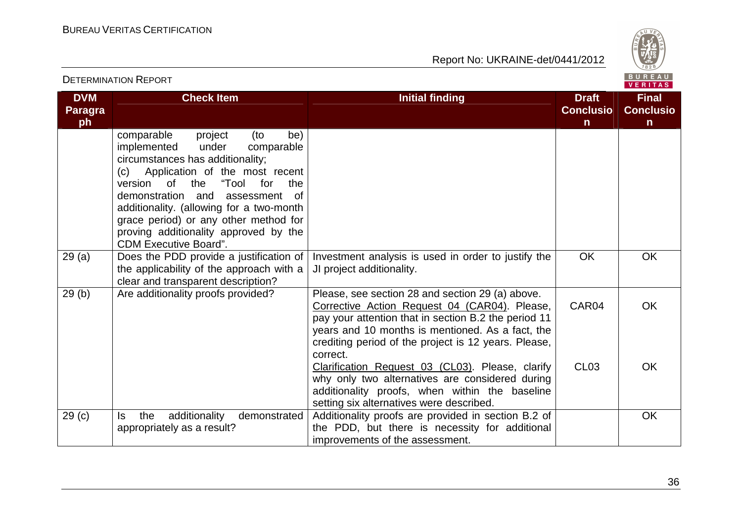| DVM Paragraph | Check Item | Initial finding | Draft Conclusion | Final Conclusion |
|---|---|---|---|---|
| | comparable project (to be) implemented under comparable circumstances has additionality;<br>(c) Application of the most recent version of the "Tool for the demonstration and assessment of additionality. (allowing for a two-month grace period) or any other method for proving additionality approved by the CDM Executive Board". | | | |
| 29 (a) | Does the PDD provide a justification of the applicability of the approach with a clear and transparent description? | Investment analysis is used in order to justify the JI project additionality. | OK | OK |
| 29 (b) | Are additionality proofs provided? | Please, see section 28 and section 29 (a) above.<br>Corrective Action Request 04 (CAR04). Please, pay your attention that in section B.2 the period 11 years and 10 months is mentioned. As a fact, the crediting period of the project is 12 years. Please, correct.<br>Clarification Request 03 (CL03). Please, clarify why only two alternatives are considered during additionality proofs, when within the baseline setting six alternatives were described. | CAR04<br><br>CL03 | OK<br><br>OK |
| 29 (c) | Is the additionality demonstrated appropriately as a result? | Additionality proofs are provided in section B.2 of the PDD, but there is necessity for additional improvements of the assessment. | | OK |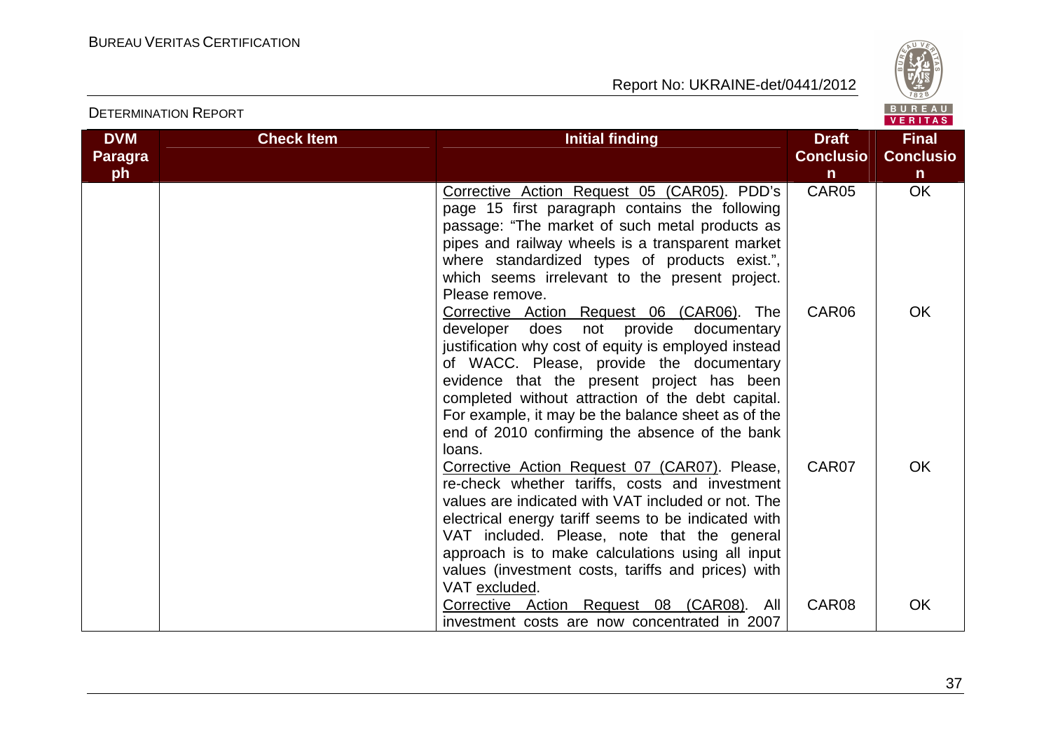| DVM Paragraph | Check Item | Initial finding | Draft Conclusion | Final Conclusion |
|---|---|---|---|---|
| | | Corrective Action Request 05 (CAR05). PDD's page 15 first paragraph contains the following passage: "The market of such metal products as pipes and railway wheels is a transparent market where standardized types of products exist.", which seems irrelevant to the present project. Please remove. | CAR05 | OK |
| | | Corrective Action Request 06 (CAR06). The developer does not provide documentary justification why cost of equity is employed instead of WACC. Please, provide the documentary evidence that the present project has been completed without attraction of the debt capital. For example, it may be the balance sheet as of the end of 2010 confirming the absence of the bank loans. | CAR06 | OK |
| | | Corrective Action Request 07 (CAR07). Please, re-check whether tariffs, costs and investment values are indicated with VAT included or not. The electrical energy tariff seems to be indicated with VAT included. Please, note that the general approach is to make calculations using all input values (investment costs, tariffs and prices) with VAT excluded. | CAR07 | OK |
| | | Corrective Action Request 08 (CAR08). All investment costs are now concentrated in 2007 | CAR08 | OK |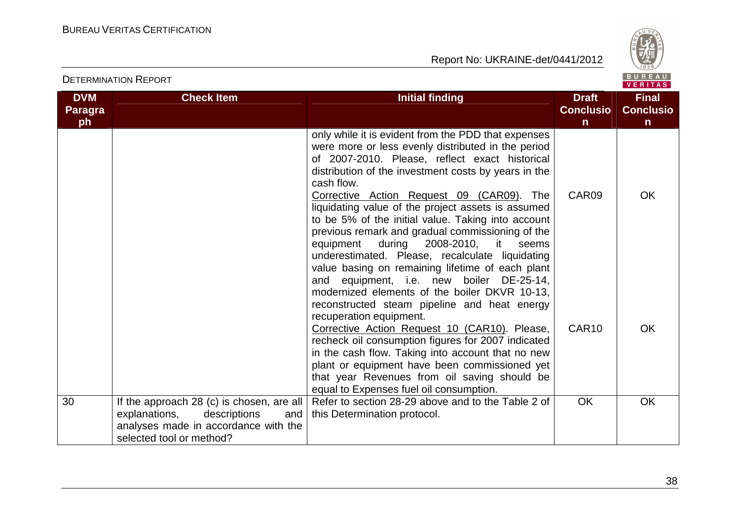| DVM Paragraph | Check Item | Initial finding | Draft Conclusion | Final Conclusion |
|---|---|---|---|---|
| | | only while it is evident from the PDD that expenses were more or less evenly distributed in the period of 2007-2010. Please, reflect exact historical distribution of the investment costs by years in the cash flow. | | |
| | | Corrective Action Request 09 (CAR09). The liquidating value of the project assets is assumed to be 5% of the initial value. Taking into account previous remark and gradual commissioning of the equipment during 2008-2010, it seems underestimated. Please, recalculate liquidating value basing on remaining lifetime of each plant and equipment, i.e. new boiler DE-25-14, modernized elements of the boiler DKVR 10-13, reconstructed steam pipeline and heat energy recuperation equipment. | CAR09 | OK |
| | | Corrective Action Request 10 (CAR10). Please, recheck oil consumption figures for 2007 indicated in the cash flow. Taking into account that no new plant or equipment have been commissioned yet that year Revenues from oil saving should be equal to Expenses fuel oil consumption. | CAR10 | OK |
| 30 | If the approach 28 (c) is chosen, are all explanations, descriptions and analyses made in accordance with the selected tool or method? | Refer to section 28-29 above and to the Table 2 of this Determination protocol. | OK | OK |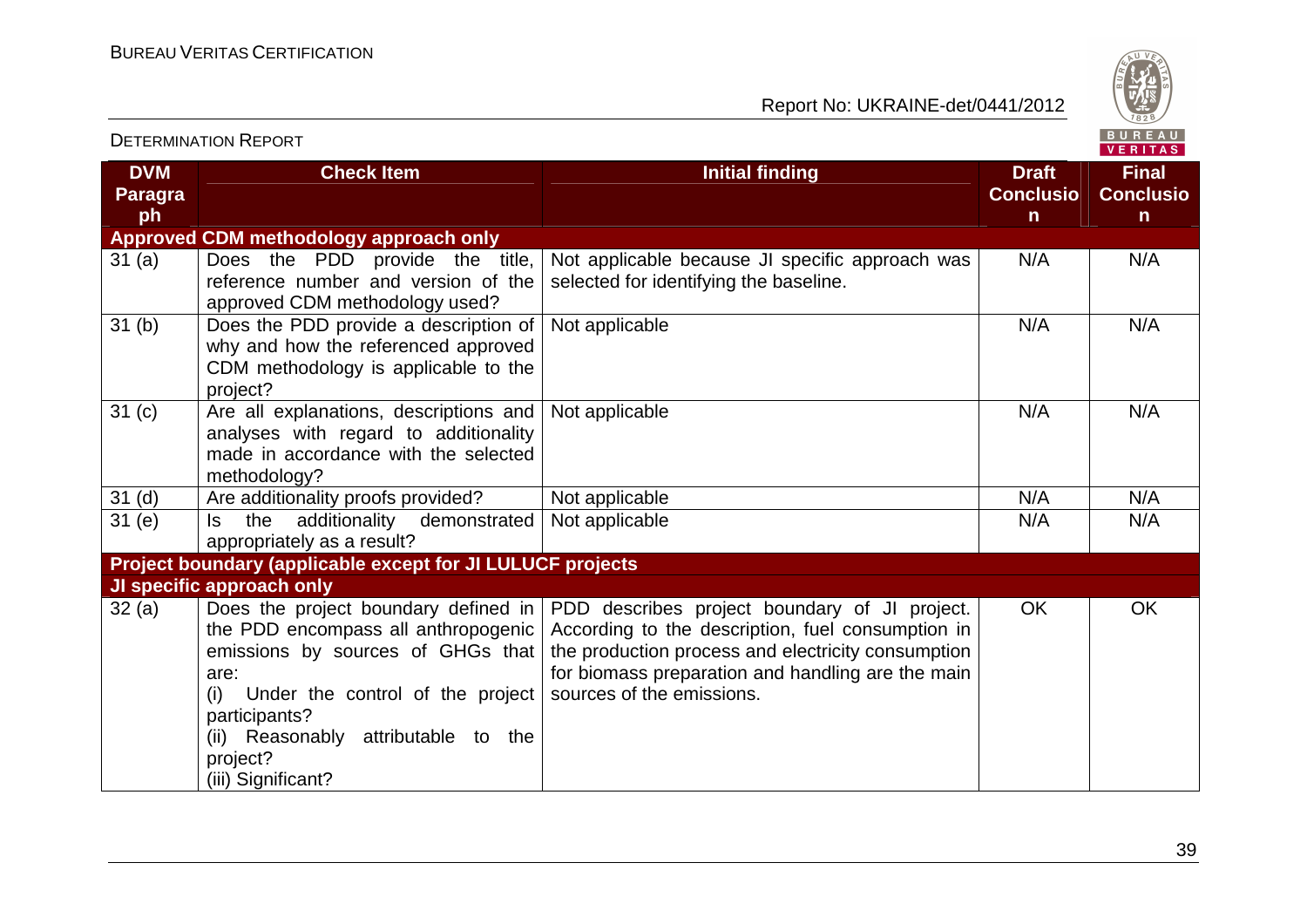| DVM Paragraph | Check Item | Initial finding | Draft Conclusion | Final Conclusion |
|---|---|---|---|---|
| **Approved CDM methodology approach only** | | | | |
| 31 (a) | Does the PDD provide the title, reference number and version of the approved CDM methodology used? | Not applicable because JI specific approach was selected for identifying the baseline. | N/A | N/A |
| 31 (b) | Does the PDD provide a description of why and how the referenced approved CDM methodology is applicable to the project? | Not applicable | N/A | N/A |
| 31 (c) | Are all explanations, descriptions and analyses with regard to additionality made in accordance with the selected methodology? | Not applicable | N/A | N/A |
| 31 (d) | Are additionality proofs provided? | Not applicable | N/A | N/A |
| 31 (e) | Is the additionality demonstrated appropriately as a result? | Not applicable | N/A | N/A |
| **Project boundary (applicable except for JI LULUCF projects** | | | | |
| **JI specific approach only** | | | | |
| 32 (a) | Does the project boundary defined in the PDD encompass all anthropogenic emissions by sources of GHGs that are:<br>(i) Under the control of the project participants?<br>(ii) Reasonably attributable to the project?<br>(iii) Significant? | PDD describes project boundary of JI project. According to the description, fuel consumption in the production process and electricity consumption for biomass preparation and handling are the main sources of the emissions. | OK | OK |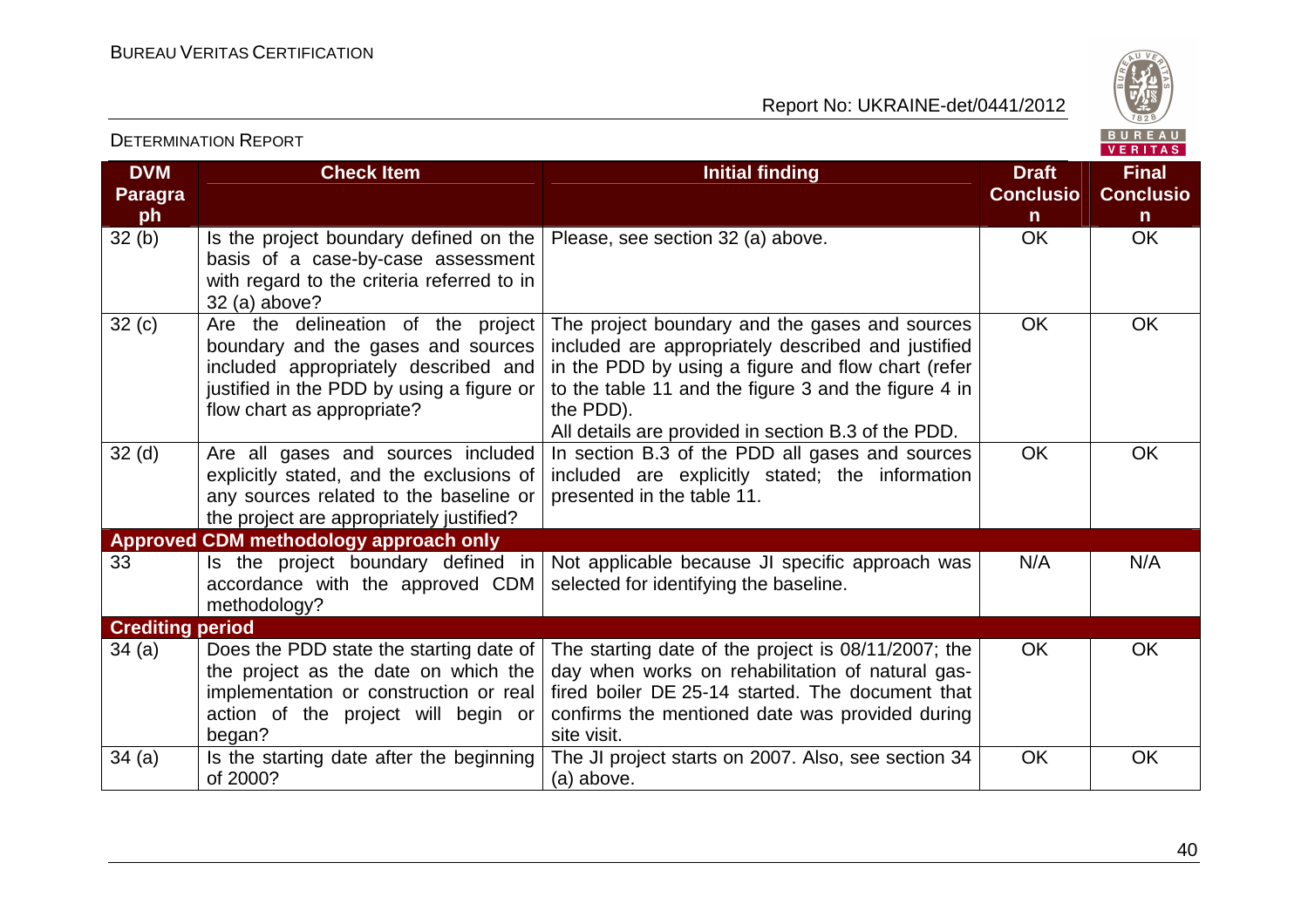| DVM Paragraph | Check Item | Initial finding | Draft Conclusion | Final Conclusion |
|---|---|---|---|---|
| 32 (b) | Is the project boundary defined on the basis of a case-by-case assessment with regard to the criteria referred to in 32 (a) above? | Please, see section 32 (a) above. | OK | OK |
| 32 (c) | Are the delineation of the project boundary and the gases and sources included appropriately described and justified in the PDD by using a figure or flow chart as appropriate? | The project boundary and the gases and sources included are appropriately described and justified in the PDD by using a figure and flow chart (refer to the table 11 and the figure 3 and the figure 4 in the PDD).<br>All details are provided in section B.3 of the PDD. | OK | OK |
| 32 (d) | Are all gases and sources included explicitly stated, and the exclusions of any sources related to the baseline or the project are appropriately justified? | In section B.3 of the PDD all gases and sources included are explicitly stated; the information presented in the table 11. | OK | OK |
| **Approved CDM methodology approach only** | | | | |
| 33 | Is the project boundary defined in accordance with the approved CDM methodology? | Not applicable because JI specific approach was selected for identifying the baseline. | N/A | N/A |
| **Crediting period** | | | | |
| 34 (a) | Does the PDD state the starting date of the project as the date on which the implementation or construction or real action of the project will begin or began? | The starting date of the project is 08/11/2007; the day when works on rehabilitation of natural gas-fired boiler DE 25-14 started. The document that confirms the mentioned date was provided during site visit. | OK | OK |
| 34 (a) | Is the starting date after the beginning of 2000? | The JI project starts on 2007. Also, see section 34 (a) above. | OK | OK |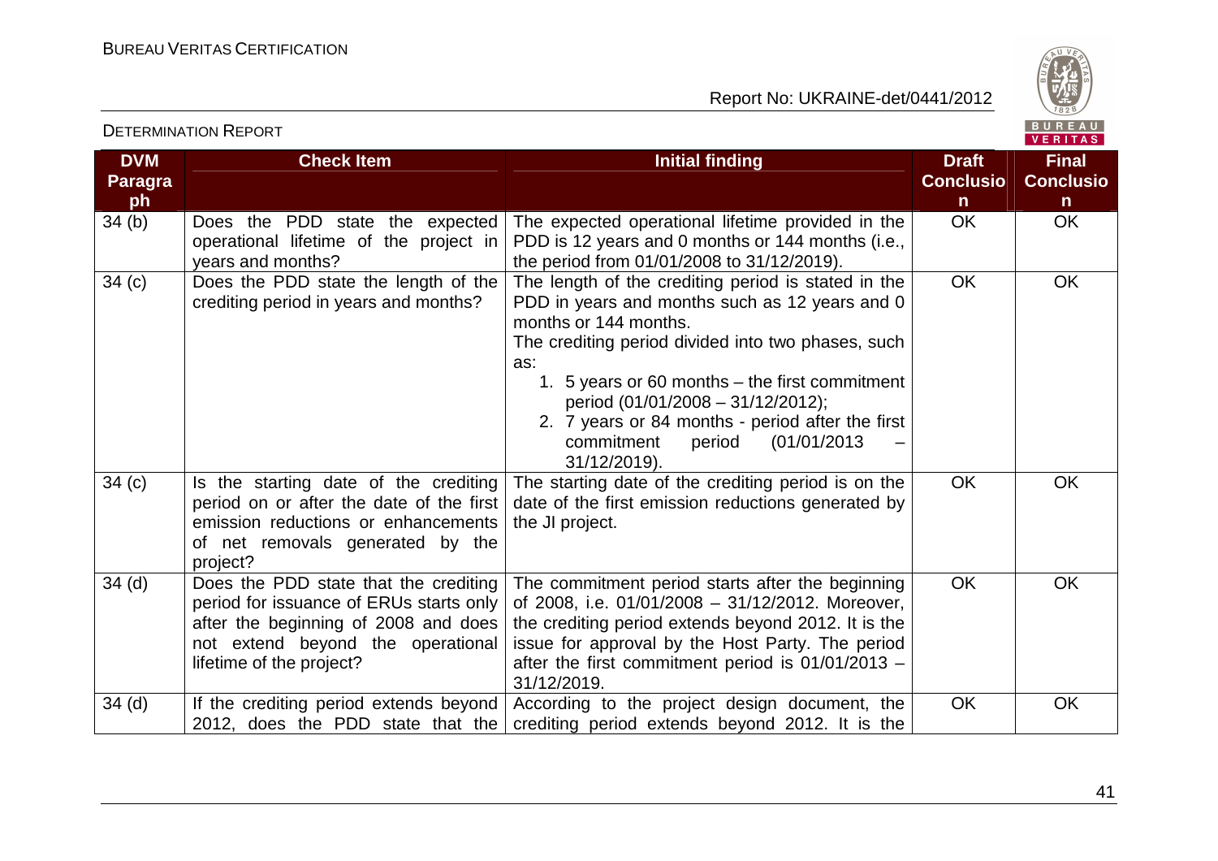| DVM Paragraph | Check Item | Initial finding | Draft Conclusion | Final Conclusion |
|---|---|---|---|---|
| 34 (b) | Does the PDD state the expected operational lifetime of the project in years and months? | The expected operational lifetime provided in the PDD is 12 years and 0 months or 144 months (i.e., the period from 01/01/2008 to 31/12/2019). | OK | OK |
| 34 (c) | Does the PDD state the length of the crediting period in years and months? | The length of the crediting period is stated in the PDD in years and months such as 12 years and 0 months or 144 months.<br>The crediting period divided into two phases, such as:<br>1. 5 years or 60 months – the first commitment period (01/01/2008 – 31/12/2012);<br>2. 7 years or 84 months - period after the first commitment period (01/01/2013 – 31/12/2019). | OK | OK |
| 34 (c) | Is the starting date of the crediting period on or after the date of the first emission reductions or enhancements of net removals generated by the project? | The starting date of the crediting period is on the date of the first emission reductions generated by the JI project. | OK | OK |
| 34 (d) | Does the PDD state that the crediting period for issuance of ERUs starts only after the beginning of 2008 and does not extend beyond the operational lifetime of the project? | The commitment period starts after the beginning of 2008, i.e. 01/01/2008 – 31/12/2012. Moreover, the crediting period extends beyond 2012. It is the issue for approval by the Host Party. The period after the first commitment period is 01/01/2013 – 31/12/2019. | OK | OK |
| 34 (d) | If the crediting period extends beyond 2012, does the PDD state that the | According to the project design document, the crediting period extends beyond 2012. It is the | OK | OK |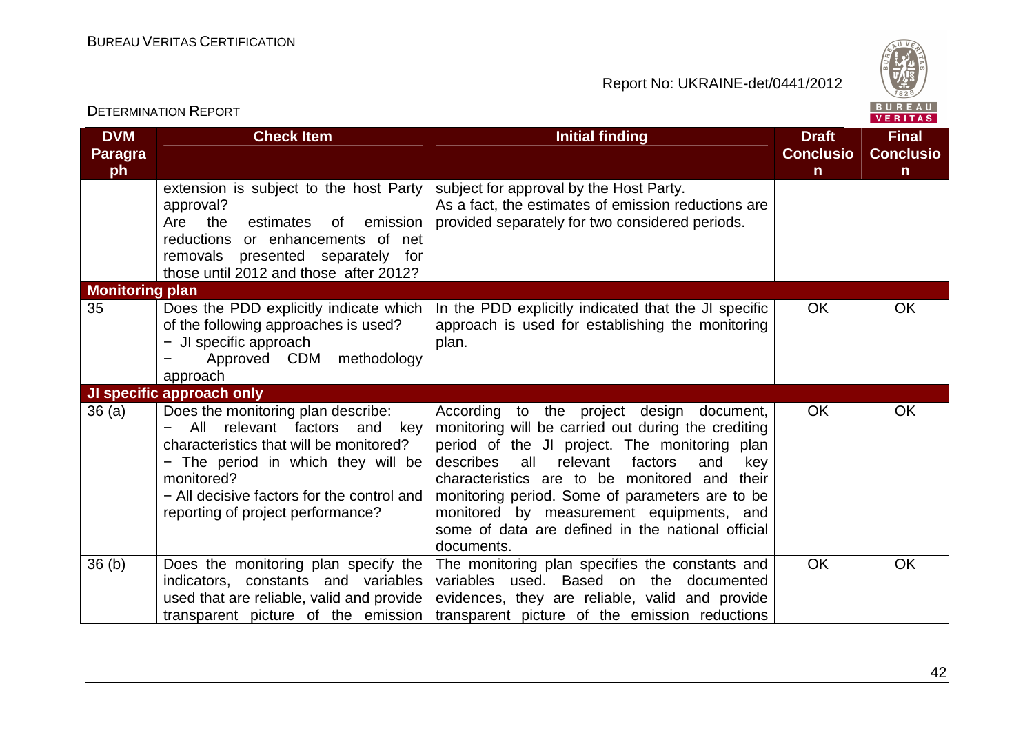| DVM Paragraph | Check Item | Initial finding | Draft Conclusion | Final Conclusion |
|---|---|---|---|---|
| | extension is subject to the host Party approval? Are the estimates of emission reductions or enhancements of net removals presented separately for those until 2012 and those after 2012? | subject for approval by the Host Party. As a fact, the estimates of emission reductions are provided separately for two considered periods. | | |
| **Monitoring plan** | | | | |
| 35 | Does the PDD explicitly indicate which of the following approaches is used? − JI specific approach − Approved CDM methodology approach | In the PDD explicitly indicated that the JI specific approach is used for establishing the monitoring plan. | OK | OK |
| **JI specific approach only** | | | | |
| 36 (a) | Does the monitoring plan describe: − All relevant factors and key characteristics that will be monitored? − The period in which they will be monitored? − All decisive factors for the control and reporting of project performance? | According to the project design document, monitoring will be carried out during the crediting period of the JI project. The monitoring plan describes all relevant factors and key characteristics are to be monitored and their monitoring period. Some of parameters are to be monitored by measurement equipments, and some of data are defined in the national official documents. | OK | OK |
| 36 (b) | Does the monitoring plan specify the indicators, constants and variables used that are reliable, valid and provide transparent picture of the emission | The monitoring plan specifies the constants and variables used. Based on the documented evidences, they are reliable, valid and provide transparent picture of the emission reductions | OK | OK |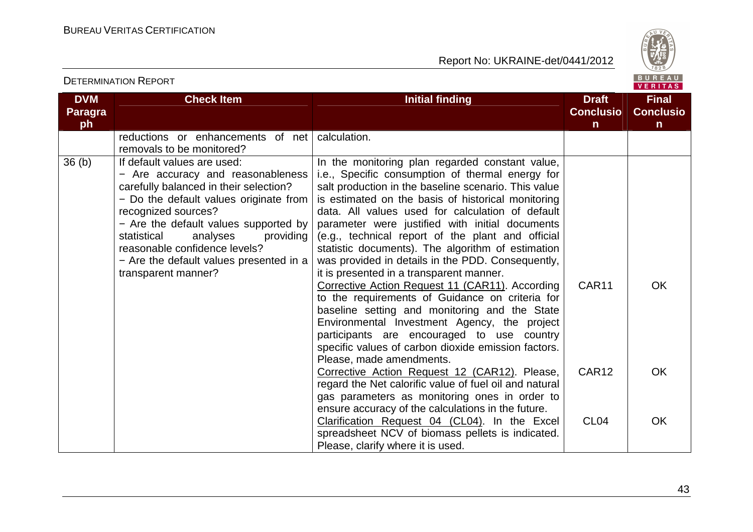| DVM Paragraph | Check Item | Initial finding | Draft Conclusion | Final Conclusion |
|---|---|---|---|---|
| | reductions or enhancements of net removals to be monitored? | calculation. | | |
| 36 (b) | If default values are used:<br>− Are accuracy and reasonableness carefully balanced in their selection?<br>− Do the default values originate from recognized sources?<br>− Are the default values supported by statistical analyses providing reasonable confidence levels?<br>− Are the default values presented in a transparent manner? | In the monitoring plan regarded constant value, i.e., Specific consumption of thermal energy for salt production in the baseline scenario. This value is estimated on the basis of historical monitoring data. All values used for calculation of default parameter were justified with initial documents (e.g., technical report of the plant and official statistic documents). The algorithm of estimation was provided in details in the PDD. Consequently, it is presented in a transparent manner.<br>Corrective Action Request 11 (CAR11). According to the requirements of Guidance on criteria for baseline setting and monitoring and the State Environmental Investment Agency, the project participants are encouraged to use country specific values of carbon dioxide emission factors. Please, made amendments.<br>Corrective Action Request 12 (CAR12). Please, regard the Net calorific value of fuel oil and natural gas parameters as monitoring ones in order to ensure accuracy of the calculations in the future.<br>Clarification Request 04 (CL04). In the Excel spreadsheet NCV of biomass pellets is indicated. Please, clarify where it is used. | CAR11<br><br>CAR12<br><br>CL04 | OK<br><br>OK<br><br>OK |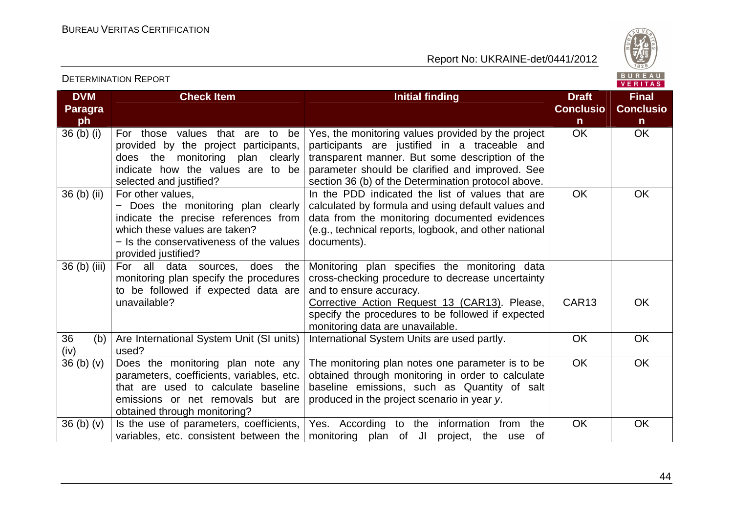| DVM Paragraph | Check Item | Initial finding | Draft Conclusion | Final Conclusion |
|---|---|---|---|---|
| 36 (b) (i) | For those values that are to be provided by the project participants, does the monitoring plan clearly indicate how the values are to be selected and justified? | Yes, the monitoring values provided by the project participants are justified in a traceable and transparent manner. But some description of the parameter should be clarified and improved. See section 36 (b) of the Determination protocol above. | OK | OK |
| 36 (b) (ii) | For other values,<br>− Does the monitoring plan clearly indicate the precise references from which these values are taken?<br>− Is the conservativeness of the values provided justified? | In the PDD indicated the list of values that are calculated by formula and using default values and data from the monitoring documented evidences (e.g., technical reports, logbook, and other national documents). | OK | OK |
| 36 (b) (iii) | For all data sources, does the monitoring plan specify the procedures to be followed if expected data are unavailable? | Monitoring plan specifies the monitoring data cross-checking procedure to decrease uncertainty and to ensure accuracy.<br>Corrective Action Request 13 (CAR13). Please, specify the procedures to be followed if expected monitoring data are unavailable. | CAR13 | OK |
| 36 (b) (iv) | Are International System Unit (SI units) used? | International System Units are used partly. | OK | OK |
| 36 (b) (v) | Does the monitoring plan note any parameters, coefficients, variables, etc. that are used to calculate baseline emissions or net removals but are obtained through monitoring? | The monitoring plan notes one parameter is to be obtained through monitoring in order to calculate baseline emissions, such as Quantity of salt produced in the project scenario in year *y*. | OK | OK |
| 36 (b) (v) | Is the use of parameters, coefficients, variables, etc. consistent between the | Yes. According to the information from the monitoring plan of JI project, the use of | OK | OK |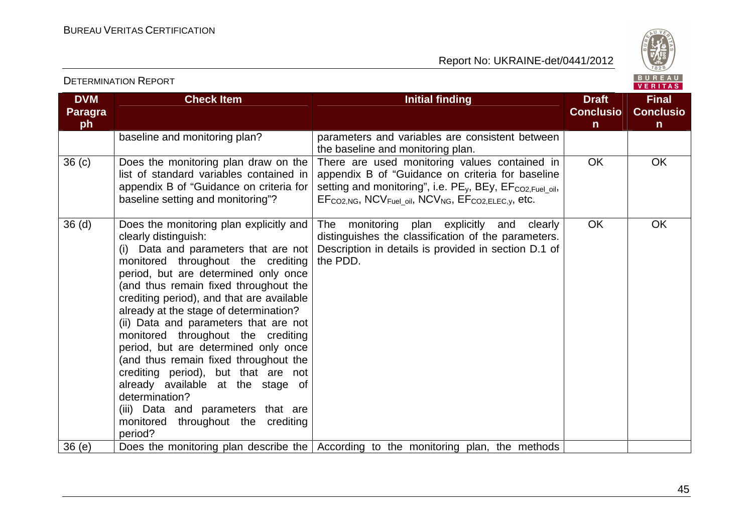| DVM Paragraph | Check Item | Initial finding | Draft Conclusion | Final Conclusion |
|---|---|---|---|---|
| | baseline and monitoring plan? | parameters and variables are consistent between the baseline and monitoring plan. | | |
| 36 (c) | Does the monitoring plan draw on the list of standard variables contained in appendix B of "Guidance on criteria for baseline setting and monitoring"? | There are used monitoring values contained in appendix B of "Guidance on criteria for baseline setting and monitoring", i.e. $PE_y$, BEy, $EF_{CO2,Fuel\_oil}$, $EF_{CO2,NG}$, $NCV_{Fuel\_oil}$, $NCV_{NG}$, $EF_{CO2,ELEC,y}$, etc. | OK | OK |
| 36 (d) | Does the monitoring plan explicitly and clearly distinguish:<br>(i) Data and parameters that are not monitored throughout the crediting period, but are determined only once (and thus remain fixed throughout the crediting period), and that are available already at the stage of determination?<br>(ii) Data and parameters that are not monitored throughout the crediting period, but are determined only once (and thus remain fixed throughout the crediting period), but that are not already available at the stage of determination?<br>(iii) Data and parameters that are monitored throughout the crediting period? | The monitoring plan explicitly and clearly distinguishes the classification of the parameters. Description in details is provided in section D.1 of the PDD. | OK | OK |
| 36 (e) | Does the monitoring plan describe the | According to the monitoring plan, the methods | | |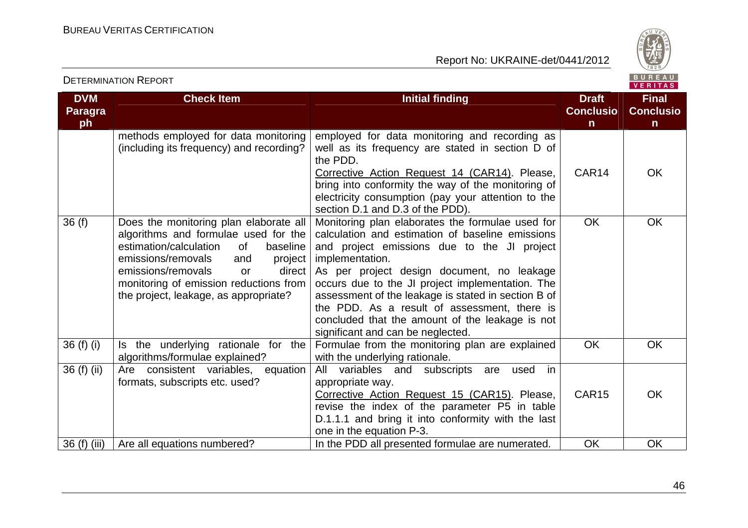| DVM Paragraph | Check Item | Initial finding | Draft Conclusion | Final Conclusion |
|---|---|---|---|---|
| | methods employed for data monitoring (including its frequency) and recording? | employed for data monitoring and recording as well as its frequency are stated in section D of the PDD.<br>Corrective Action Request 14 (CAR14). Please, bring into conformity the way of the monitoring of electricity consumption (pay your attention to the section D.1 and D.3 of the PDD). | CAR14 | OK |
| 36 (f) | Does the monitoring plan elaborate all algorithms and formulae used for the estimation/calculation of baseline emissions/removals and project emissions/removals or direct monitoring of emission reductions from the project, leakage, as appropriate? | Monitoring plan elaborates the formulae used for calculation and estimation of baseline emissions and project emissions due to the JI project implementation.<br>As per project design document, no leakage occurs due to the JI project implementation. The assessment of the leakage is stated in section B of the PDD. As a result of assessment, there is concluded that the amount of the leakage is not significant and can be neglected. | OK | OK |
| 36 (f) (i) | Is the underlying rationale for the algorithms/formulae explained? | Formulae from the monitoring plan are explained with the underlying rationale. | OK | OK |
| 36 (f) (ii) | Are consistent variables, equation formats, subscripts etc. used? | All variables and subscripts are used in appropriate way.<br>Corrective Action Request 15 (CAR15). Please, revise the index of the parameter P5 in table D.1.1.1 and bring it into conformity with the last one in the equation P-3. | CAR15 | OK |
| 36 (f) (iii) | Are all equations numbered? | In the PDD all presented formulae are numerated. | OK | OK |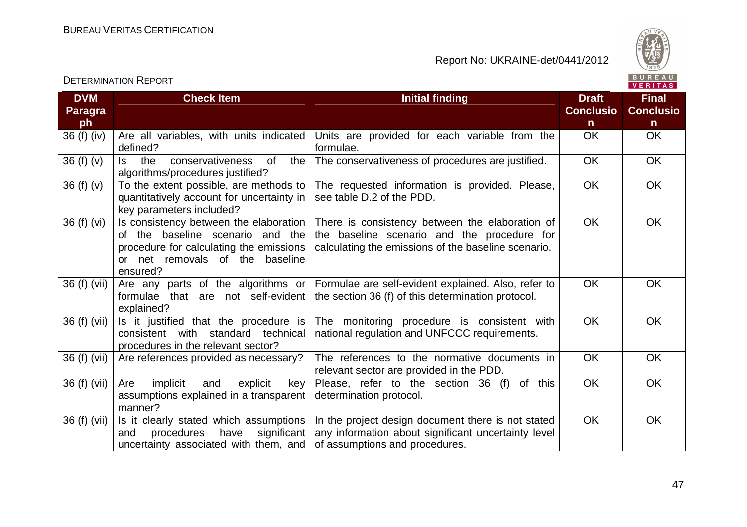| DVM Paragraph | Check Item | Initial finding | Draft Conclusion | Final Conclusion |
|---|---|---|---|---|
| 36 (f) (iv) | Are all variables, with units indicated defined? | Units are provided for each variable from the formulae. | OK | OK |
| 36 (f) (v) | Is the conservativeness of the algorithms/procedures justified? | The conservativeness of procedures are justified. | OK | OK |
| 36 (f) (v) | To the extent possible, are methods to quantitatively account for uncertainty in key parameters included? | The requested information is provided. Please, see table D.2 of the PDD. | OK | OK |
| 36 (f) (vi) | Is consistency between the elaboration of the baseline scenario and the procedure for calculating the emissions or net removals of the baseline ensured? | There is consistency between the elaboration of the baseline scenario and the procedure for calculating the emissions of the baseline scenario. | OK | OK |
| 36 (f) (vii) | Are any parts of the algorithms or formulae that are not self-evident explained? | Formulae are self-evident explained. Also, refer to the section 36 (f) of this determination protocol. | OK | OK |
| 36 (f) (vii) | Is it justified that the procedure is consistent with standard technical procedures in the relevant sector? | The monitoring procedure is consistent with national regulation and UNFCCC requirements. | OK | OK |
| 36 (f) (vii) | Are references provided as necessary? | The references to the normative documents in relevant sector are provided in the PDD. | OK | OK |
| 36 (f) (vii) | Are implicit and explicit key assumptions explained in a transparent manner? | Please, refer to the section 36 (f) of this determination protocol. | OK | OK |
| 36 (f) (vii) | Is it clearly stated which assumptions and procedures have significant uncertainty associated with them, and | In the project design document there is not stated any information about significant uncertainty level of assumptions and procedures. | OK | OK |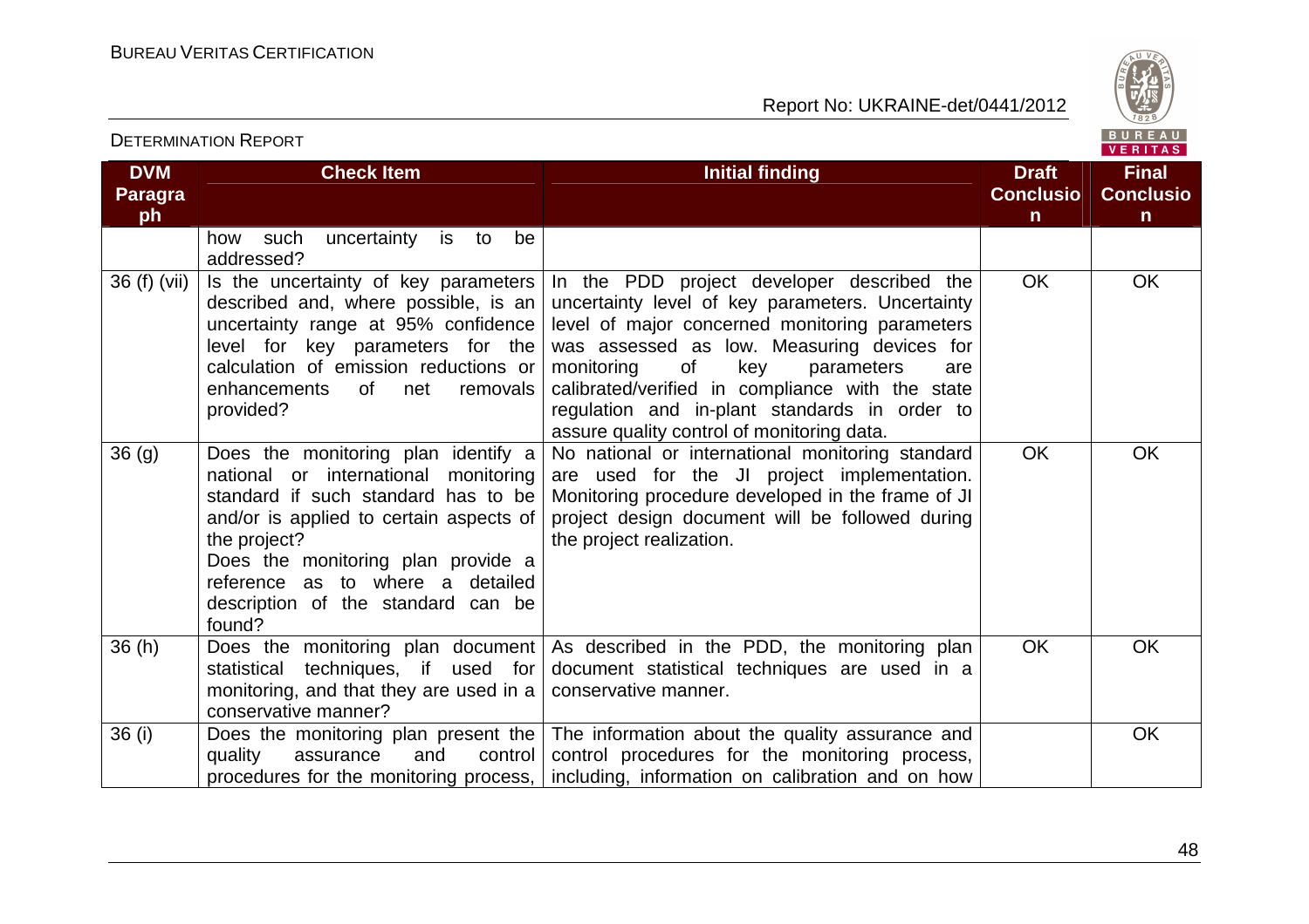| DVM Paragraph | Check Item | Initial finding | Draft Conclusion | Final Conclusion |
|---|---|---|---|---|
| | how such uncertainty is to be addressed? | | | |
| 36 (f) (vii) | Is the uncertainty of key parameters described and, where possible, is an uncertainty range at 95% confidence level for key parameters for the calculation of emission reductions or enhancements of net removals provided? | In the PDD project developer described the uncertainty level of key parameters. Uncertainty level of major concerned monitoring parameters was assessed as low. Measuring devices for monitoring of key parameters are calibrated/verified in compliance with the state regulation and in-plant standards in order to assure quality control of monitoring data. | OK | OK |
| 36 (g) | Does the monitoring plan identify a national or international monitoring standard if such standard has to be and/or is applied to certain aspects of the project?<br>Does the monitoring plan provide a reference as to where a detailed description of the standard can be found? | No national or international monitoring standard are used for the JI project implementation. Monitoring procedure developed in the frame of JI project design document will be followed during the project realization. | OK | OK |
| 36 (h) | Does the monitoring plan document statistical techniques, if used for monitoring, and that they are used in a conservative manner? | As described in the PDD, the monitoring plan document statistical techniques are used in a conservative manner. | OK | OK |
| 36 (i) | Does the monitoring plan present the quality assurance and control procedures for the monitoring process, | The information about the quality assurance and control procedures for the monitoring process, including, information on calibration and on how | | OK |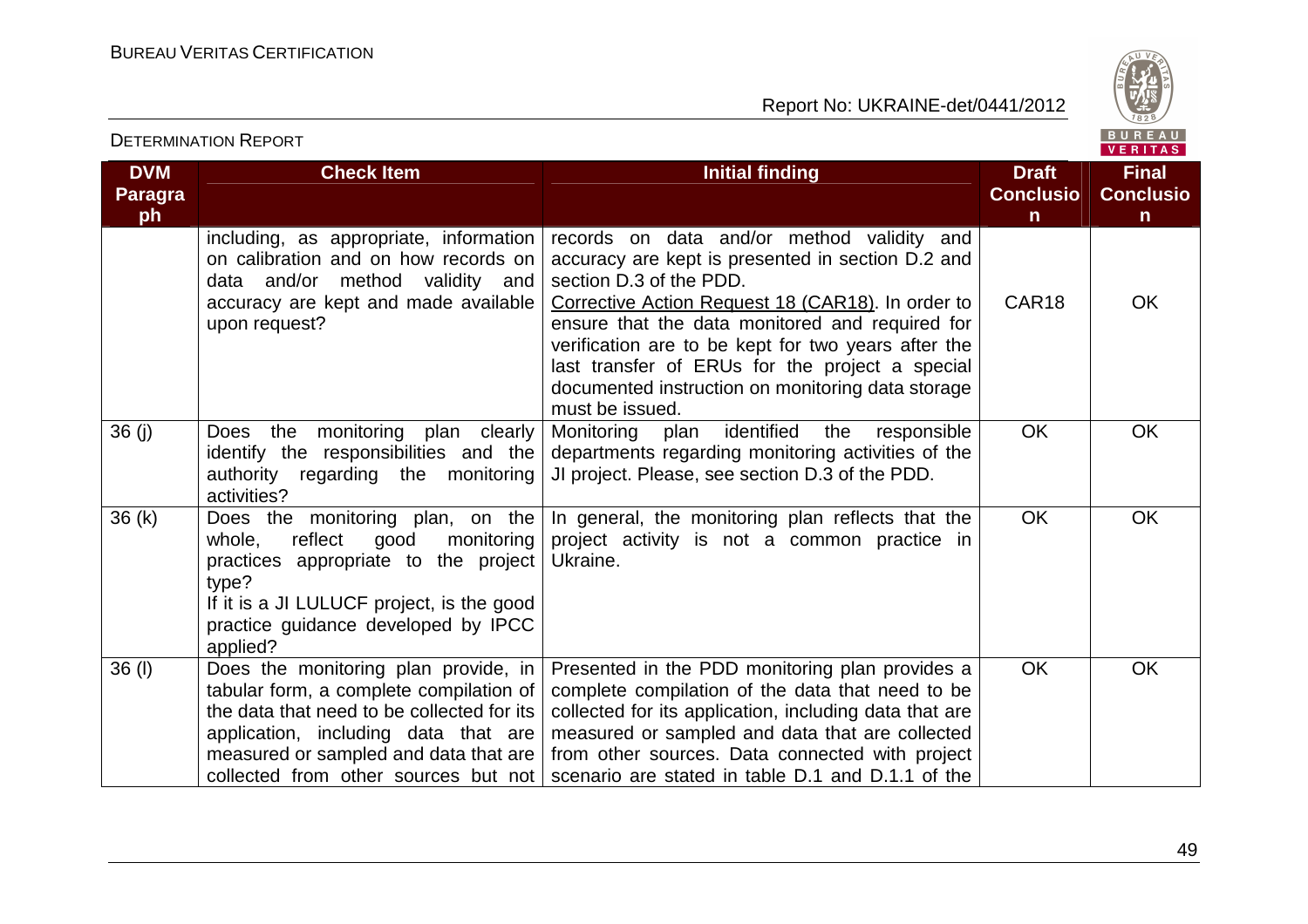| DVM Paragraph | Check Item | Initial finding | Draft Conclusion | Final Conclusion |
|---|---|---|---|---|
| | including, as appropriate, information on calibration and on how records on data and/or method validity and accuracy are kept and made available upon request? | records on data and/or method validity and accuracy are kept is presented in section D.2 and section D.3 of the PDD. Corrective Action Request 18 (CAR18). In order to ensure that the data monitored and required for verification are to be kept for two years after the last transfer of ERUs for the project a special documented instruction on monitoring data storage must be issued. | CAR18 | OK |
| 36 (j) | Does the monitoring plan clearly identify the responsibilities and the authority regarding the monitoring activities? | Monitoring plan identified the responsible departments regarding monitoring activities of the JI project. Please, see section D.3 of the PDD. | OK | OK |
| 36 (k) | Does the monitoring plan, on the whole, reflect good monitoring practices appropriate to the project type? If it is a JI LULUCF project, is the good practice guidance developed by IPCC applied? | In general, the monitoring plan reflects that the project activity is not a common practice in Ukraine. | OK | OK |
| 36 (l) | Does the monitoring plan provide, in tabular form, a complete compilation of the data that need to be collected for its application, including data that are measured or sampled and data that are collected from other sources but not | Presented in the PDD monitoring plan provides a complete compilation of the data that need to be collected for its application, including data that are measured or sampled and data that are collected from other sources. Data connected with project scenario are stated in table D.1 and D.1.1 of the | OK | OK |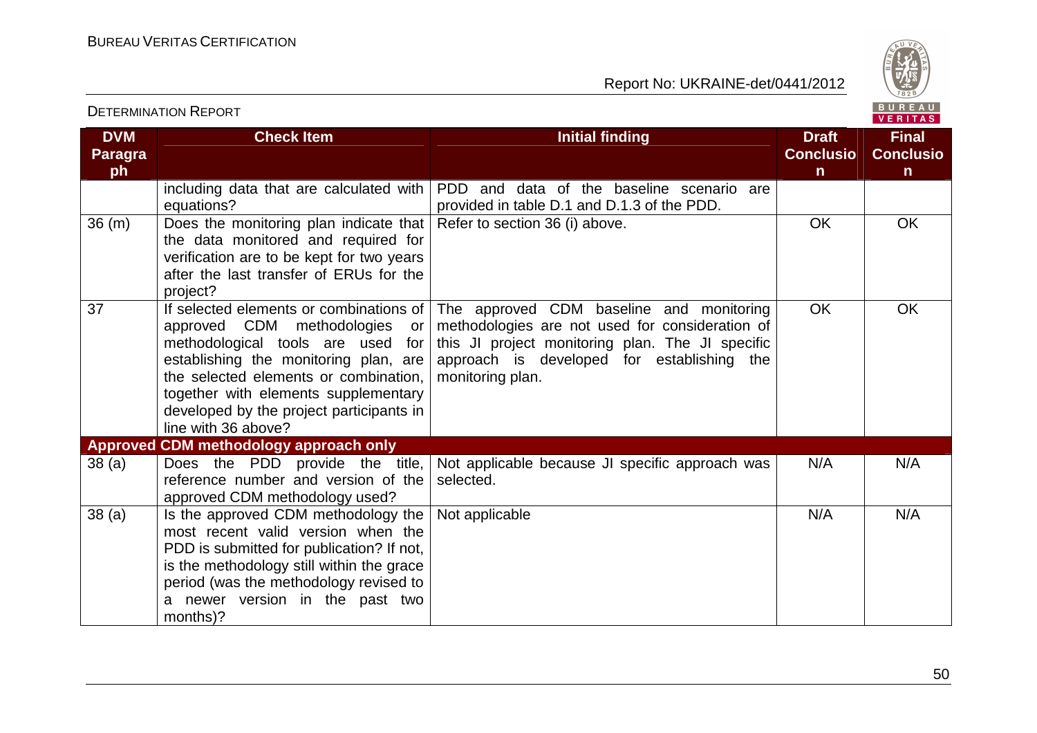| DVM Paragraph | Check Item | Initial finding | Draft Conclusion | Final Conclusion |
|---|---|---|---|---|
| | including data that are calculated with equations? | PDD and data of the baseline scenario are provided in table D.1 and D.1.3 of the PDD. | | |
| 36 (m) | Does the monitoring plan indicate that the data monitored and required for verification are to be kept for two years after the last transfer of ERUs for the project? | Refer to section 36 (i) above. | OK | OK |
| 37 | If selected elements or combinations of approved CDM methodologies or methodological tools are used for establishing the monitoring plan, are the selected elements or combination, together with elements supplementary developed by the project participants in line with 36 above? | The approved CDM baseline and monitoring methodologies are not used for consideration of this JI project monitoring plan. The JI specific approach is developed for establishing the monitoring plan. | OK | OK |
| **Approved CDM methodology approach only** | | | | |
| 38 (a) | Does the PDD provide the title, reference number and version of the approved CDM methodology used? | Not applicable because JI specific approach was selected. | N/A | N/A |
| 38 (a) | Is the approved CDM methodology the most recent valid version when the PDD is submitted for publication? If not, is the methodology still within the grace period (was the methodology revised to a newer version in the past two months)? | Not applicable | N/A | N/A |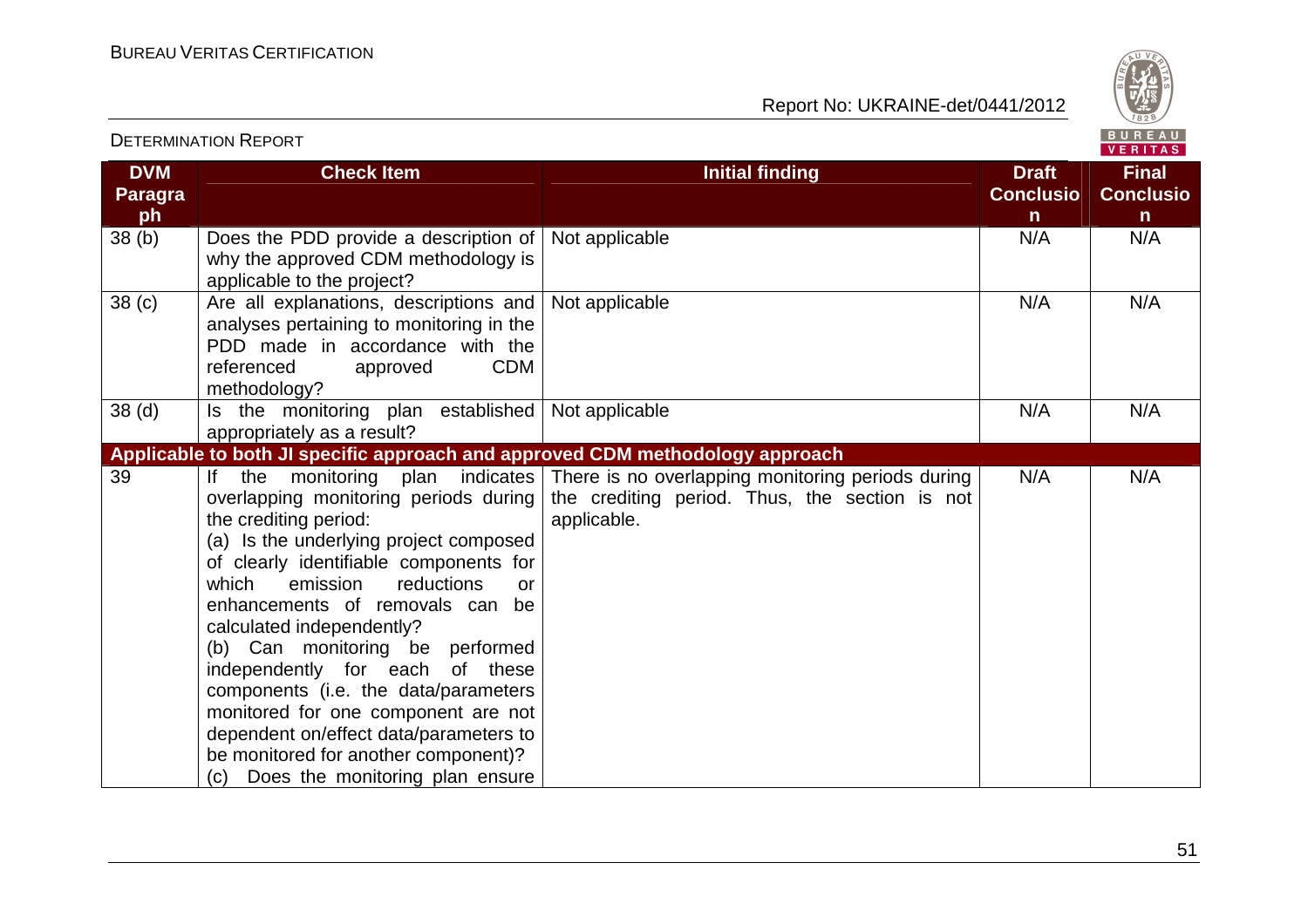| DVM Paragraph | Check Item | Initial finding | Draft Conclusion | Final Conclusion |
|---|---|---|---|---|
| 38 (b) | Does the PDD provide a description of why the approved CDM methodology is applicable to the project? | Not applicable | N/A | N/A |
| 38 (c) | Are all explanations, descriptions and analyses pertaining to monitoring in the PDD made in accordance with the referenced approved CDM methodology? | Not applicable | N/A | N/A |
| 38 (d) | Is the monitoring plan established appropriately as a result? | Not applicable | N/A | N/A |
| **Applicable to both JI specific approach and approved CDM methodology approach** | | | | |
| 39 | If the monitoring plan indicates overlapping monitoring periods during the crediting period:<br>(a) Is the underlying project composed of clearly identifiable components for which emission reductions or enhancements of removals can be calculated independently?<br>(b) Can monitoring be performed independently for each of these components (i.e. the data/parameters monitored for one component are not dependent on/effect data/parameters to be monitored for another component)?<br>(c) Does the monitoring plan ensure | There is no overlapping monitoring periods during the crediting period. Thus, the section is not applicable. | N/A | N/A |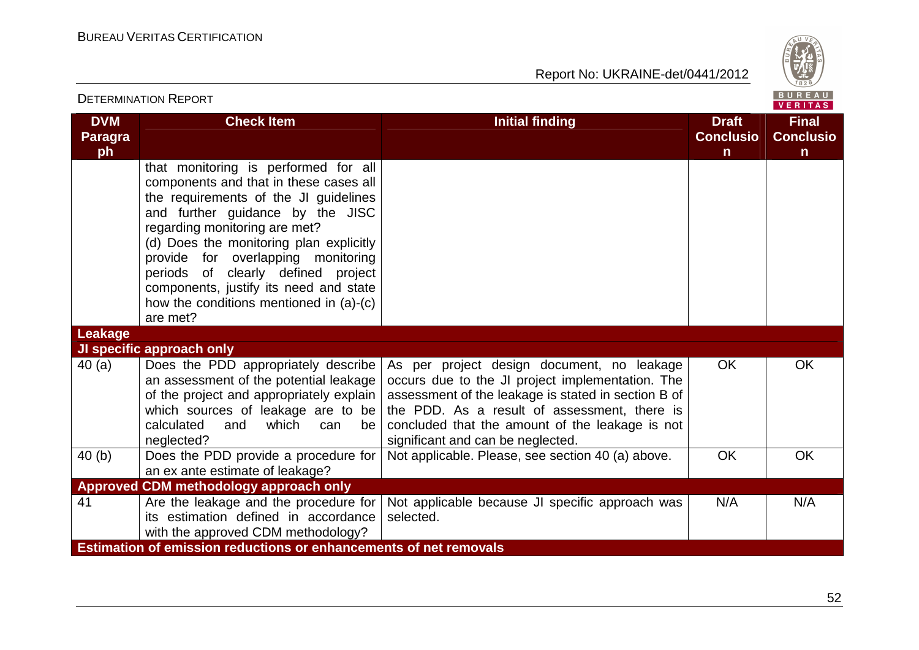| DVM Paragraph | Check Item | Initial finding | Draft Conclusion | Final Conclusion |
|---|---|---|---|---|
| | that monitoring is performed for all components and that in these cases all the requirements of the JI guidelines and further guidance by the JISC regarding monitoring are met? (d) Does the monitoring plan explicitly provide for overlapping monitoring periods of clearly defined project components, justify its need and state how the conditions mentioned in (a)-(c) are met? | | | |
| **Leakage** | | | | |
| **JI specific approach only** | | | | |
| 40 (a) | Does the PDD appropriately describe an assessment of the potential leakage of the project and appropriately explain which sources of leakage are to be calculated and which can be neglected? | As per project design document, no leakage occurs due to the JI project implementation. The assessment of the leakage is stated in section B of the PDD. As a result of assessment, there is concluded that the amount of the leakage is not significant and can be neglected. | OK | OK |
| 40 (b) | Does the PDD provide a procedure for an ex ante estimate of leakage? | Not applicable. Please, see section 40 (a) above. | OK | OK |
| **Approved CDM methodology approach only** | | | | |
| 41 | Are the leakage and the procedure for its estimation defined in accordance with the approved CDM methodology? | Not applicable because JI specific approach was selected. | N/A | N/A |
| **Estimation of emission reductions or enhancements of net removals** | | | | |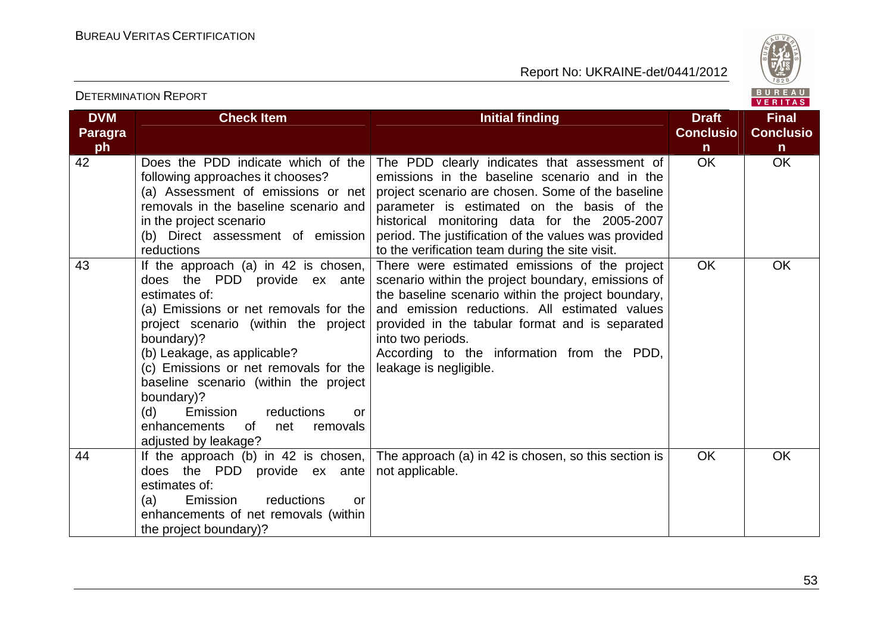| DVM Paragraph | Check Item | Initial finding | Draft Conclusion | Final Conclusion |
|---|---|---|---|---|
| 42 | Does the PDD indicate which of the following approaches it chooses?<br>(a) Assessment of emissions or net removals in the baseline scenario and in the project scenario<br>(b) Direct assessment of emission reductions | The PDD clearly indicates that assessment of emissions in the baseline scenario and in the project scenario are chosen. Some of the baseline parameter is estimated on the basis of the historical monitoring data for the 2005-2007 period. The justification of the values was provided to the verification team during the site visit. | OK | OK |
| 43 | If the approach (a) in 42 is chosen, does the PDD provide ex ante estimates of:<br>(a) Emissions or net removals for the project scenario (within the project boundary)?<br>(b) Leakage, as applicable?<br>(c) Emissions or net removals for the baseline scenario (within the project boundary)?<br>(d) Emission reductions or enhancements of net removals adjusted by leakage? | There were estimated emissions of the project scenario within the project boundary, emissions of the baseline scenario within the project boundary, and emission reductions. All estimated values provided in the tabular format and is separated into two periods.<br>According to the information from the PDD, leakage is negligible. | OK | OK |
| 44 | If the approach (b) in 42 is chosen, does the PDD provide ex ante estimates of:<br>(a) Emission reductions or enhancements of net removals (within the project boundary)? | The approach (a) in 42 is chosen, so this section is not applicable. | OK | OK |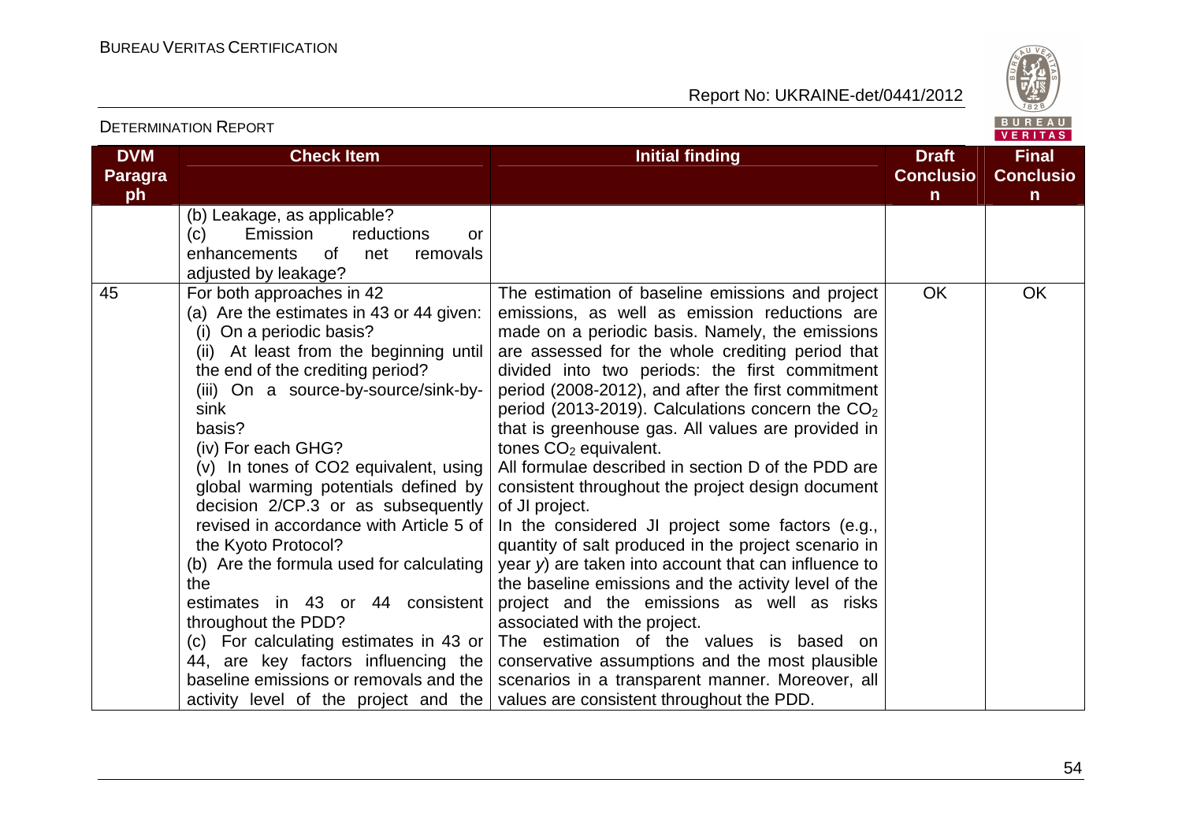| DVM Paragraph | Check Item | Initial finding | Draft Conclusion | Final Conclusion |
|---|---|---|---|---|
| | (b) Leakage, as applicable?<br>(c) Emission reductions or enhancements of net removals adjusted by leakage? | | | |
| 45 | For both approaches in 42<br>(a) Are the estimates in 43 or 44 given:<br>(i) On a periodic basis?<br>(ii) At least from the beginning until the end of the crediting period?<br>(iii) On a source-by-source/sink-by-sink basis?<br>(iv) For each GHG?<br>(v) In tones of CO2 equivalent, using global warming potentials defined by decision 2/CP.3 or as subsequently revised in accordance with Article 5 of the Kyoto Protocol?<br>(b) Are the formula used for calculating the estimates in 43 or 44 consistent throughout the PDD?<br>(c) For calculating estimates in 43 or 44, are key factors influencing the baseline emissions or removals and the activity level of the project and the | The estimation of baseline emissions and project emissions, as well as emission reductions are made on a periodic basis. Namely, the emissions are assessed for the whole crediting period that divided into two periods: the first commitment period (2008-2012), and after the first commitment period (2013-2019). Calculations concern the $CO_2$ that is greenhouse gas. All values are provided in tones $CO_2$ equivalent.<br>All formulae described in section D of the PDD are consistent throughout the project design document of JI project.<br>In the considered JI project some factors (e.g., quantity of salt produced in the project scenario in year *y*) are taken into account that can influence to the baseline emissions and the activity level of the project and the emissions as well as risks associated with the project.<br>The estimation of the values is based on conservative assumptions and the most plausible scenarios in a transparent manner. Moreover, all values are consistent throughout the PDD. | OK | OK |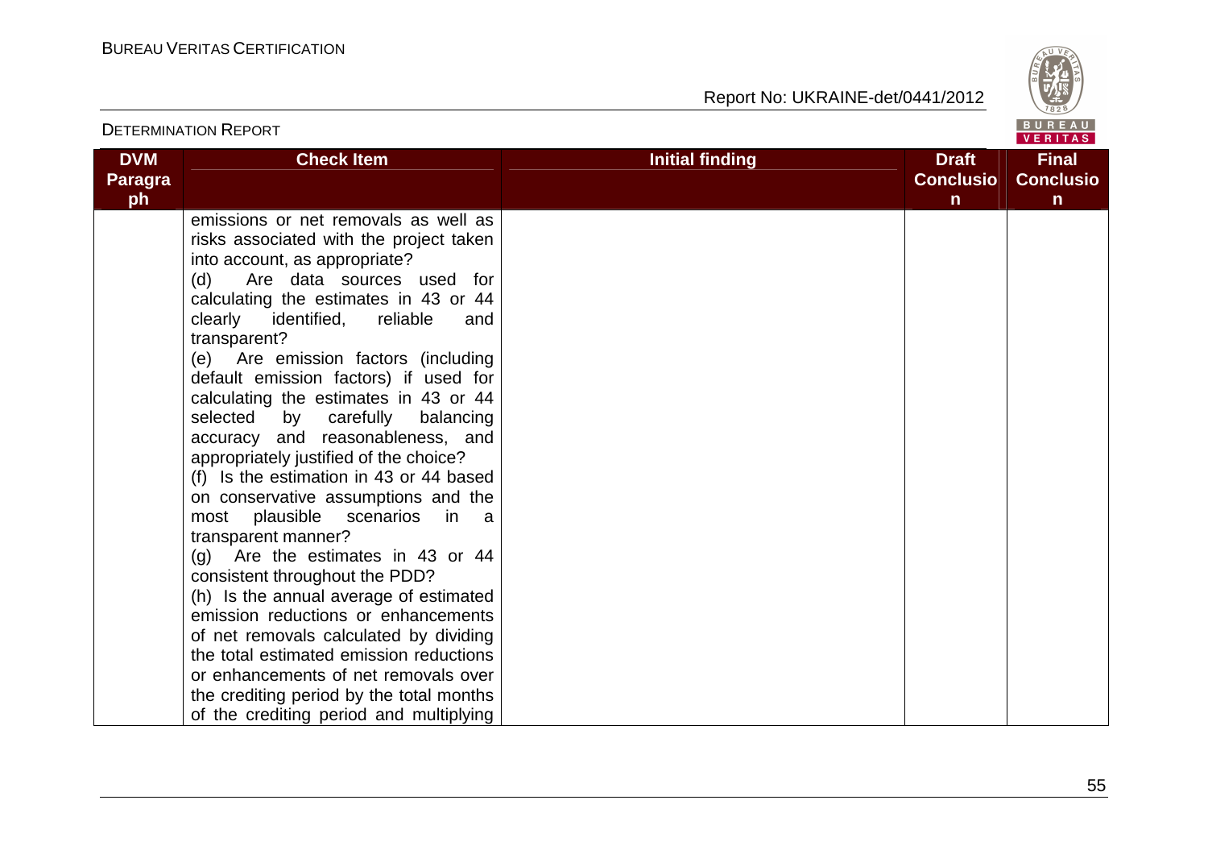| DVM Paragraph | Check Item | Initial finding | Draft Conclusion | Final Conclusion |
|---|---|---|---|---|
| | emissions or net removals as well as risks associated with the project taken into account, as appropriate?<br>(d) Are data sources used for calculating the estimates in 43 or 44 clearly identified, reliable and transparent?<br>(e) Are emission factors (including default emission factors) if used for calculating the estimates in 43 or 44 selected by carefully balancing accuracy and reasonableness, and appropriately justified of the choice?<br>(f) Is the estimation in 43 or 44 based on conservative assumptions and the most plausible scenarios in a transparent manner?<br>(g) Are the estimates in 43 or 44 consistent throughout the PDD?<br>(h) Is the annual average of estimated emission reductions or enhancements of net removals calculated by dividing the total estimated emission reductions or enhancements of net removals over the crediting period by the total months of the crediting period and multiplying | | | |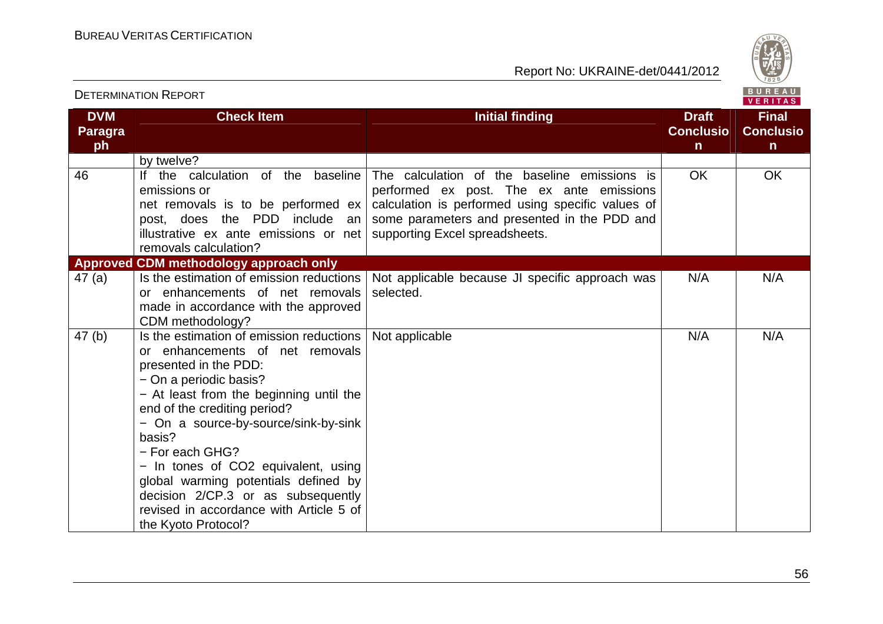| DVM Paragraph | Check Item | Initial finding | Draft Conclusion | Final Conclusion |
|---|---|---|---|---|
| | by twelve? | | | |
| 46 | If the calculation of the baseline emissions or net removals is to be performed ex post, does the PDD include an illustrative ex ante emissions or net removals calculation? | The calculation of the baseline emissions is performed ex post. The ex ante emissions calculation is performed using specific values of some parameters and presented in the PDD and supporting Excel spreadsheets. | OK | OK |
| **Approved CDM methodology approach only** | | | | |
| 47 (a) | Is the estimation of emission reductions or enhancements of net removals made in accordance with the approved CDM methodology? | Not applicable because JI specific approach was selected. | N/A | N/A |
| 47 (b) | Is the estimation of emission reductions or enhancements of net removals presented in the PDD:<br>− On a periodic basis?<br>− At least from the beginning until the end of the crediting period?<br>− On a source-by-source/sink-by-sink basis?<br>− For each GHG?<br>− In tones of $CO_2$ equivalent, using global warming potentials defined by decision 2/CP.3 or as subsequently revised in accordance with Article 5 of the Kyoto Protocol? | Not applicable | N/A | N/A |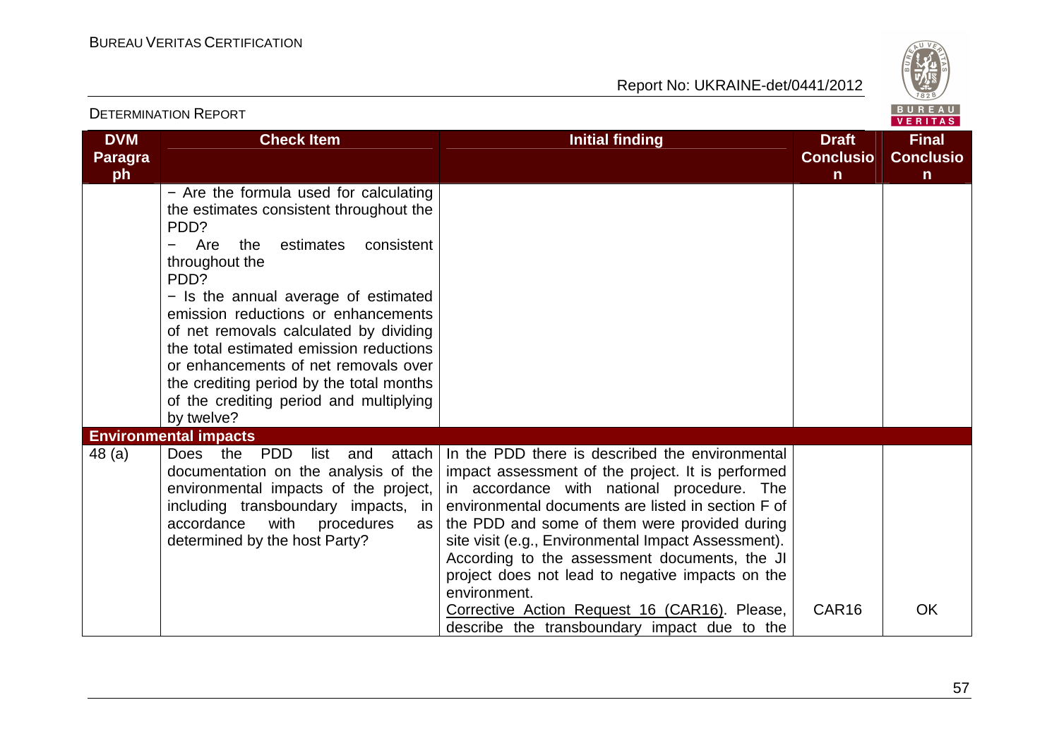| DVM Paragraph | Check Item | Initial finding | Draft Conclusion | Final Conclusion |
|---|---|---|---|---|
| | − Are the formula used for calculating the estimates consistent throughout the PDD?<br>− Are the estimates consistent throughout the PDD?<br>− Is the annual average of estimated emission reductions or enhancements of net removals calculated by dividing the total estimated emission reductions or enhancements of net removals over the crediting period by the total months of the crediting period and multiplying by twelve? | | | |
| **Environmental impacts** | | | | |
| 48 (a) | Does the PDD list and attach documentation on the analysis of the environmental impacts of the project, including transboundary impacts, in accordance with procedures as determined by the host Party? | In the PDD there is described the environmental impact assessment of the project. It is performed in accordance with national procedure. The environmental documents are listed in section F of the PDD and some of them were provided during site visit (e.g., Environmental Impact Assessment). According to the assessment documents, the JI project does not lead to negative impacts on the environment.<br>Corrective Action Request 16 (CAR16). Please, describe the transboundary impact due to the | CAR16 | OK |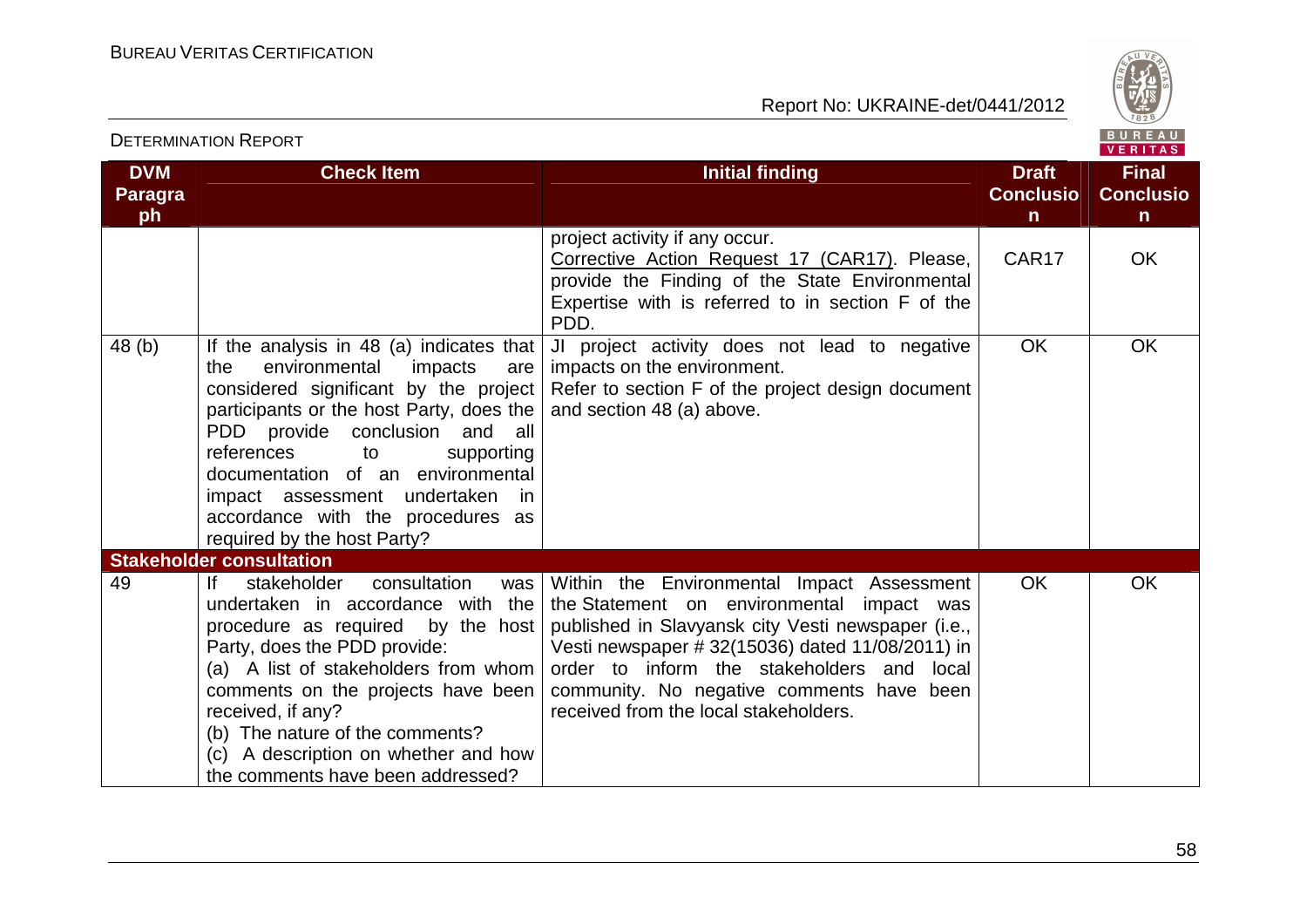| DVM Paragraph | Check Item | Initial finding | Draft Conclusion | Final Conclusion |
|---|---|---|---|---|
| | | project activity if any occur. Corrective Action Request 17 (CAR17). Please, provide the Finding of the State Environmental Expertise with is referred to in section F of the PDD. | CAR17 | OK |
| 48 (b) | If the analysis in 48 (a) indicates that the environmental impacts are considered significant by the project participants or the host Party, does the PDD provide conclusion and all references to supporting documentation of an environmental impact assessment undertaken in accordance with the procedures as required by the host Party? | JI project activity does not lead to negative impacts on the environment. Refer to section F of the project design document and section 48 (a) above. | OK | OK |
| **Stakeholder consultation** | | | | |
| 49 | If stakeholder consultation was undertaken in accordance with the procedure as required by the host Party, does the PDD provide: (a) A list of stakeholders from whom comments on the projects have been received, if any? (b) The nature of the comments? (c) A description on whether and how the comments have been addressed? | Within the Environmental Impact Assessment the Statement on environmental impact was published in Slavyansk city Vesti newspaper (i.e., Vesti newspaper # 32(15036) dated 11/08/2011) in order to inform the stakeholders and local community. No negative comments have been received from the local stakeholders. | OK | OK |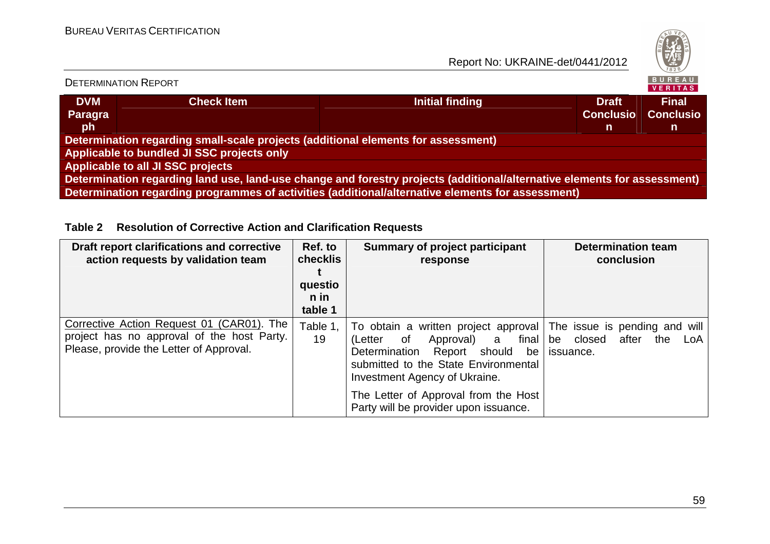| DVM Paragraph | Check Item | Initial finding | Draft Conclusion | Final Conclusion |
|---|---|---|---|---|
| **Determination regarding small-scale projects (additional elements for assessment)** | | | | |
| **Applicable to bundled JI SSC projects only** | | | | |
| **Applicable to all JI SSC projects** | | | | |
| **Determination regarding land use, land-use change and forestry projects (additional/alternative elements for assessment)** | | | | |
| **Determination regarding programmes of activities (additional/alternative elements for assessment)** | | | | |

**Table 2 Resolution of Corrective Action and Clarification Requests**

| Draft report clarifications and corrective action requests by validation team | Ref. to checklist question in table 1 | Summary of project participant response | Determination team conclusion |
|---|---|---|---|
| Corrective Action Request 01 (CAR01). The project has no approval of the host Party. Please, provide the Letter of Approval. | Table 1, 19 | To obtain a written project approval (Letter of Approval) a final Determination Report should be submitted to the State Environmental Investment Agency of Ukraine.<br><br>The Letter of Approval from the Host Party will be provider upon issuance. | The issue is pending and will be closed after the LoA issuance. |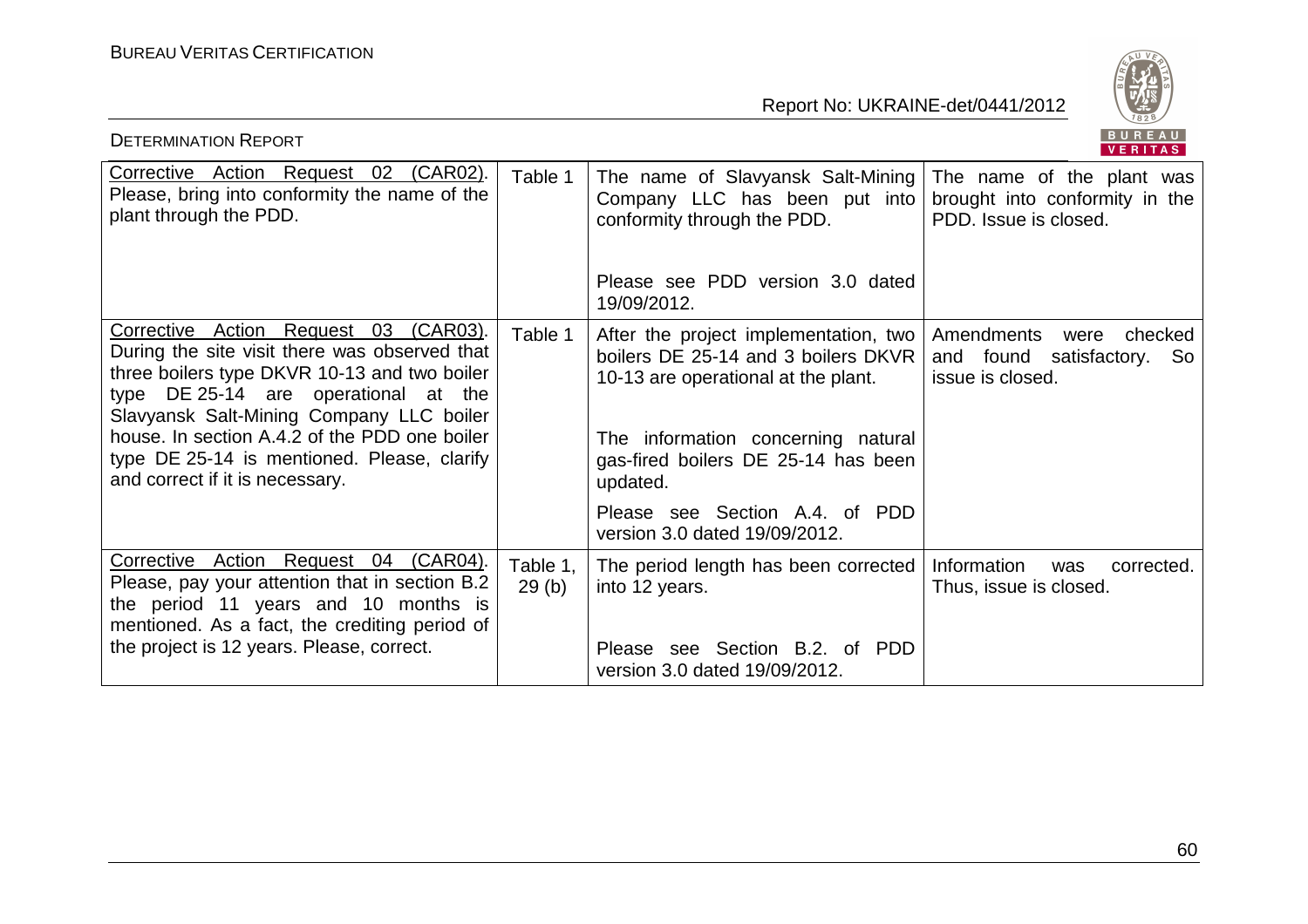| Corrective Action Request 02 (CAR02). Please, bring into conformity the name of the plant through the PDD. | Table 1 | The name of Slavyansk Salt-Mining Company LLC has been put into conformity through the PDD.<br><br>Please see PDD version 3.0 dated 19/09/2012. | The name of the plant was brought into conformity in the PDD. Issue is closed. |
|---|---|---|---|
| Corrective Action Request 03 (CAR03). During the site visit there was observed that three boilers type DKVR 10-13 and two boiler type DE 25-14 are operational at the Slavyansk Salt-Mining Company LLC boiler house. In section A.4.2 of the PDD one boiler type DE 25-14 is mentioned. Please, clarify and correct if it is necessary. | Table 1 | After the project implementation, two boilers DE 25-14 and 3 boilers DKVR 10-13 are operational at the plant.<br><br>The information concerning natural gas-fired boilers DE 25-14 has been updated.<br><br>Please see Section A.4. of PDD version 3.0 dated 19/09/2012. | Amendments were checked and found satisfactory. So issue is closed. |
| Corrective Action Request 04 (CAR04). Please, pay your attention that in section B.2 the period 11 years and 10 months is mentioned. As a fact, the crediting period of the project is 12 years. Please, correct. | Table 1, 29 (b) | The period length has been corrected into 12 years.<br><br>Please see Section B.2. of PDD version 3.0 dated 19/09/2012. | Information was corrected. Thus, issue is closed. |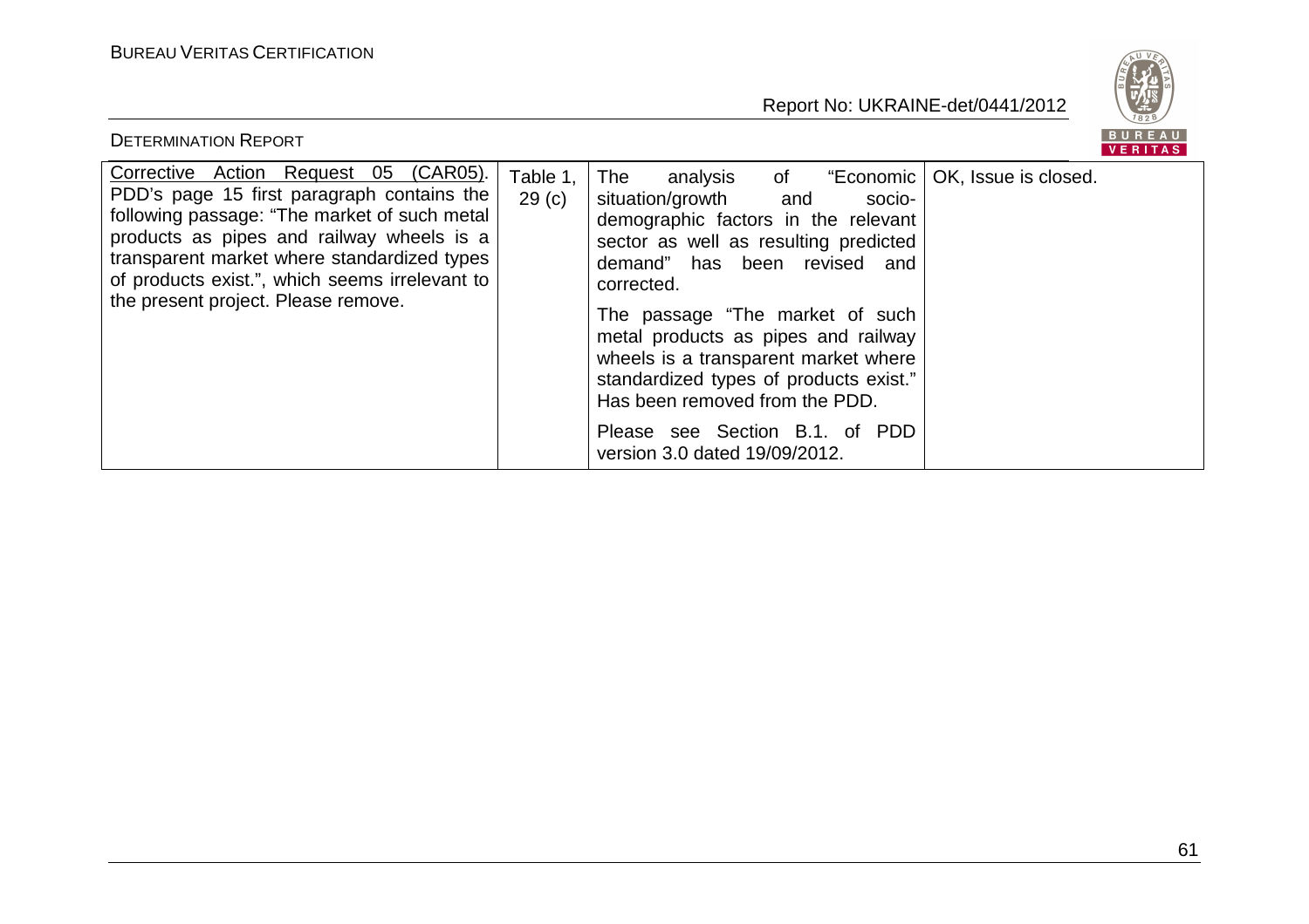| | | | |
|---|---|---|---|
| Corrective Action Request 05 (CAR05). PDD's page 15 first paragraph contains the following passage: "The market of such metal products as pipes and railway wheels is a transparent market where standardized types of products exist.", which seems irrelevant to the present project. Please remove. | Table 1, 29 (c) | The analysis of "Economic situation/growth and socio-demographic factors in the relevant sector as well as resulting predicted demand" has been revised and corrected.<br><br>The passage "The market of such metal products as pipes and railway wheels is a transparent market where standardized types of products exist." Has been removed from the PDD.<br><br>Please see Section B.1. of PDD version 3.0 dated 19/09/2012. | OK, Issue is closed. |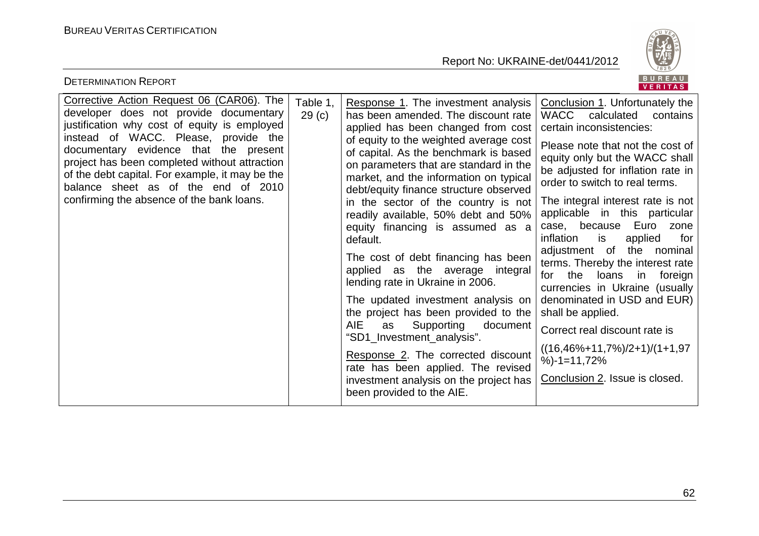| Corrective Action Request 06 (CAR06). The developer does not provide documentary justification why cost of equity is employed instead of WACC. Please, provide the documentary evidence that the present project has been completed without attraction of the debt capital. For example, it may be the balance sheet as of the end of 2010 confirming the absence of the bank loans. | Table 1, 29 (c) | Response 1. The investment analysis has been amended. The discount rate applied has been changed from cost of equity to the weighted average cost of capital. As the benchmark is based on parameters that are standard in the market, and the information on typical debt/equity finance structure observed in the sector of the country is not readily available, 50% debt and 50% equity financing is assumed as a default.<br><br>The cost of debt financing has been applied as the average integral lending rate in Ukraine in 2006.<br><br>The updated investment analysis on the project has been provided to the AIE as Supporting document "SD1_Investment_analysis".<br><br>Response 2. The corrected discount rate has been applied. The revised investment analysis on the project has been provided to the AIE. | Conclusion 1. Unfortunately the WACC calculated contains certain inconsistencies:<br><br>Please note that not the cost of equity only but the WACC shall be adjusted for inflation rate in order to switch to real terms.<br><br>The integral interest rate is not applicable in this particular case, because Euro zone inflation is applied for adjustment of the nominal terms. Thereby the interest rate for the loans in foreign currencies in Ukraine (usually denominated in USD and EUR) shall be applied.<br><br>Correct real discount rate is<br><br>((16,46%+11,7%)/2+1)/(1+1,97%)-1=11,72%<br><br>Conclusion 2. Issue is closed. |
|---|---|---|---|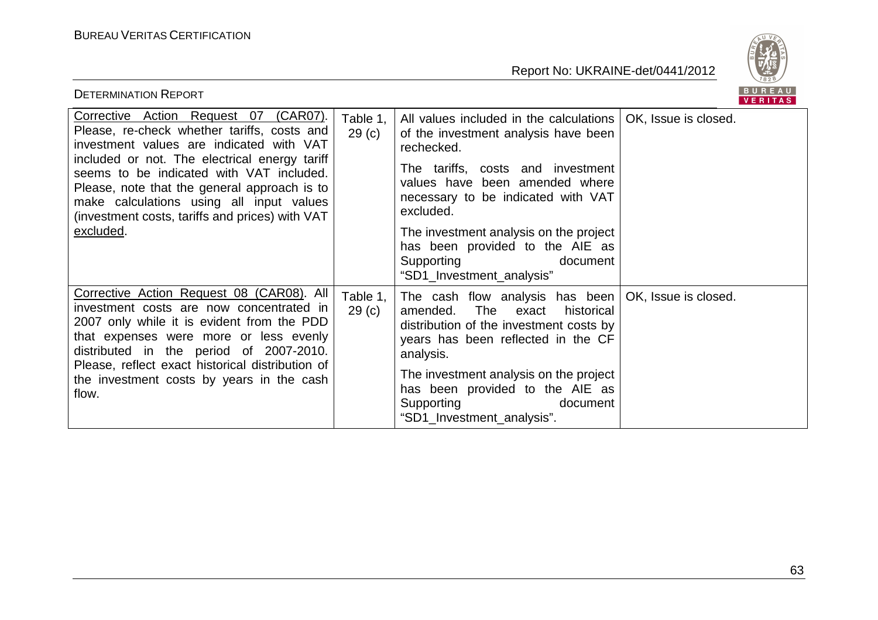| Corrective Action Request 07 (CAR07). Please, re-check whether tariffs, costs and investment values are indicated with VAT included or not. The electrical energy tariff seems to be indicated with VAT included. Please, note that the general approach is to make calculations using all input values (investment costs, tariffs and prices) with VAT excluded. | Table 1, 29 (c) | All values included in the calculations of the investment analysis have been rechecked.<br><br>The tariffs, costs and investment values have been amended where necessary to be indicated with VAT excluded.<br><br>The investment analysis on the project has been provided to the AIE as Supporting document "SD1_Investment_analysis" | OK, Issue is closed. |
|---|---|---|---|
| Corrective Action Request 08 (CAR08). All investment costs are now concentrated in 2007 only while it is evident from the PDD that expenses were more or less evenly distributed in the period of 2007-2010. Please, reflect exact historical distribution of the investment costs by years in the cash flow. | Table 1, 29 (c) | The cash flow analysis has been amended. The exact historical distribution of the investment costs by years has been reflected in the CF analysis.<br><br>The investment analysis on the project has been provided to the AIE as Supporting document "SD1_Investment_analysis". | OK, Issue is closed. |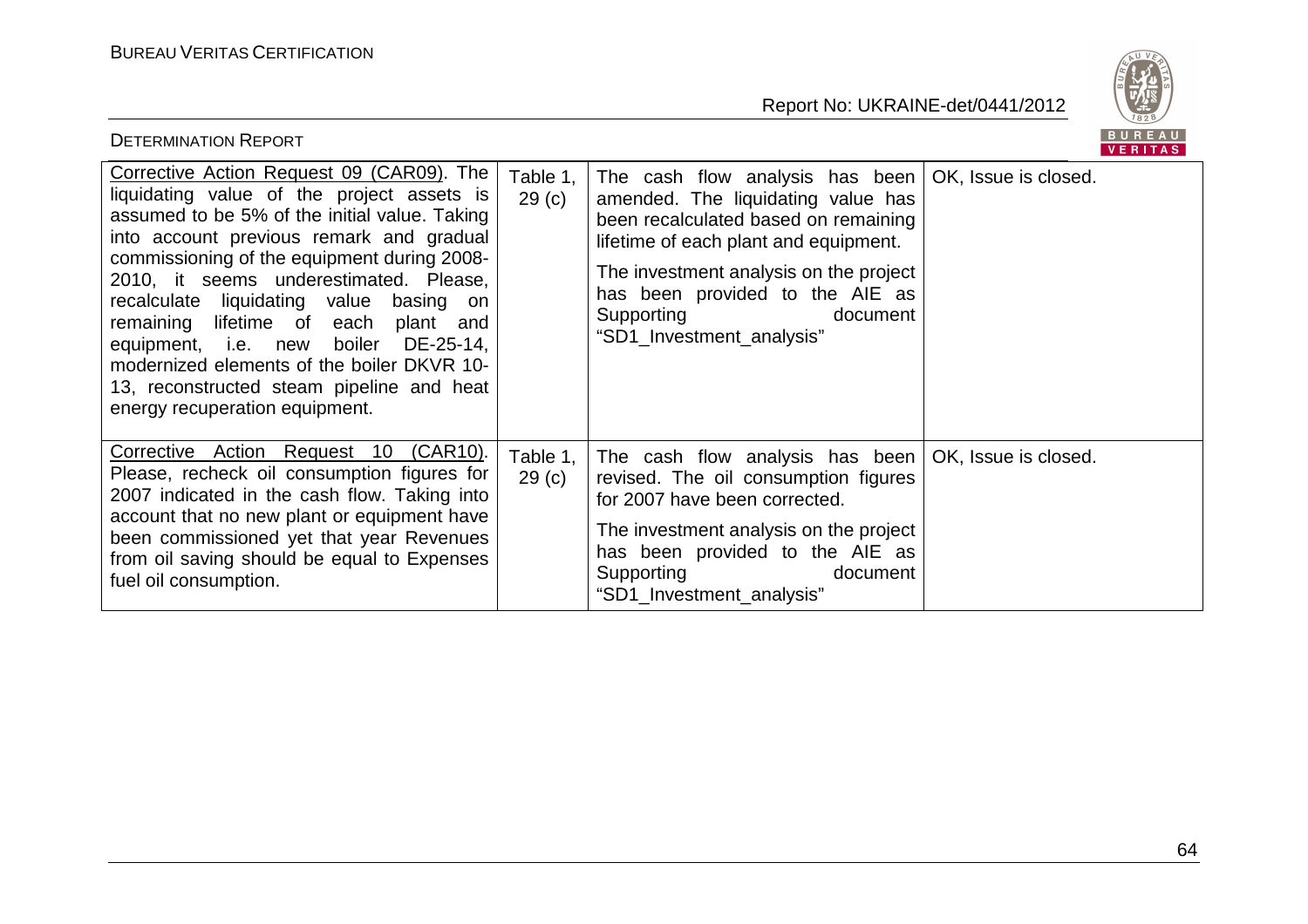| | | | |
|---|---|---|---|
| Corrective Action Request 09 (CAR09). The liquidating value of the project assets is assumed to be 5% of the initial value. Taking into account previous remark and gradual commissioning of the equipment during 2008-2010, it seems underestimated. Please, recalculate liquidating value basing on remaining lifetime of each plant and equipment, i.e. new boiler DE-25-14, modernized elements of the boiler DKVR 10-13, reconstructed steam pipeline and heat energy recuperation equipment. | Table 1, 29 (c) | The cash flow analysis has been amended. The liquidating value has been recalculated based on remaining lifetime of each plant and equipment. The investment analysis on the project has been provided to the AIE as Supporting document "SD1_Investment_analysis" | OK, Issue is closed. |
| Corrective Action Request 10 (CAR10). Please, recheck oil consumption figures for 2007 indicated in the cash flow. Taking into account that no new plant or equipment have been commissioned yet that year Revenues from oil saving should be equal to Expenses fuel oil consumption. | Table 1, 29 (c) | The cash flow analysis has been revised. The oil consumption figures for 2007 have been corrected. The investment analysis on the project has been provided to the AIE as Supporting document "SD1_Investment_analysis" | OK, Issue is closed. |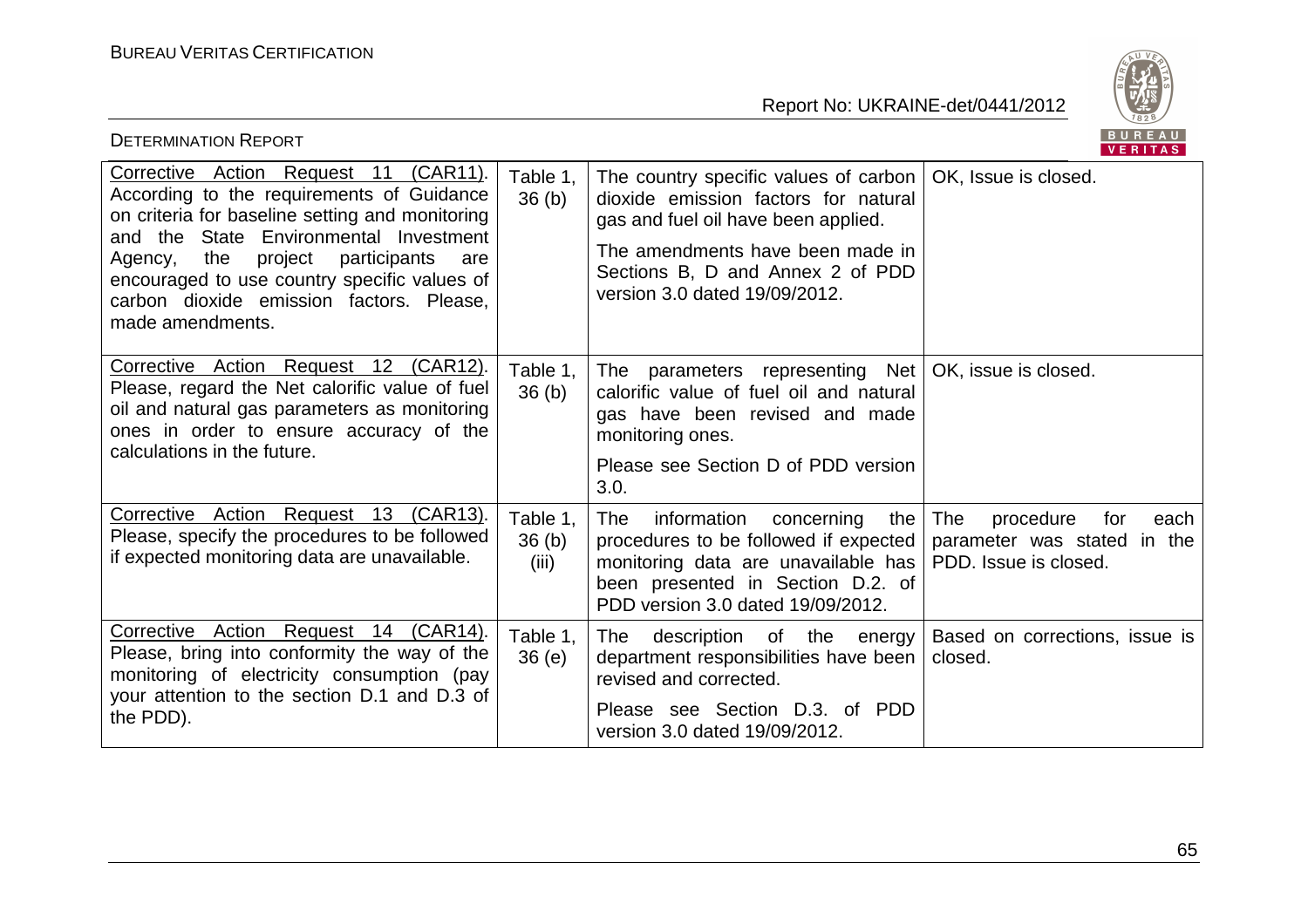| | | | |
|---|---|---|---|
| Corrective Action Request 11 (CAR11). According to the requirements of Guidance on criteria for baseline setting and monitoring and the State Environmental Investment Agency, the project participants are encouraged to use country specific values of carbon dioxide emission factors. Please, made amendments. | Table 1, 36 (b) | The country specific values of carbon dioxide emission factors for natural gas and fuel oil have been applied.<br><br>The amendments have been made in Sections B, D and Annex 2 of PDD version 3.0 dated 19/09/2012. | OK, Issue is closed. |
| Corrective Action Request 12 (CAR12). Please, regard the Net calorific value of fuel oil and natural gas parameters as monitoring ones in order to ensure accuracy of the calculations in the future. | Table 1, 36 (b) | The parameters representing Net calorific value of fuel oil and natural gas have been revised and made monitoring ones.<br><br>Please see Section D of PDD version 3.0. | OK, issue is closed. |
| Corrective Action Request 13 (CAR13). Please, specify the procedures to be followed if expected monitoring data are unavailable. | Table 1, 36 (b) (iii) | The information concerning the procedures to be followed if expected monitoring data are unavailable has been presented in Section D.2. of PDD version 3.0 dated 19/09/2012. | The procedure for each parameter was stated in the PDD. Issue is closed. |
| Corrective Action Request 14 (CAR14). Please, bring into conformity the way of the monitoring of electricity consumption (pay your attention to the section D.1 and D.3 of the PDD). | Table 1, 36 (e) | The description of the energy department responsibilities have been revised and corrected.<br><br>Please see Section D.3. of PDD version 3.0 dated 19/09/2012. | Based on corrections, issue is closed. |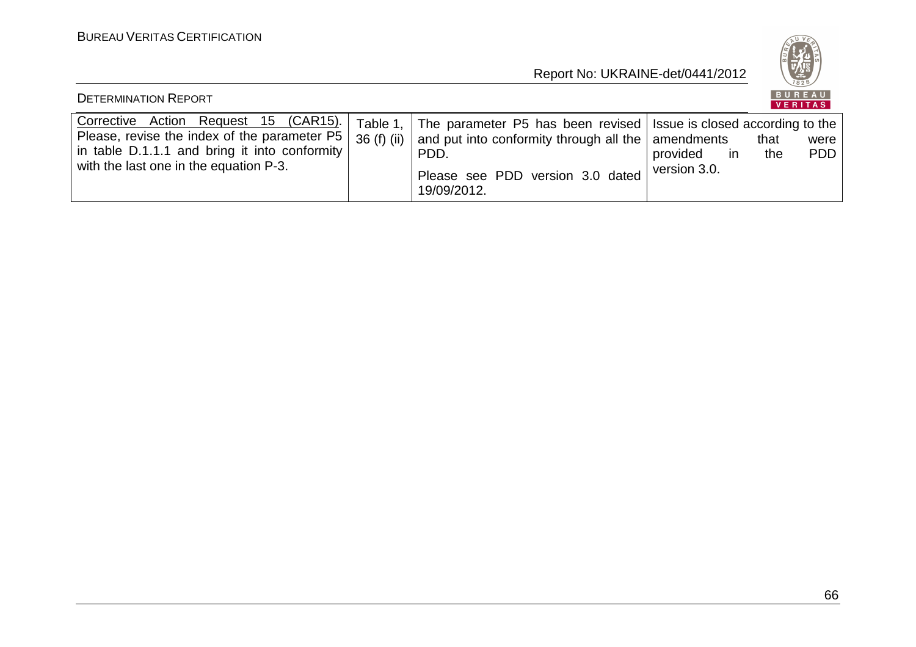| | | | |
|---|---|---|---|
| Corrective Action Request 15 (CAR15). Please, revise the index of the parameter P5 in table D.1.1.1 and bring it into conformity with the last one in the equation P-3. | Table 1, 36 (f) (ii) | The parameter P5 has been revised and put into conformity through all the PDD.<br><br>Please see PDD version 3.0 dated 19/09/2012. | Issue is closed according to the amendments that were provided in the PDD version 3.0. |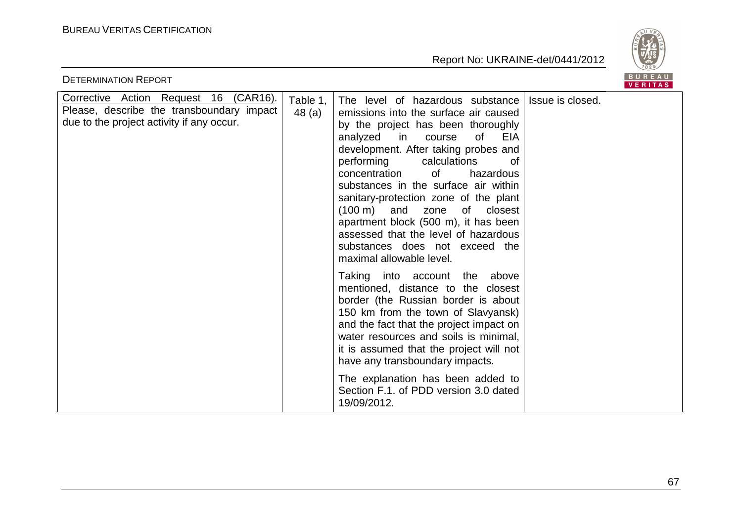| Corrective Action Request 16 (CAR16). Please, describe the transboundary impact due to the project activity if any occur. | Table 1, 48 (a) | The level of hazardous substance emissions into the surface air caused by the project has been thoroughly analyzed in course of EIA development. After taking probes and performing calculations of concentration of hazardous substances in the surface air within sanitary-protection zone of the plant (100 m) and zone of closest apartment block (500 m), it has been assessed that the level of hazardous substances does not exceed the maximal allowable level.<br><br>Taking into account the above mentioned, distance to the closest border (the Russian border is about 150 km from the town of Slavyansk) and the fact that the project impact on water resources and soils is minimal, it is assumed that the project will not have any transboundary impacts.<br><br>The explanation has been added to Section F.1. of PDD version 3.0 dated 19/09/2012. | Issue is closed. |
|---|---|---|---|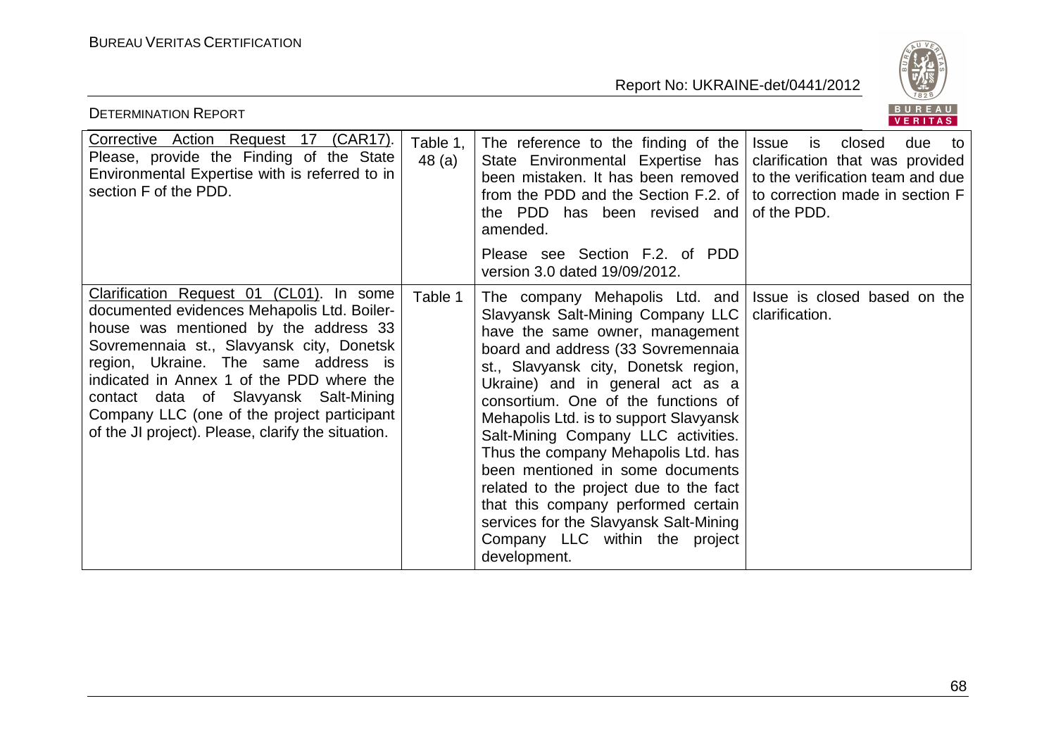| | | | |
|---|---|---|---|
| Corrective Action Request 17 (CAR17). Please, provide the Finding of the State Environmental Expertise with is referred to in section F of the PDD. | Table 1, 48 (a) | The reference to the finding of the State Environmental Expertise has been mistaken. It has been removed from the PDD and the Section F.2. of the PDD has been revised and amended.<br><br>Please see Section F.2. of PDD version 3.0 dated 19/09/2012. | Issue is closed due to clarification that was provided to the verification team and due to correction made in section F of the PDD. |
| Clarification Request 01 (CL01). In some documented evidences Mehapolis Ltd. Boiler-house was mentioned by the address 33 Sovremennaia st., Slavyansk city, Donetsk region, Ukraine. The same address is indicated in Annex 1 of the PDD where the contact data of Slavyansk Salt-Mining Company LLC (one of the project participant of the JI project). Please, clarify the situation. | Table 1 | The company Mehapolis Ltd. and Slavyansk Salt-Mining Company LLC have the same owner, management board and address (33 Sovremennaia st., Slavyansk city, Donetsk region, Ukraine) and in general act as a consortium. One of the functions of Mehapolis Ltd. is to support Slavyansk Salt-Mining Company LLC activities. Thus the company Mehapolis Ltd. has been mentioned in some documents related to the project due to the fact that this company performed certain services for the Slavyansk Salt-Mining Company LLC within the project development. | Issue is closed based on the clarification. |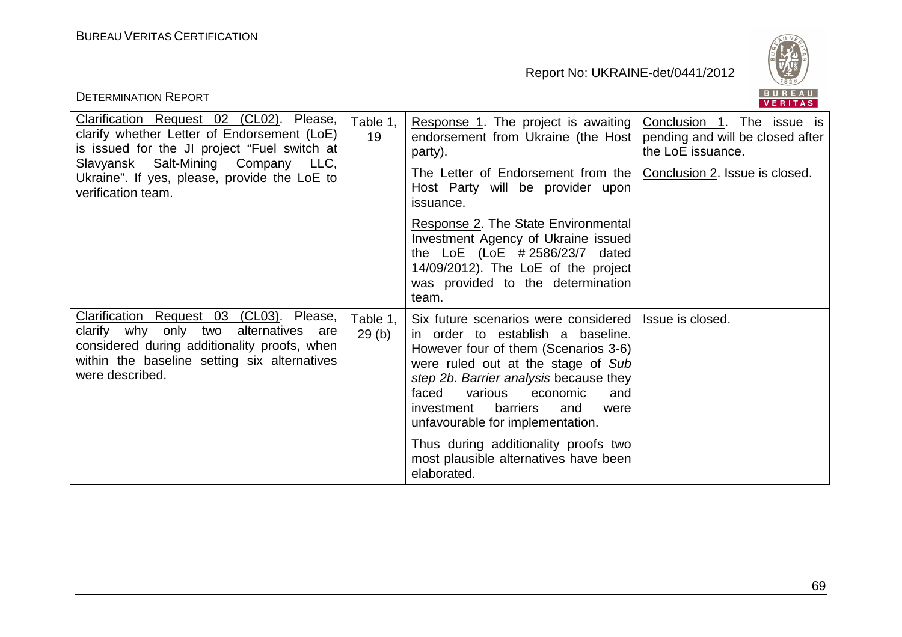| Clarification Request 02 (CL02). Please, clarify whether Letter of Endorsement (LoE) is issued for the JI project "Fuel switch at Slavyansk Salt-Mining Company LLC, Ukraine". If yes, please, provide the LoE to verification team. | Table 1, 19 | Response 1. The project is awaiting endorsement from Ukraine (the Host party).<br><br>The Letter of Endorsement from the Host Party will be provider upon issuance.<br><br>Response 2. The State Environmental Investment Agency of Ukraine issued the LoE (LoE # 2586/23/7 dated 14/09/2012). The LoE of the project was provided to the determination team. | Conclusion 1. The issue is pending and will be closed after the LoE issuance.<br><br>Conclusion 2. Issue is closed. |
|---|---|---|---|
| Clarification Request 03 (CL03). Please, clarify why only two alternatives are considered during additionality proofs, when within the baseline setting six alternatives were described. | Table 1, 29 (b) | Six future scenarios were considered in order to establish a baseline. However four of them (Scenarios 3-6) were ruled out at the stage of *Sub step 2b. Barrier analysis* because they faced various economic and investment barriers and were unfavourable for implementation.<br><br>Thus during additionality proofs two most plausible alternatives have been elaborated. | Issue is closed. |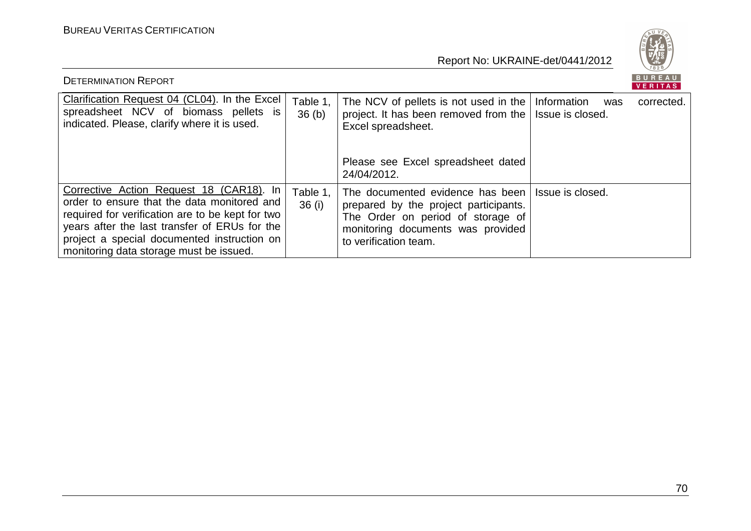| | | | |
|---|---|---|---|
| Clarification Request 04 (CL04). In the Excel spreadsheet NCV of biomass pellets is indicated. Please, clarify where it is used. | Table 1, 36 (b) | The NCV of pellets is not used in the project. It has been removed from the Excel spreadsheet.<br><br>Please see Excel spreadsheet dated 24/04/2012. | Information was corrected. Issue is closed. |
| Corrective Action Request 18 (CAR18). In order to ensure that the data monitored and required for verification are to be kept for two years after the last transfer of ERUs for the project a special documented instruction on monitoring data storage must be issued. | Table 1, 36 (i) | The documented evidence has been prepared by the project participants. The Order on period of storage of monitoring documents was provided to verification team. | Issue is closed. |